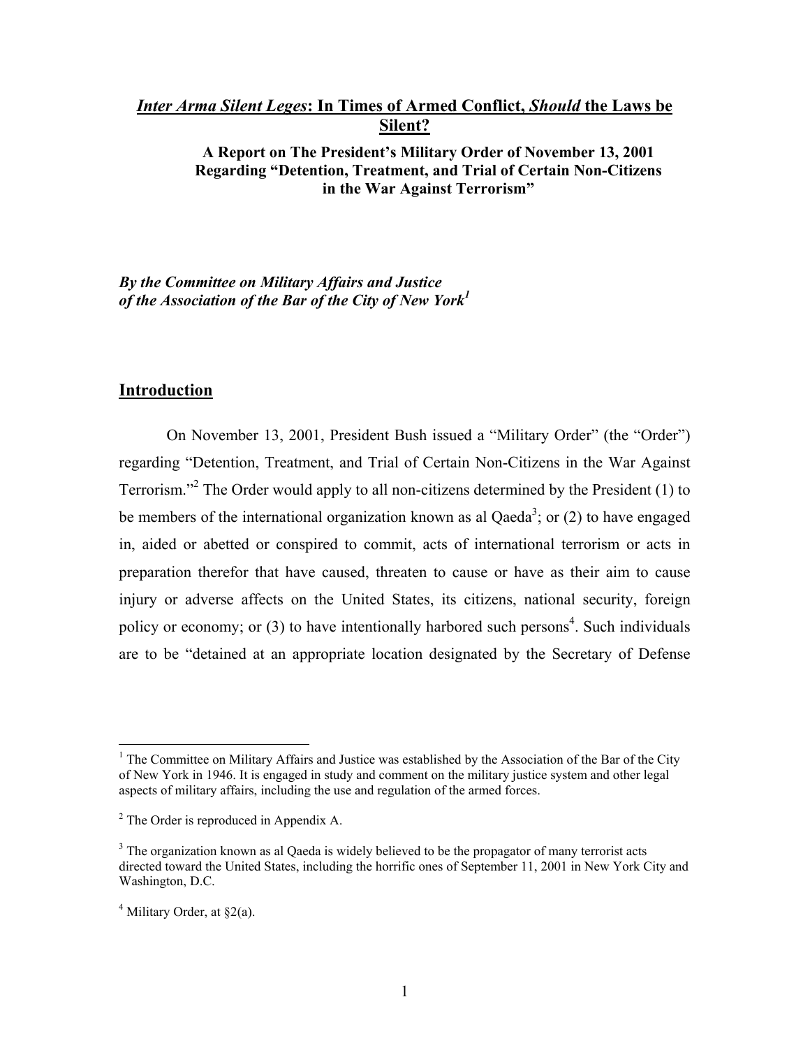# *Inter Arma Silent Leges*: In Times of Armed Conflict, *Should* the Laws be Silent?

**A Report on The President's Military Order of November 13, 2001 Regarding "Detention, Treatment, and Trial of Certain Non-Citizens in the War Against Terrorism"**

***By the Committee on Military Affairs and Justice of the Association of the Bar of the City of New York*[1]**

## Introduction

On November 13, 2001, President Bush issued a "Military Order" (the "Order") regarding "Detention, Treatment, and Trial of Certain Non-Citizens in the War Against Terrorism."[2] The Order would apply to all non-citizens determined by the President (1) to be members of the international organization known as al Qaeda[3]; or (2) to have engaged in, aided or abetted or conspired to commit, acts of international terrorism or acts in preparation therefor that have caused, threaten to cause or have as their aim to cause injury or adverse affects on the United States, its citizens, national security, foreign policy or economy; or (3) to have intentionally harbored such persons[4]. Such individuals are to be "detained at an appropriate location designated by the Secretary of Defense

---

[1] The Committee on Military Affairs and Justice was established by the Association of the Bar of the City of New York in 1946. It is engaged in study and comment on the military justice system and other legal aspects of military affairs, including the use and regulation of the armed forces.

[2] The Order is reproduced in Appendix A.

[3] The organization known as al Qaeda is widely believed to be the propagator of many terrorist acts directed toward the United States, including the horrific ones of September 11, 2001 in New York City and Washington, D.C.

[4] Military Order, at §2(a).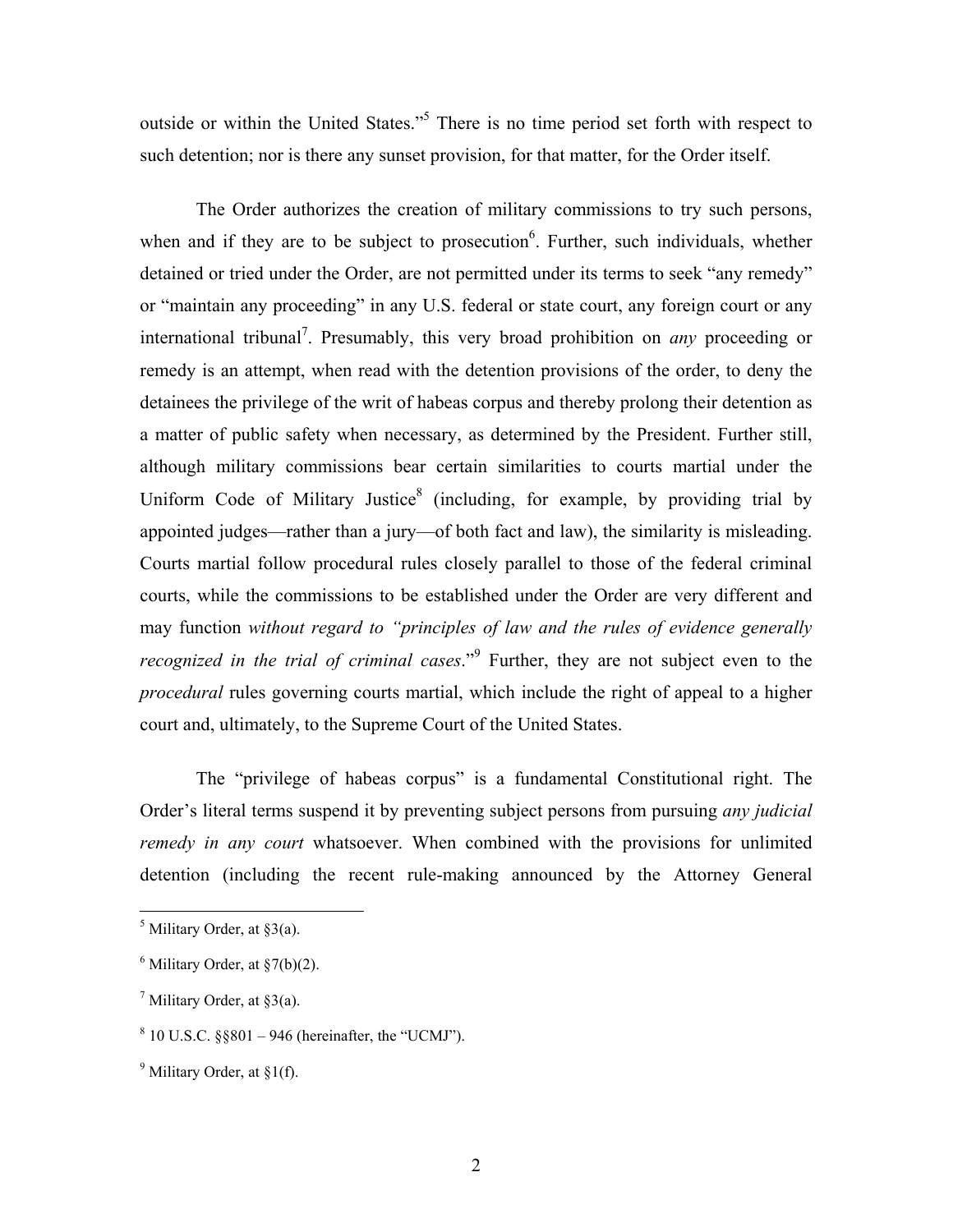outside or within the United States."[5] There is no time period set forth with respect to such detention; nor is there any sunset provision, for that matter, for the Order itself.

The Order authorizes the creation of military commissions to try such persons, when and if they are to be subject to prosecution[6]. Further, such individuals, whether detained or tried under the Order, are not permitted under its terms to seek "any remedy" or "maintain any proceeding" in any U.S. federal or state court, any foreign court or any international tribunal[7]. Presumably, this very broad prohibition on *any* proceeding or remedy is an attempt, when read with the detention provisions of the order, to deny the detainees the privilege of the writ of habeas corpus and thereby prolong their detention as a matter of public safety when necessary, as determined by the President. Further still, although military commissions bear certain similarities to courts martial under the Uniform Code of Military Justice[8] (including, for example, by providing trial by appointed judges—rather than a jury—of both fact and law), the similarity is misleading. Courts martial follow procedural rules closely parallel to those of the federal criminal courts, while the commissions to be established under the Order are very different and may function *without regard to "principles of law and the rules of evidence generally recognized in the trial of criminal cases*."[9] Further, they are not subject even to the *procedural* rules governing courts martial, which include the right of appeal to a higher court and, ultimately, to the Supreme Court of the United States.

The "privilege of habeas corpus" is a fundamental Constitutional right. The Order's literal terms suspend it by preventing subject persons from pursuing *any judicial remedy in any court* whatsoever. When combined with the provisions for unlimited detention (including the recent rule-making announced by the Attorney General

---

[5] Military Order, at §3(a).

[6] Military Order, at §7(b)(2).

[7] Military Order, at §3(a).

[8] 10 U.S.C. §§801 – 946 (hereinafter, the "UCMJ").

[9] Military Order, at §1(f).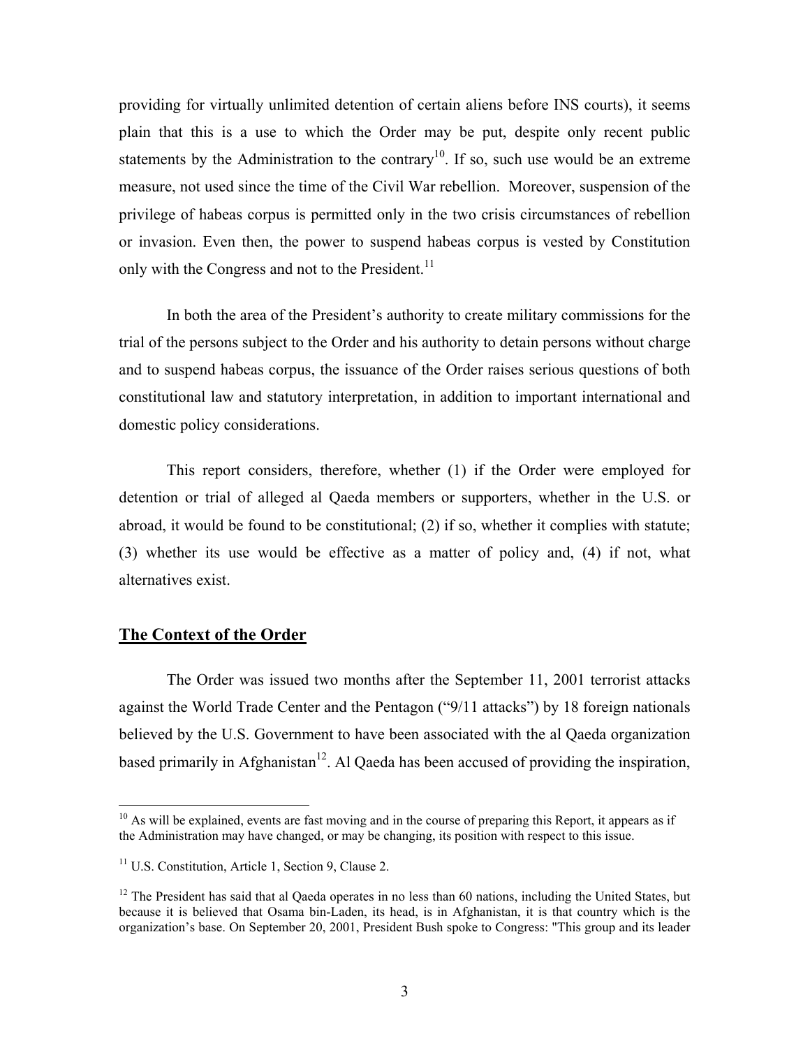providing for virtually unlimited detention of certain aliens before INS courts), it seems plain that this is a use to which the Order may be put, despite only recent public statements by the Administration to the contrary[10]. If so, such use would be an extreme measure, not used since the time of the Civil War rebellion. Moreover, suspension of the privilege of habeas corpus is permitted only in the two crisis circumstances of rebellion or invasion. Even then, the power to suspend habeas corpus is vested by Constitution only with the Congress and not to the President.[11]

In both the area of the President's authority to create military commissions for the trial of the persons subject to the Order and his authority to detain persons without charge and to suspend habeas corpus, the issuance of the Order raises serious questions of both constitutional law and statutory interpretation, in addition to important international and domestic policy considerations.

This report considers, therefore, whether (1) if the Order were employed for detention or trial of alleged al Qaeda members or supporters, whether in the U.S. or abroad, it would be found to be constitutional; (2) if so, whether it complies with statute; (3) whether its use would be effective as a matter of policy and, (4) if not, what alternatives exist.

## The Context of the Order

The Order was issued two months after the September 11, 2001 terrorist attacks against the World Trade Center and the Pentagon ("9/11 attacks") by 18 foreign nationals believed by the U.S. Government to have been associated with the al Qaeda organization based primarily in Afghanistan[12]. Al Qaeda has been accused of providing the inspiration,

---

[10] As will be explained, events are fast moving and in the course of preparing this Report, it appears as if the Administration may have changed, or may be changing, its position with respect to this issue.

[11] U.S. Constitution, Article 1, Section 9, Clause 2.

[12] The President has said that al Qaeda operates in no less than 60 nations, including the United States, but because it is believed that Osama bin-Laden, its head, is in Afghanistan, it is that country which is the organization's base. On September 20, 2001, President Bush spoke to Congress: "This group and its leader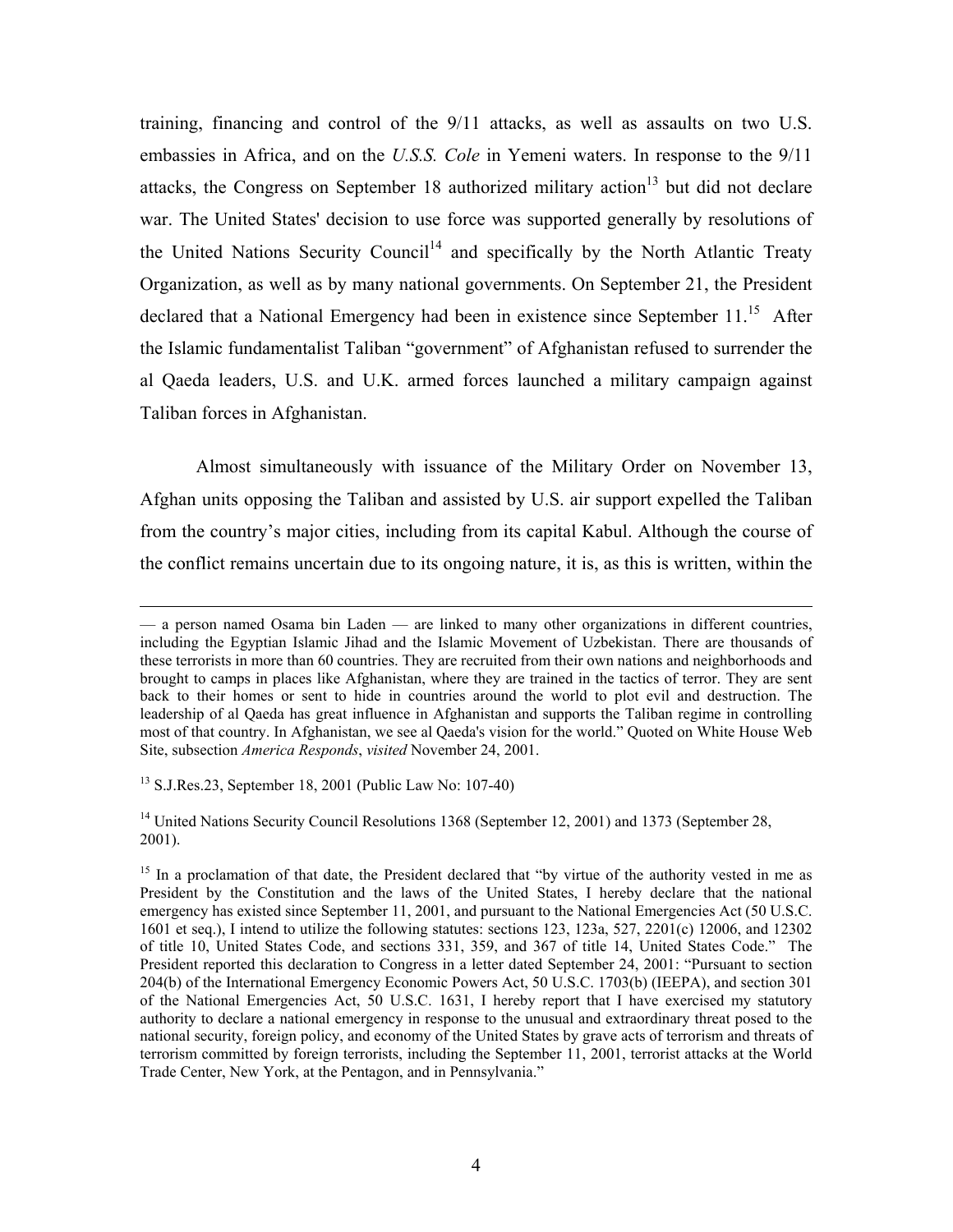training, financing and control of the 9/11 attacks, as well as assaults on two U.S. embassies in Africa, and on the *U.S.S. Cole* in Yemeni waters. In response to the 9/11 attacks, the Congress on September 18 authorized military action[13] but did not declare war. The United States' decision to use force was supported generally by resolutions of the United Nations Security Council[14] and specifically by the North Atlantic Treaty Organization, as well as by many national governments. On September 21, the President declared that a National Emergency had been in existence since September 11.[15] After the Islamic fundamentalist Taliban "government" of Afghanistan refused to surrender the al Qaeda leaders, U.S. and U.K. armed forces launched a military campaign against Taliban forces in Afghanistan.

Almost simultaneously with issuance of the Military Order on November 13, Afghan units opposing the Taliban and assisted by U.S. air support expelled the Taliban from the country's major cities, including from its capital Kabul. Although the course of the conflict remains uncertain due to its ongoing nature, it is, as this is written, within the

---

— a person named Osama bin Laden — are linked to many other organizations in different countries, including the Egyptian Islamic Jihad and the Islamic Movement of Uzbekistan. There are thousands of these terrorists in more than 60 countries. They are recruited from their own nations and neighborhoods and brought to camps in places like Afghanistan, where they are trained in the tactics of terror. They are sent back to their homes or sent to hide in countries around the world to plot evil and destruction. The leadership of al Qaeda has great influence in Afghanistan and supports the Taliban regime in controlling most of that country. In Afghanistan, we see al Qaeda's vision for the world." Quoted on White House Web Site, subsection *America Responds*, *visited* November 24, 2001.

[13] S.J.Res.23, September 18, 2001 (Public Law No: 107-40)

[14] United Nations Security Council Resolutions 1368 (September 12, 2001) and 1373 (September 28, 2001).

[15] In a proclamation of that date, the President declared that "by virtue of the authority vested in me as President by the Constitution and the laws of the United States, I hereby declare that the national emergency has existed since September 11, 2001, and pursuant to the National Emergencies Act (50 U.S.C. 1601 et seq.), I intend to utilize the following statutes: sections 123, 123a, 527, 2201(c) 12006, and 12302 of title 10, United States Code, and sections 331, 359, and 367 of title 14, United States Code." The President reported this declaration to Congress in a letter dated September 24, 2001: "Pursuant to section 204(b) of the International Emergency Economic Powers Act, 50 U.S.C. 1703(b) (IEEPA), and section 301 of the National Emergencies Act, 50 U.S.C. 1631, I hereby report that I have exercised my statutory authority to declare a national emergency in response to the unusual and extraordinary threat posed to the national security, foreign policy, and economy of the United States by grave acts of terrorism and threats of terrorism committed by foreign terrorists, including the September 11, 2001, terrorist attacks at the World Trade Center, New York, at the Pentagon, and in Pennsylvania."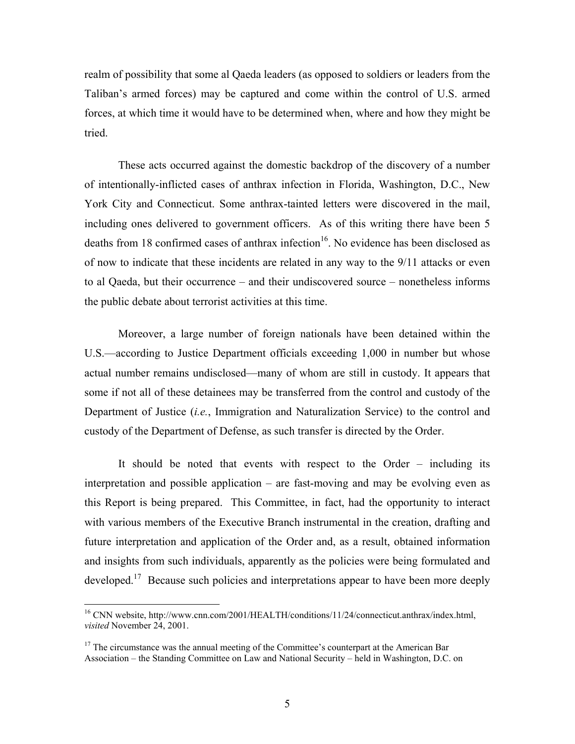realm of possibility that some al Qaeda leaders (as opposed to soldiers or leaders from the Taliban's armed forces) may be captured and come within the control of U.S. armed forces, at which time it would have to be determined when, where and how they might be tried.

These acts occurred against the domestic backdrop of the discovery of a number of intentionally-inflicted cases of anthrax infection in Florida, Washington, D.C., New York City and Connecticut. Some anthrax-tainted letters were discovered in the mail, including ones delivered to government officers. As of this writing there have been 5 deaths from 18 confirmed cases of anthrax infection[16]. No evidence has been disclosed as of now to indicate that these incidents are related in any way to the 9/11 attacks or even to al Qaeda, but their occurrence – and their undiscovered source – nonetheless informs the public debate about terrorist activities at this time.

Moreover, a large number of foreign nationals have been detained within the U.S.—according to Justice Department officials exceeding 1,000 in number but whose actual number remains undisclosed—many of whom are still in custody. It appears that some if not all of these detainees may be transferred from the control and custody of the Department of Justice (*i.e.*, Immigration and Naturalization Service) to the control and custody of the Department of Defense, as such transfer is directed by the Order.

It should be noted that events with respect to the Order – including its interpretation and possible application – are fast-moving and may be evolving even as this Report is being prepared. This Committee, in fact, had the opportunity to interact with various members of the Executive Branch instrumental in the creation, drafting and future interpretation and application of the Order and, as a result, obtained information and insights from such individuals, apparently as the policies were being formulated and developed.[17] Because such policies and interpretations appear to have been more deeply

---

[16] CNN website, http://www.cnn.com/2001/HEALTH/conditions/11/24/connecticut.anthrax/index.html, *visited* November 24, 2001.

[17] The circumstance was the annual meeting of the Committee's counterpart at the American Bar Association – the Standing Committee on Law and National Security – held in Washington, D.C. on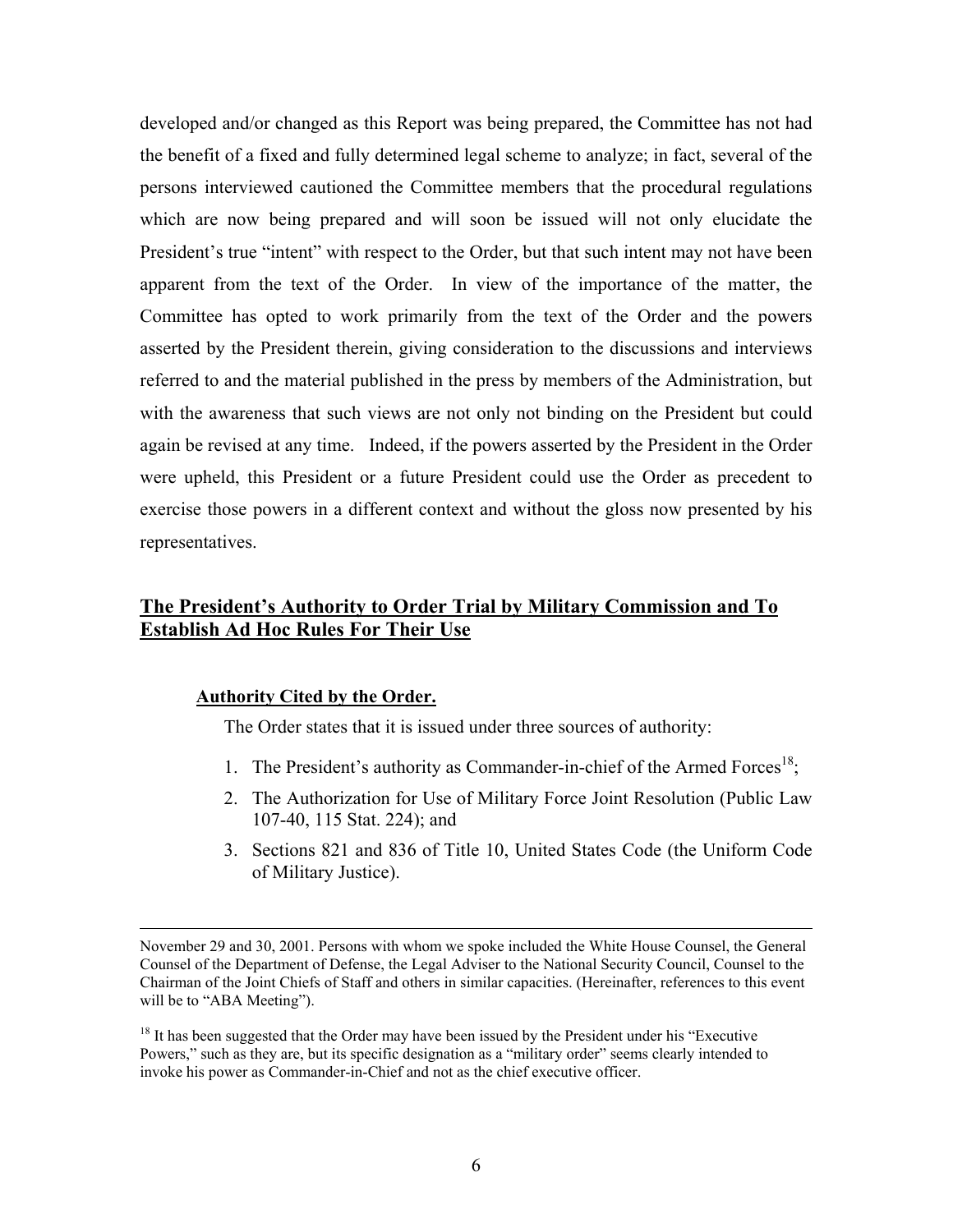developed and/or changed as this Report was being prepared, the Committee has not had the benefit of a fixed and fully determined legal scheme to analyze; in fact, several of the persons interviewed cautioned the Committee members that the procedural regulations which are now being prepared and will soon be issued will not only elucidate the President's true "intent" with respect to the Order, but that such intent may not have been apparent from the text of the Order. In view of the importance of the matter, the Committee has opted to work primarily from the text of the Order and the powers asserted by the President therein, giving consideration to the discussions and interviews referred to and the material published in the press by members of the Administration, but with the awareness that such views are not only not binding on the President but could again be revised at any time. Indeed, if the powers asserted by the President in the Order were upheld, this President or a future President could use the Order as precedent to exercise those powers in a different context and without the gloss now presented by his representatives.

## The President's Authority to Order Trial by Military Commission and To Establish Ad Hoc Rules For Their Use

### Authority Cited by the Order.

The Order states that it is issued under three sources of authority:

1. The President's authority as Commander-in-chief of the Armed Forces[18];
2. The Authorization for Use of Military Force Joint Resolution (Public Law 107-40, 115 Stat. 224); and
3. Sections 821 and 836 of Title 10, United States Code (the Uniform Code of Military Justice).

---

November 29 and 30, 2001. Persons with whom we spoke included the White House Counsel, the General Counsel of the Department of Defense, the Legal Adviser to the National Security Council, Counsel to the Chairman of the Joint Chiefs of Staff and others in similar capacities. (Hereinafter, references to this event will be to "ABA Meeting").

[18] It has been suggested that the Order may have been issued by the President under his "Executive Powers," such as they are, but its specific designation as a "military order" seems clearly intended to invoke his power as Commander-in-Chief and not as the chief executive officer.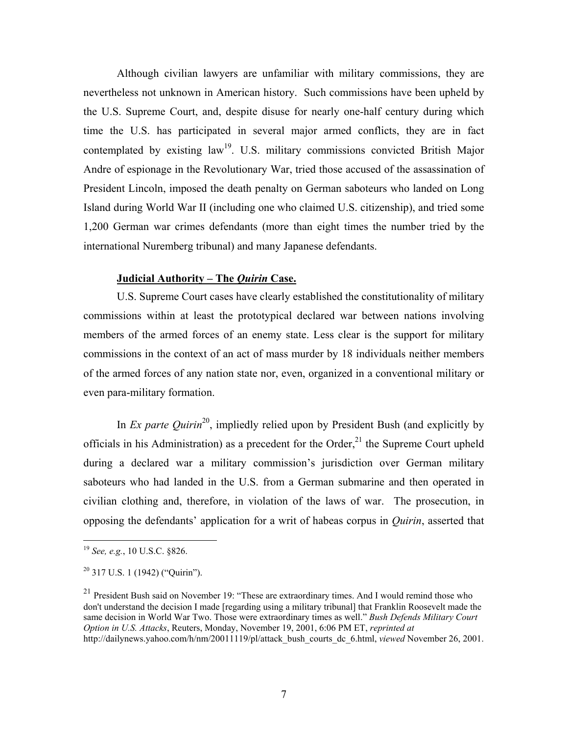Although civilian lawyers are unfamiliar with military commissions, they are nevertheless not unknown in American history. Such commissions have been upheld by the U.S. Supreme Court, and, despite disuse for nearly one-half century during which time the U.S. has participated in several major armed conflicts, they are in fact contemplated by existing law[19]. U.S. military commissions convicted British Major Andre of espionage in the Revolutionary War, tried those accused of the assassination of President Lincoln, imposed the death penalty on German saboteurs who landed on Long Island during World War II (including one who claimed U.S. citizenship), and tried some 1,200 German war crimes defendants (more than eight times the number tried by the international Nuremberg tribunal) and many Japanese defendants.

**Judicial Authority – The *Quirin* Case.**

U.S. Supreme Court cases have clearly established the constitutionality of military commissions within at least the prototypical declared war between nations involving members of the armed forces of an enemy state. Less clear is the support for military commissions in the context of an act of mass murder by 18 individuals neither members of the armed forces of any nation state nor, even, organized in a conventional military or even para-military formation.

In *Ex parte Quirin*[20], impliedly relied upon by President Bush (and explicitly by officials in his Administration) as a precedent for the Order,[21] the Supreme Court upheld during a declared war a military commission's jurisdiction over German military saboteurs who had landed in the U.S. from a German submarine and then operated in civilian clothing and, therefore, in violation of the laws of war. The prosecution, in opposing the defendants' application for a writ of habeas corpus in *Quirin*, asserted that

---

[19] *See, e.g.*, 10 U.S.C. §826.

[20] 317 U.S. 1 (1942) ("Quirin").

[21] President Bush said on November 19: "These are extraordinary times. And I would remind those who don't understand the decision I made [regarding using a military tribunal] that Franklin Roosevelt made the same decision in World War Two. Those were extraordinary times as well." *Bush Defends Military Court Option in U.S. Attacks*, Reuters, Monday, November 19, 2001, 6:06 PM ET, *reprinted at* http://dailynews.yahoo.com/h/nm/20011119/pl/attack_bush_courts_dc_6.html, *viewed* November 26, 2001.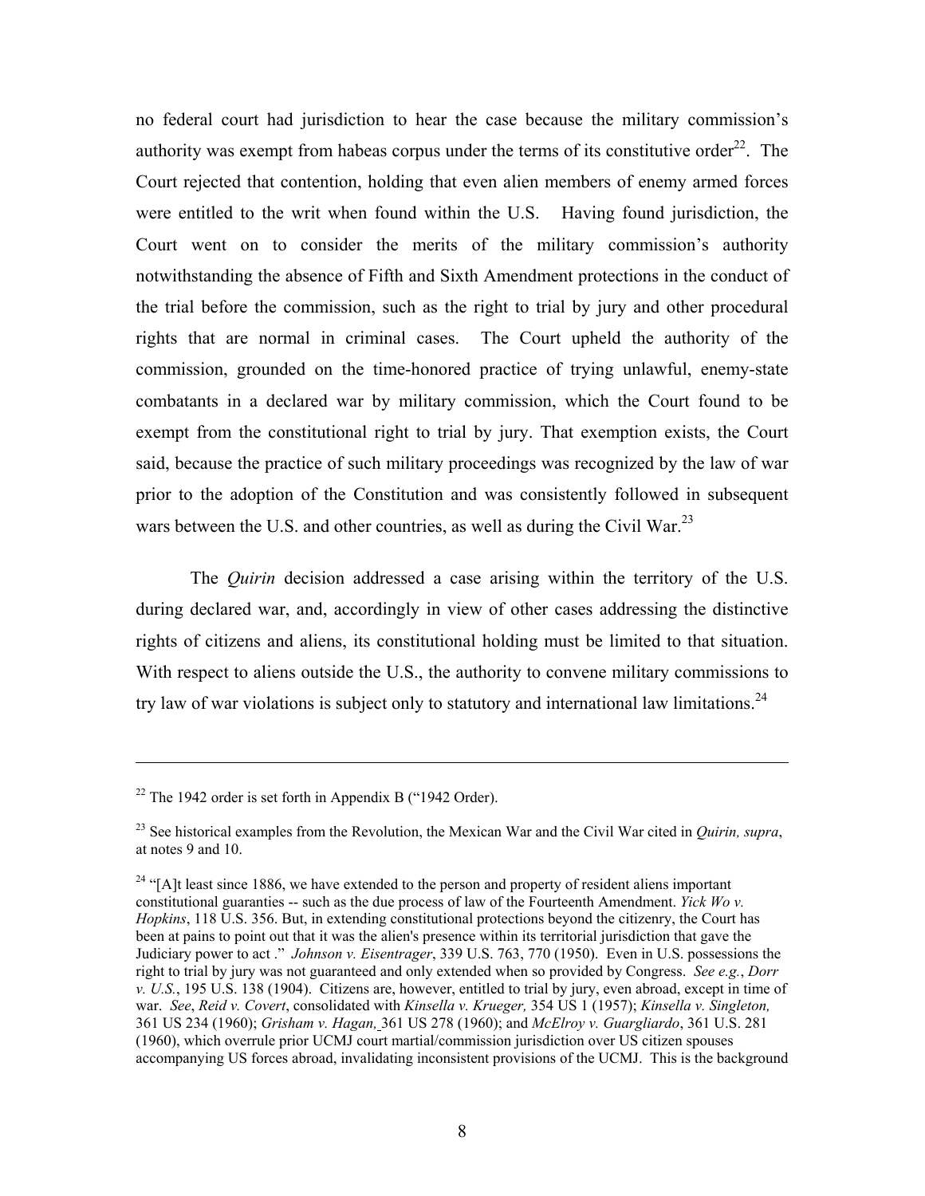no federal court had jurisdiction to hear the case because the military commission's authority was exempt from habeas corpus under the terms of its constitutive order[22]. The Court rejected that contention, holding that even alien members of enemy armed forces were entitled to the writ when found within the U.S. Having found jurisdiction, the Court went on to consider the merits of the military commission's authority notwithstanding the absence of Fifth and Sixth Amendment protections in the conduct of the trial before the commission, such as the right to trial by jury and other procedural rights that are normal in criminal cases. The Court upheld the authority of the commission, grounded on the time-honored practice of trying unlawful, enemy-state combatants in a declared war by military commission, which the Court found to be exempt from the constitutional right to trial by jury. That exemption exists, the Court said, because the practice of such military proceedings was recognized by the law of war prior to the adoption of the Constitution and was consistently followed in subsequent wars between the U.S. and other countries, as well as during the Civil War.[23]

The *Quirin* decision addressed a case arising within the territory of the U.S. during declared war, and, accordingly in view of other cases addressing the distinctive rights of citizens and aliens, its constitutional holding must be limited to that situation. With respect to aliens outside the U.S., the authority to convene military commissions to try law of war violations is subject only to statutory and international law limitations.[24]

---

[22] The 1942 order is set forth in Appendix B ("1942 Order).

[23] See historical examples from the Revolution, the Mexican War and the Civil War cited in *Quirin, supra*, at notes 9 and 10.

[24] "[A]t least since 1886, we have extended to the person and property of resident aliens important constitutional guaranties -- such as the due process of law of the Fourteenth Amendment. *Yick Wo v. Hopkins*, 118 U.S. 356. But, in extending constitutional protections beyond the citizenry, the Court has been at pains to point out that it was the alien's presence within its territorial jurisdiction that gave the Judiciary power to act ." *Johnson v. Eisentrager*, 339 U.S. 763, 770 (1950). Even in U.S. possessions the right to trial by jury was not guaranteed and only extended when so provided by Congress. *See e.g.*, *Dorr v. U.S.*, 195 U.S. 138 (1904). Citizens are, however, entitled to trial by jury, even abroad, except in time of war. *See*, *Reid v. Covert*, consolidated with *Kinsella v. Krueger,* 354 US 1 (1957); *Kinsella v. Singleton,* 361 US 234 (1960); *Grisham v. Hagan,* 361 US 278 (1960); and *McElroy v. Guargliardo*, 361 U.S. 281 (1960), which overrule prior UCMJ court martial/commission jurisdiction over US citizen spouses accompanying US forces abroad, invalidating inconsistent provisions of the UCMJ. This is the background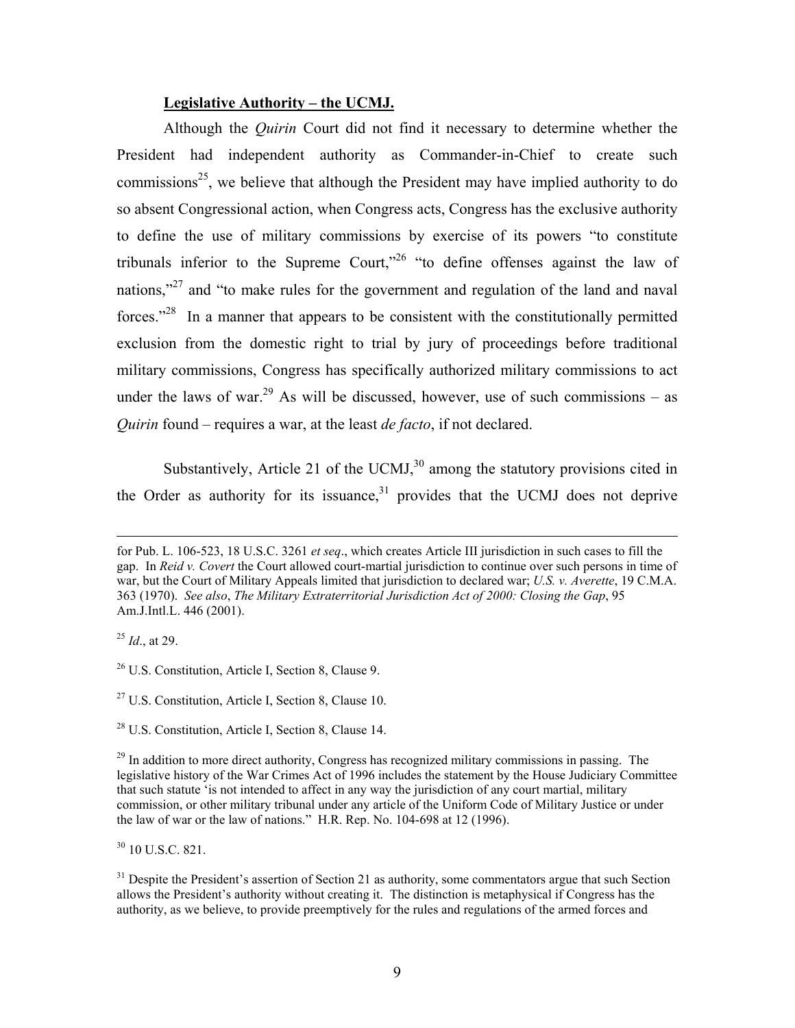**Legislative Authority – the UCMJ.**

Although the *Quirin* Court did not find it necessary to determine whether the President had independent authority as Commander-in-Chief to create such commissions[25], we believe that although the President may have implied authority to do so absent Congressional action, when Congress acts, Congress has the exclusive authority to define the use of military commissions by exercise of its powers "to constitute tribunals inferior to the Supreme Court,"[26] "to define offenses against the law of nations,"[27] and "to make rules for the government and regulation of the land and naval forces."[28] In a manner that appears to be consistent with the constitutionally permitted exclusion from the domestic right to trial by jury of proceedings before traditional military commissions, Congress has specifically authorized military commissions to act under the laws of war.[29] As will be discussed, however, use of such commissions – as *Quirin* found – requires a war, at the least *de facto*, if not declared.

Substantively, Article 21 of the UCMJ,[30] among the statutory provisions cited in the Order as authority for its issuance,[31] provides that the UCMJ does not deprive

---

for Pub. L. 106-523, 18 U.S.C. 3261 *et seq*., which creates Article III jurisdiction in such cases to fill the gap. In *Reid v. Covert* the Court allowed court-martial jurisdiction to continue over such persons in time of war, but the Court of Military Appeals limited that jurisdiction to declared war; *U.S. v. Averette*, 19 C.M.A. 363 (1970). *See also*, *The Military Extraterritorial Jurisdiction Act of 2000: Closing the Gap*, 95 Am.J.Intl.L. 446 (2001).

[25] *Id*., at 29.

[26] U.S. Constitution, Article I, Section 8, Clause 9.

[27] U.S. Constitution, Article I, Section 8, Clause 10.

[28] U.S. Constitution, Article I, Section 8, Clause 14.

[29] In addition to more direct authority, Congress has recognized military commissions in passing. The legislative history of the War Crimes Act of 1996 includes the statement by the House Judiciary Committee that such statute 'is not intended to affect in any way the jurisdiction of any court martial, military commission, or other military tribunal under any article of the Uniform Code of Military Justice or under the law of war or the law of nations." H.R. Rep. No. 104-698 at 12 (1996).

[30] 10 U.S.C. 821.

[31] Despite the President's assertion of Section 21 as authority, some commentators argue that such Section allows the President's authority without creating it. The distinction is metaphysical if Congress has the authority, as we believe, to provide preemptively for the rules and regulations of the armed forces and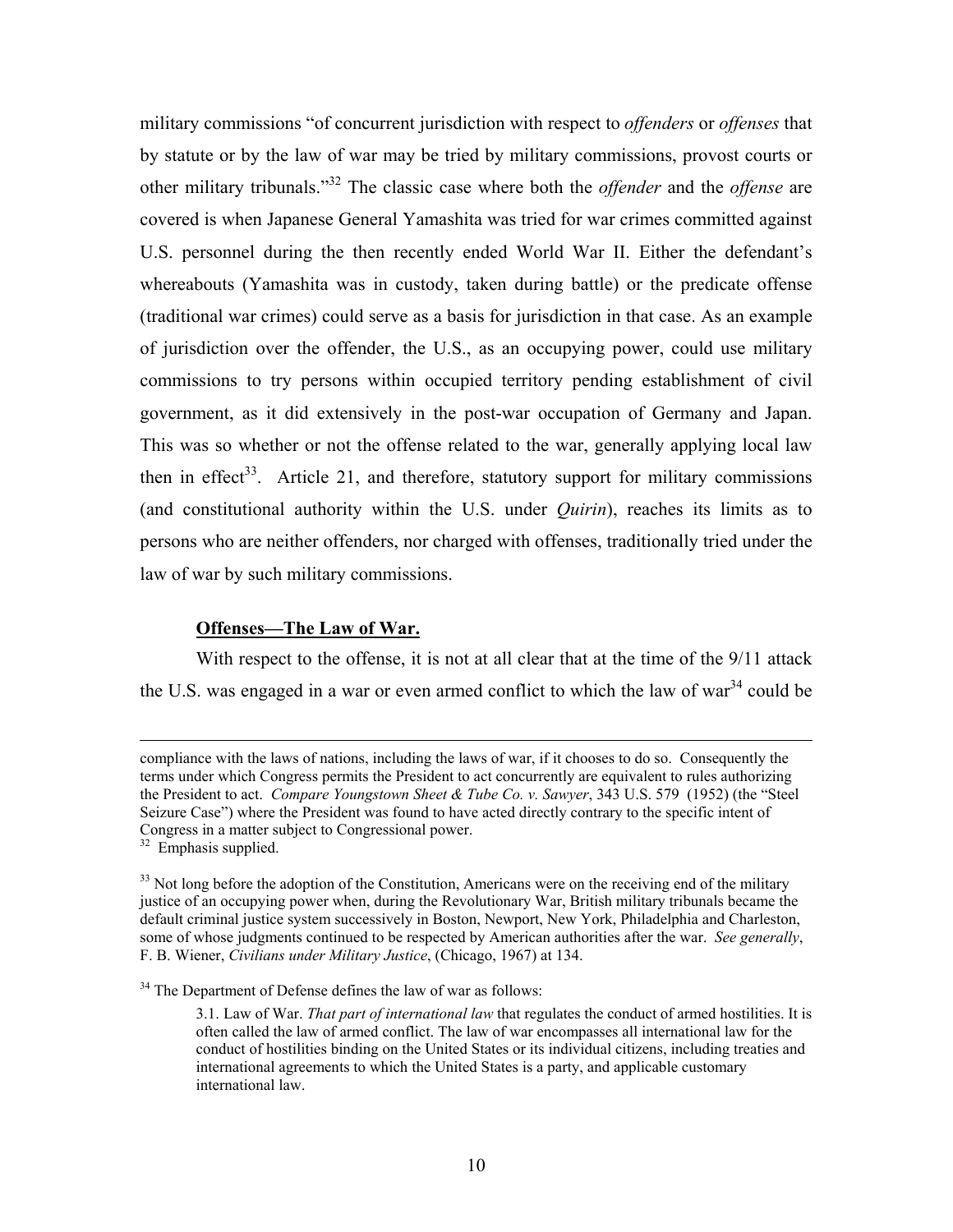military commissions "of concurrent jurisdiction with respect to *offenders* or *offenses* that by statute or by the law of war may be tried by military commissions, provost courts or other military tribunals."[32] The classic case where both the *offender* and the *offense* are covered is when Japanese General Yamashita was tried for war crimes committed against U.S. personnel during the then recently ended World War II. Either the defendant's whereabouts (Yamashita was in custody, taken during battle) or the predicate offense (traditional war crimes) could serve as a basis for jurisdiction in that case. As an example of jurisdiction over the offender, the U.S., as an occupying power, could use military commissions to try persons within occupied territory pending establishment of civil government, as it did extensively in the post-war occupation of Germany and Japan. This was so whether or not the offense related to the war, generally applying local law then in effect[33]. Article 21, and therefore, statutory support for military commissions (and constitutional authority within the U.S. under *Quirin*), reaches its limits as to persons who are neither offenders, nor charged with offenses, traditionally tried under the law of war by such military commissions.

**Offenses—The Law of War.**

With respect to the offense, it is not at all clear that at the time of the 9/11 attack the U.S. was engaged in a war or even armed conflict to which the law of war[34] could be

---

compliance with the laws of nations, including the laws of war, if it chooses to do so. Consequently the terms under which Congress permits the President to act concurrently are equivalent to rules authorizing the President to act. *Compare Youngstown Sheet & Tube Co. v. Sawyer*, 343 U.S. 579 (1952) (the "Steel Seizure Case") where the President was found to have acted directly contrary to the specific intent of Congress in a matter subject to Congressional power.

[32] Emphasis supplied.

[33] Not long before the adoption of the Constitution, Americans were on the receiving end of the military justice of an occupying power when, during the Revolutionary War, British military tribunals became the default criminal justice system successively in Boston, Newport, New York, Philadelphia and Charleston, some of whose judgments continued to be respected by American authorities after the war. *See generally*, F. B. Wiener, *Civilians under Military Justice*, (Chicago, 1967) at 134.

[34] The Department of Defense defines the law of war as follows:

> 3.1. Law of War. *That part of international law* that regulates the conduct of armed hostilities. It is often called the law of armed conflict. The law of war encompasses all international law for the conduct of hostilities binding on the United States or its individual citizens, including treaties and international agreements to which the United States is a party, and applicable customary international law.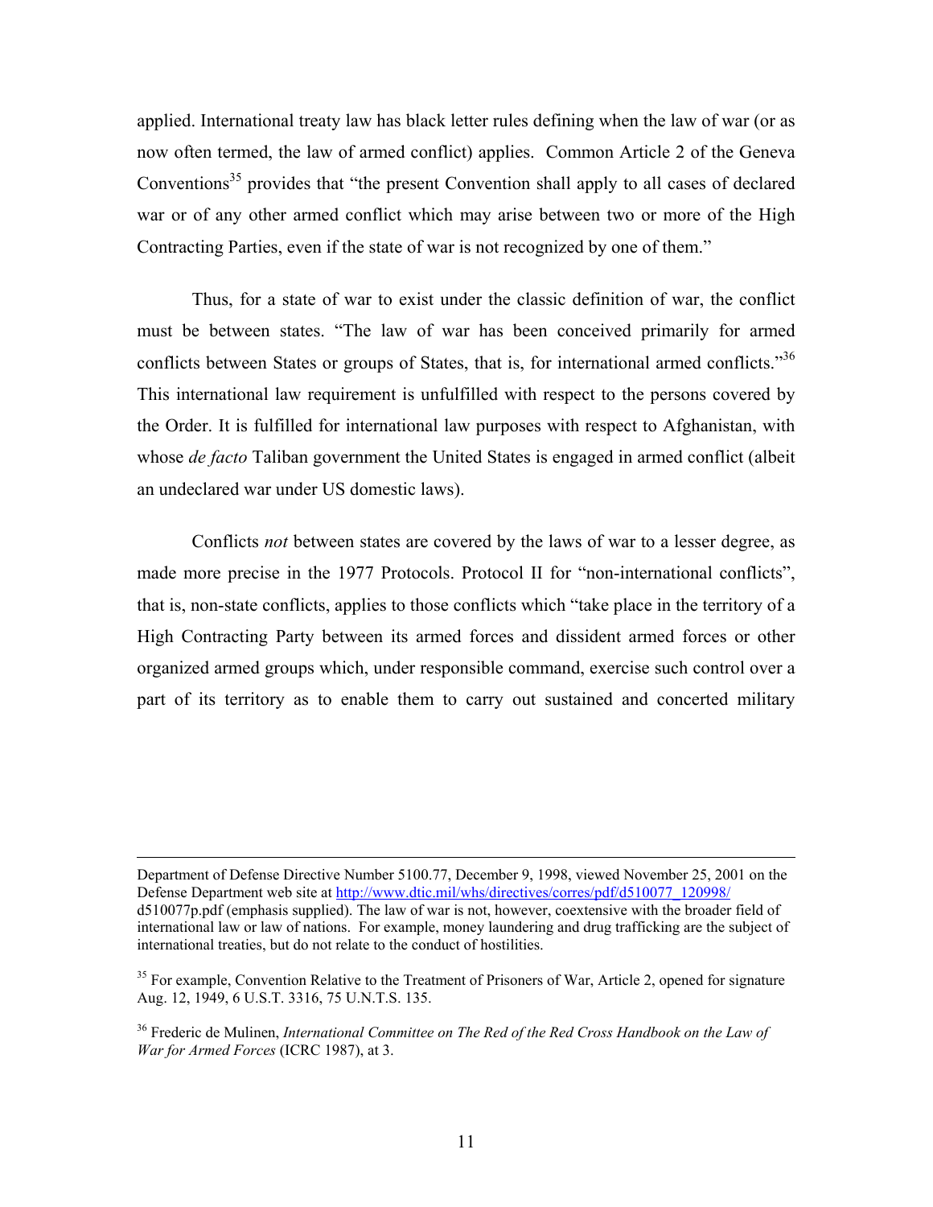applied. International treaty law has black letter rules defining when the law of war (or as now often termed, the law of armed conflict) applies. Common Article 2 of the Geneva Conventions[35] provides that "the present Convention shall apply to all cases of declared war or of any other armed conflict which may arise between two or more of the High Contracting Parties, even if the state of war is not recognized by one of them."

Thus, for a state of war to exist under the classic definition of war, the conflict must be between states. "The law of war has been conceived primarily for armed conflicts between States or groups of States, that is, for international armed conflicts."[36] This international law requirement is unfulfilled with respect to the persons covered by the Order. It is fulfilled for international law purposes with respect to Afghanistan, with whose *de facto* Taliban government the United States is engaged in armed conflict (albeit an undeclared war under US domestic laws).

Conflicts *not* between states are covered by the laws of war to a lesser degree, as made more precise in the 1977 Protocols. Protocol II for "non-international conflicts", that is, non-state conflicts, applies to those conflicts which "take place in the territory of a High Contracting Party between its armed forces and dissident armed forces or other organized armed groups which, under responsible command, exercise such control over a part of its territory as to enable them to carry out sustained and concerted military

---

Department of Defense Directive Number 5100.77, December 9, 1998, viewed November 25, 2001 on the Defense Department web site at http://www.dtic.mil/whs/directives/corres/pdf/d510077_120998/d510077p.pdf (emphasis supplied). The law of war is not, however, coextensive with the broader field of international law or law of nations. For example, money laundering and drug trafficking are the subject of international treaties, but do not relate to the conduct of hostilities.

[35] For example, Convention Relative to the Treatment of Prisoners of War, Article 2, opened for signature Aug. 12, 1949, 6 U.S.T. 3316, 75 U.N.T.S. 135.

[36] Frederic de Mulinen, *International Committee on The Red of the Red Cross Handbook on the Law of War for Armed Forces* (ICRC 1987), at 3.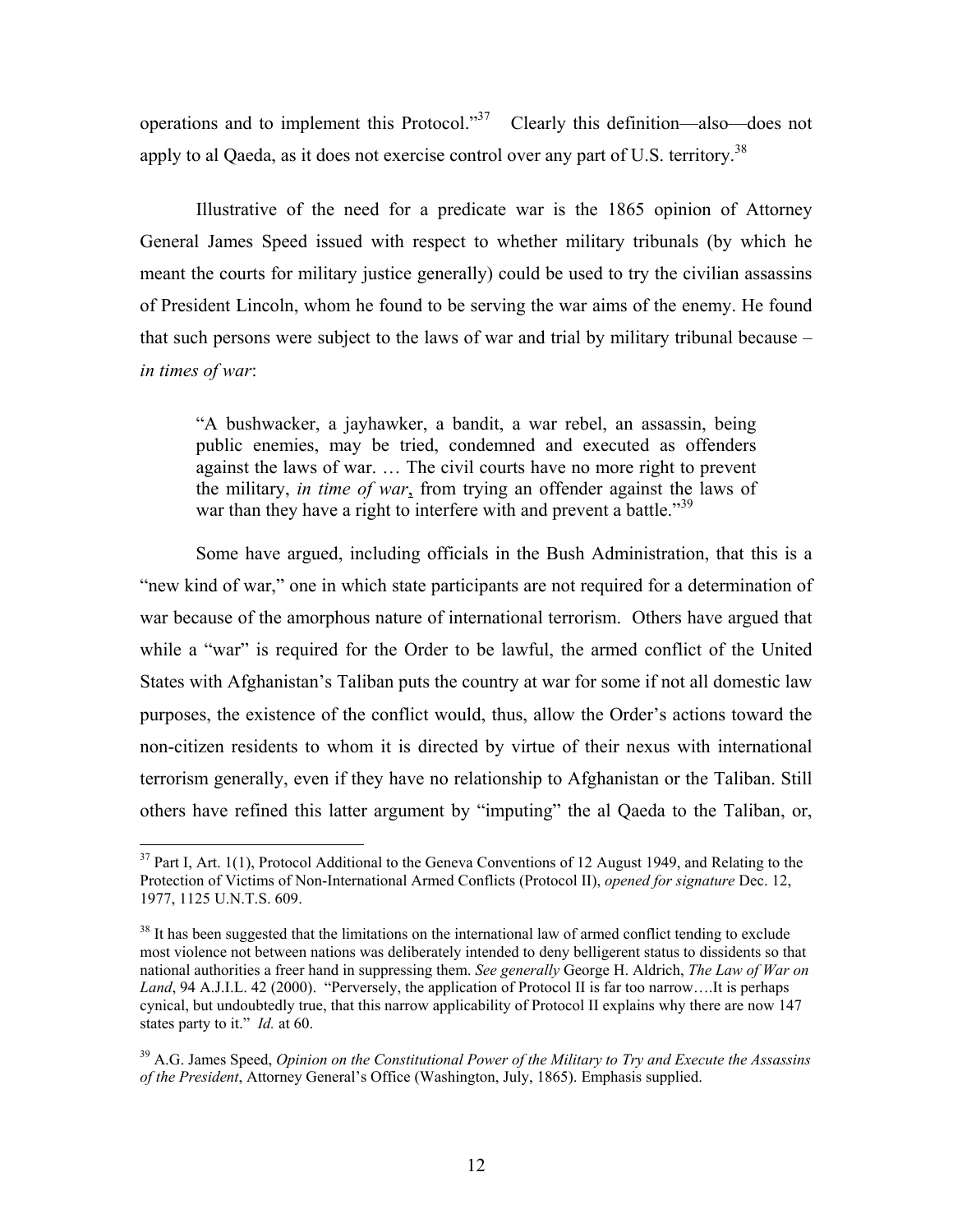operations and to implement this Protocol."[37] Clearly this definition—also—does not apply to al Qaeda, as it does not exercise control over any part of U.S. territory.[38]

Illustrative of the need for a predicate war is the 1865 opinion of Attorney General James Speed issued with respect to whether military tribunals (by which he meant the courts for military justice generally) could be used to try the civilian assassins of President Lincoln, whom he found to be serving the war aims of the enemy. He found that such persons were subject to the laws of war and trial by military tribunal because – *in times of war*:

> "A bushwacker, a jayhawker, a bandit, a war rebel, an assassin, being public enemies, may be tried, condemned and executed as offenders against the laws of war. … The civil courts have no more right to prevent the military, *in time of war*, from trying an offender against the laws of war than they have a right to interfere with and prevent a battle."[39]

Some have argued, including officials in the Bush Administration, that this is a "new kind of war," one in which state participants are not required for a determination of war because of the amorphous nature of international terrorism. Others have argued that while a "war" is required for the Order to be lawful, the armed conflict of the United States with Afghanistan's Taliban puts the country at war for some if not all domestic law purposes, the existence of the conflict would, thus, allow the Order's actions toward the non-citizen residents to whom it is directed by virtue of their nexus with international terrorism generally, even if they have no relationship to Afghanistan or the Taliban. Still others have refined this latter argument by "imputing" the al Qaeda to the Taliban, or,

---

[37] Part I, Art. 1(1), Protocol Additional to the Geneva Conventions of 12 August 1949, and Relating to the Protection of Victims of Non-International Armed Conflicts (Protocol II), *opened for signature* Dec. 12, 1977, 1125 U.N.T.S. 609.

[38] It has been suggested that the limitations on the international law of armed conflict tending to exclude most violence not between nations was deliberately intended to deny belligerent status to dissidents so that national authorities a freer hand in suppressing them. *See generally* George H. Aldrich, *The Law of War on Land*, 94 A.J.I.L. 42 (2000). "Perversely, the application of Protocol II is far too narrow….It is perhaps cynical, but undoubtedly true, that this narrow applicability of Protocol II explains why there are now 147 states party to it." *Id.* at 60.

[39] A.G. James Speed, *Opinion on the Constitutional Power of the Military to Try and Execute the Assassins of the President*, Attorney General's Office (Washington, July, 1865). Emphasis supplied.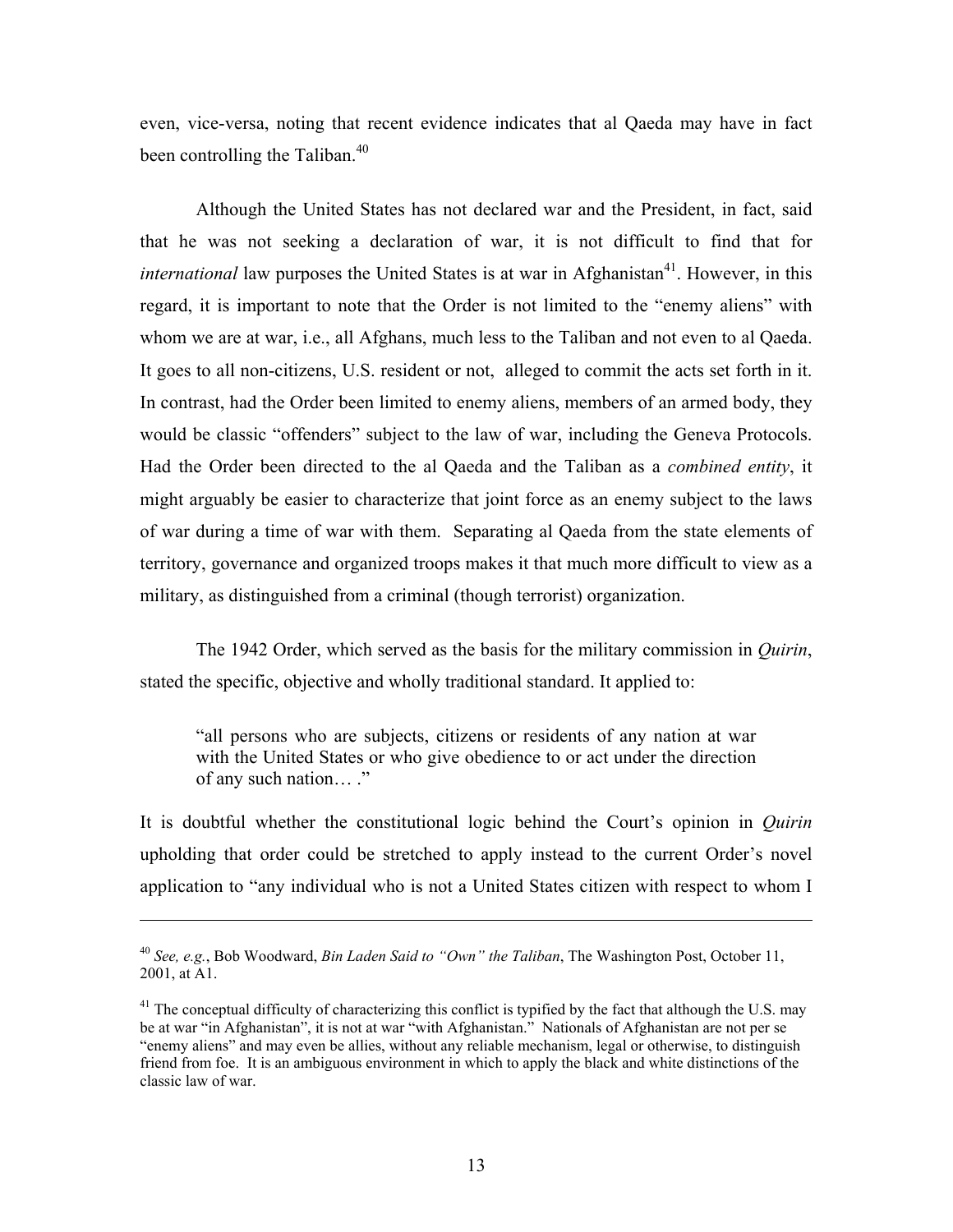even, vice-versa, noting that recent evidence indicates that al Qaeda may have in fact been controlling the Taliban.[40]

Although the United States has not declared war and the President, in fact, said that he was not seeking a declaration of war, it is not difficult to find that for *international* law purposes the United States is at war in Afghanistan[41]. However, in this regard, it is important to note that the Order is not limited to the "enemy aliens" with whom we are at war, i.e., all Afghans, much less to the Taliban and not even to al Qaeda. It goes to all non-citizens, U.S. resident or not, alleged to commit the acts set forth in it. In contrast, had the Order been limited to enemy aliens, members of an armed body, they would be classic "offenders" subject to the law of war, including the Geneva Protocols. Had the Order been directed to the al Qaeda and the Taliban as a *combined entity*, it might arguably be easier to characterize that joint force as an enemy subject to the laws of war during a time of war with them. Separating al Qaeda from the state elements of territory, governance and organized troops makes it that much more difficult to view as a military, as distinguished from a criminal (though terrorist) organization.

The 1942 Order, which served as the basis for the military commission in *Quirin*, stated the specific, objective and wholly traditional standard. It applied to:

> "all persons who are subjects, citizens or residents of any nation at war with the United States or who give obedience to or act under the direction of any such nation… ."

It is doubtful whether the constitutional logic behind the Court's opinion in *Quirin* upholding that order could be stretched to apply instead to the current Order's novel application to "any individual who is not a United States citizen with respect to whom I

---

[40] *See, e.g.*, Bob Woodward, *Bin Laden Said to "Own" the Taliban*, The Washington Post, October 11, 2001, at A1.

[41] The conceptual difficulty of characterizing this conflict is typified by the fact that although the U.S. may be at war "in Afghanistan", it is not at war "with Afghanistan." Nationals of Afghanistan are not per se "enemy aliens" and may even be allies, without any reliable mechanism, legal or otherwise, to distinguish friend from foe. It is an ambiguous environment in which to apply the black and white distinctions of the classic law of war.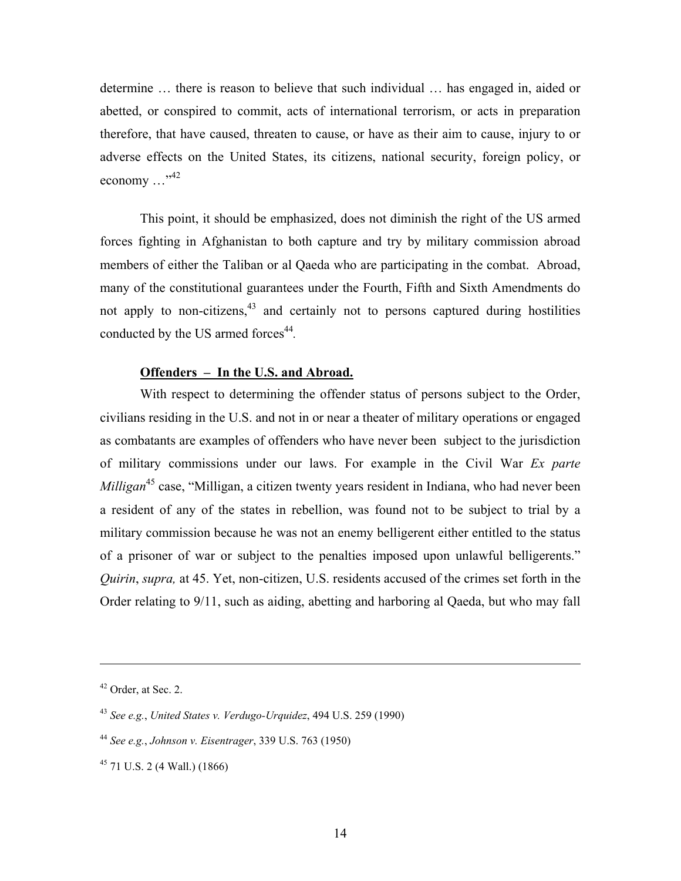determine … there is reason to believe that such individual … has engaged in, aided or abetted, or conspired to commit, acts of international terrorism, or acts in preparation therefore, that have caused, threaten to cause, or have as their aim to cause, injury to or adverse effects on the United States, its citizens, national security, foreign policy, or economy …"[42]

This point, it should be emphasized, does not diminish the right of the US armed forces fighting in Afghanistan to both capture and try by military commission abroad members of either the Taliban or al Qaeda who are participating in the combat. Abroad, many of the constitutional guarantees under the Fourth, Fifth and Sixth Amendments do not apply to non-citizens,[43] and certainly not to persons captured during hostilities conducted by the US armed forces[44].

**Offenders – In the U.S. and Abroad.**

With respect to determining the offender status of persons subject to the Order, civilians residing in the U.S. and not in or near a theater of military operations or engaged as combatants are examples of offenders who have never been subject to the jurisdiction of military commissions under our laws. For example in the Civil War *Ex parte Milligan*[45] case, "Milligan, a citizen twenty years resident in Indiana, who had never been a resident of any of the states in rebellion, was found not to be subject to trial by a military commission because he was not an enemy belligerent either entitled to the status of a prisoner of war or subject to the penalties imposed upon unlawful belligerents." *Quirin*, *supra,* at 45. Yet, non-citizen, U.S. residents accused of the crimes set forth in the Order relating to 9/11, such as aiding, abetting and harboring al Qaeda, but who may fall

---

[42] Order, at Sec. 2.

[43] *See e.g.*, *United States v. Verdugo-Urquidez*, 494 U.S. 259 (1990)

[44] *See e.g.*, *Johnson v. Eisentrager*, 339 U.S. 763 (1950)

[45] 71 U.S. 2 (4 Wall.) (1866)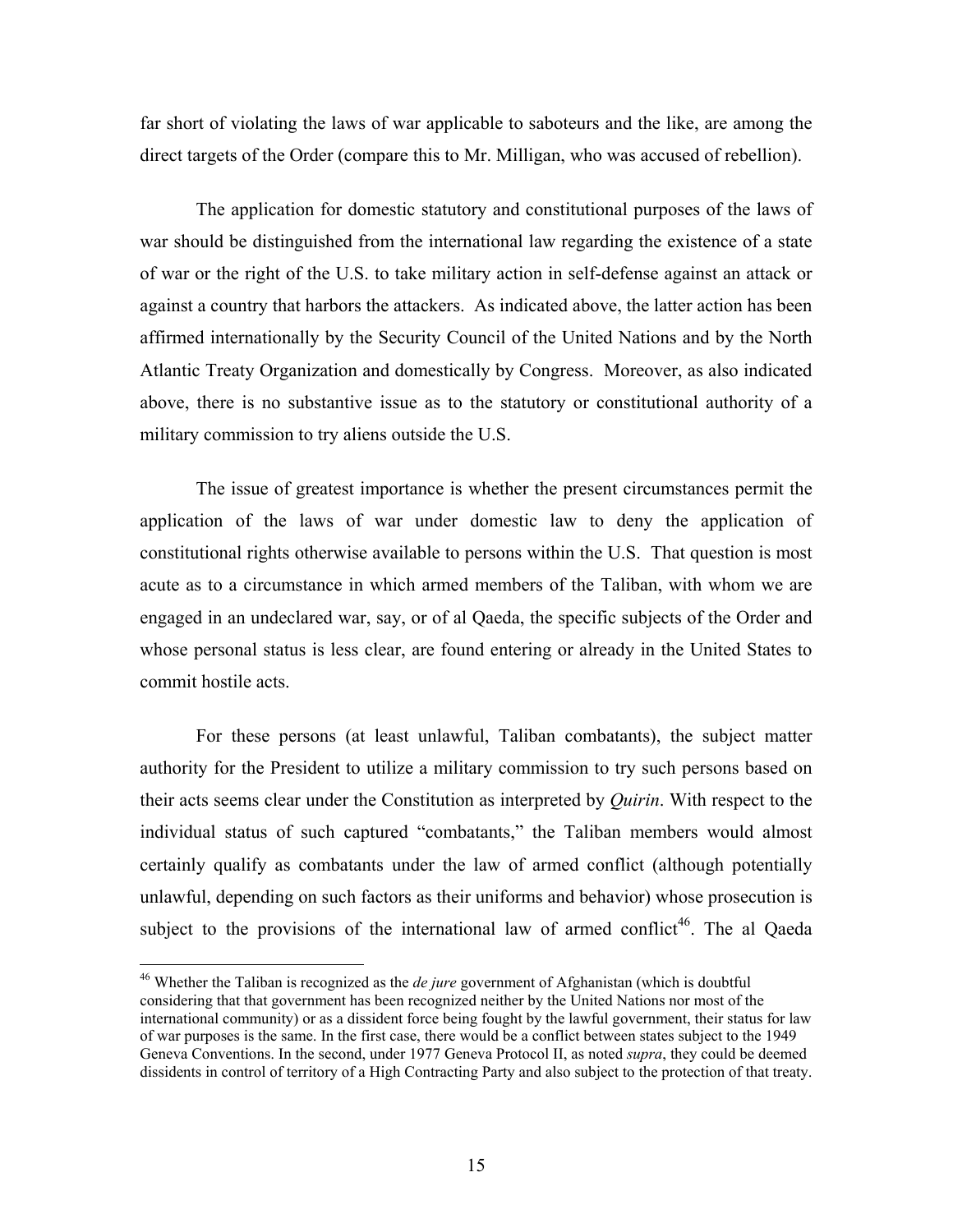far short of violating the laws of war applicable to saboteurs and the like, are among the direct targets of the Order (compare this to Mr. Milligan, who was accused of rebellion).

The application for domestic statutory and constitutional purposes of the laws of war should be distinguished from the international law regarding the existence of a state of war or the right of the U.S. to take military action in self-defense against an attack or against a country that harbors the attackers. As indicated above, the latter action has been affirmed internationally by the Security Council of the United Nations and by the North Atlantic Treaty Organization and domestically by Congress. Moreover, as also indicated above, there is no substantive issue as to the statutory or constitutional authority of a military commission to try aliens outside the U.S.

The issue of greatest importance is whether the present circumstances permit the application of the laws of war under domestic law to deny the application of constitutional rights otherwise available to persons within the U.S. That question is most acute as to a circumstance in which armed members of the Taliban, with whom we are engaged in an undeclared war, say, or of al Qaeda, the specific subjects of the Order and whose personal status is less clear, are found entering or already in the United States to commit hostile acts.

For these persons (at least unlawful, Taliban combatants), the subject matter authority for the President to utilize a military commission to try such persons based on their acts seems clear under the Constitution as interpreted by *Quirin*. With respect to the individual status of such captured "combatants," the Taliban members would almost certainly qualify as combatants under the law of armed conflict (although potentially unlawful, depending on such factors as their uniforms and behavior) whose prosecution is subject to the provisions of the international law of armed conflict[46]. The al Qaeda

[46] Whether the Taliban is recognized as the *de jure* government of Afghanistan (which is doubtful considering that that government has been recognized neither by the United Nations nor most of the international community) or as a dissident force being fought by the lawful government, their status for law of war purposes is the same. In the first case, there would be a conflict between states subject to the 1949 Geneva Conventions. In the second, under 1977 Geneva Protocol II, as noted *supra*, they could be deemed dissidents in control of territory of a High Contracting Party and also subject to the protection of that treaty.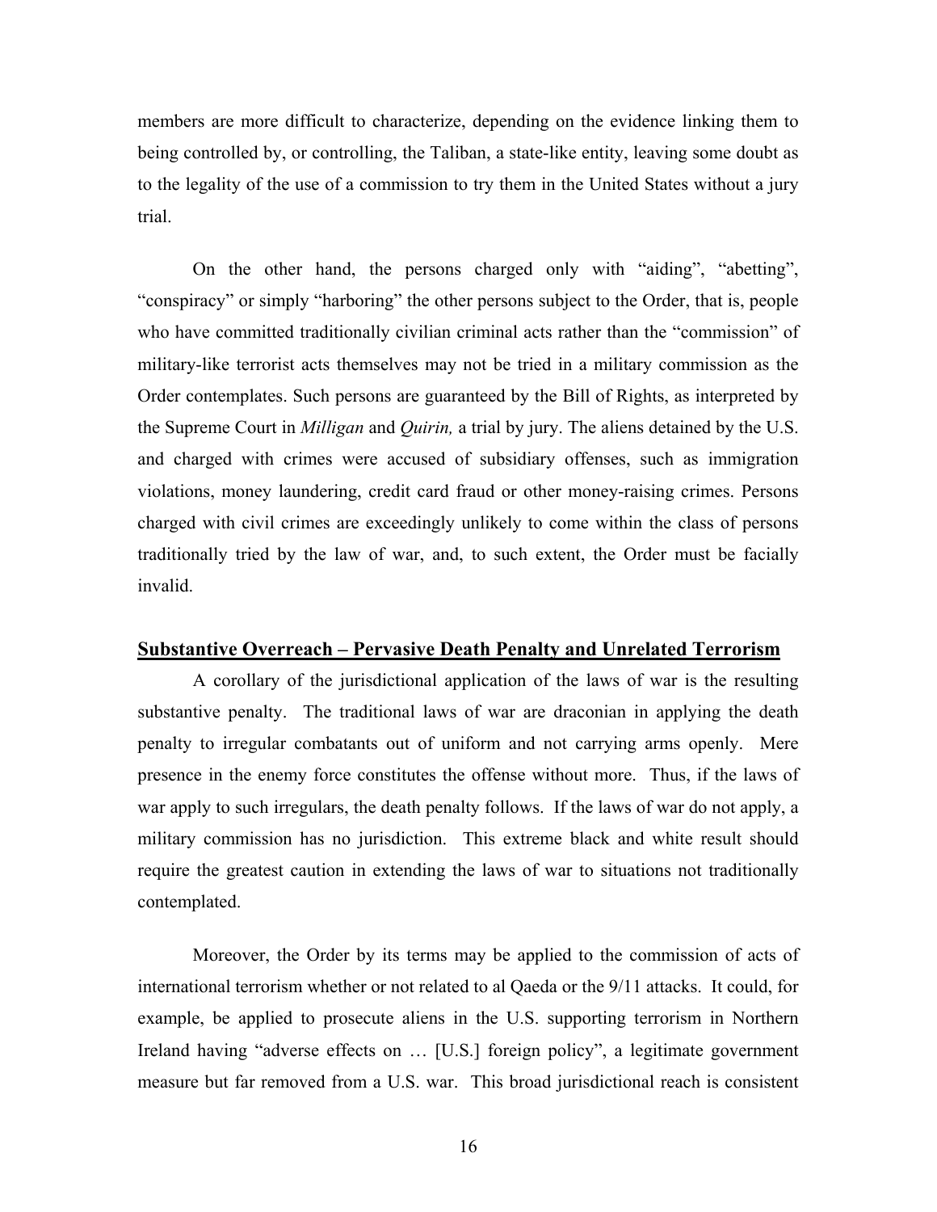members are more difficult to characterize, depending on the evidence linking them to being controlled by, or controlling, the Taliban, a state-like entity, leaving some doubt as to the legality of the use of a commission to try them in the United States without a jury trial.

On the other hand, the persons charged only with "aiding", "abetting", "conspiracy" or simply "harboring" the other persons subject to the Order, that is, people who have committed traditionally civilian criminal acts rather than the "commission" of military-like terrorist acts themselves may not be tried in a military commission as the Order contemplates. Such persons are guaranteed by the Bill of Rights, as interpreted by the Supreme Court in *Milligan* and *Quirin,* a trial by jury. The aliens detained by the U.S. and charged with crimes were accused of subsidiary offenses, such as immigration violations, money laundering, credit card fraud or other money-raising crimes. Persons charged with civil crimes are exceedingly unlikely to come within the class of persons traditionally tried by the law of war, and, to such extent, the Order must be facially invalid.

## Substantive Overreach – Pervasive Death Penalty and Unrelated Terrorism

A corollary of the jurisdictional application of the laws of war is the resulting substantive penalty. The traditional laws of war are draconian in applying the death penalty to irregular combatants out of uniform and not carrying arms openly. Mere presence in the enemy force constitutes the offense without more. Thus, if the laws of war apply to such irregulars, the death penalty follows. If the laws of war do not apply, a military commission has no jurisdiction. This extreme black and white result should require the greatest caution in extending the laws of war to situations not traditionally contemplated.

Moreover, the Order by its terms may be applied to the commission of acts of international terrorism whether or not related to al Qaeda or the 9/11 attacks. It could, for example, be applied to prosecute aliens in the U.S. supporting terrorism in Northern Ireland having "adverse effects on … [U.S.] foreign policy", a legitimate government measure but far removed from a U.S. war. This broad jurisdictional reach is consistent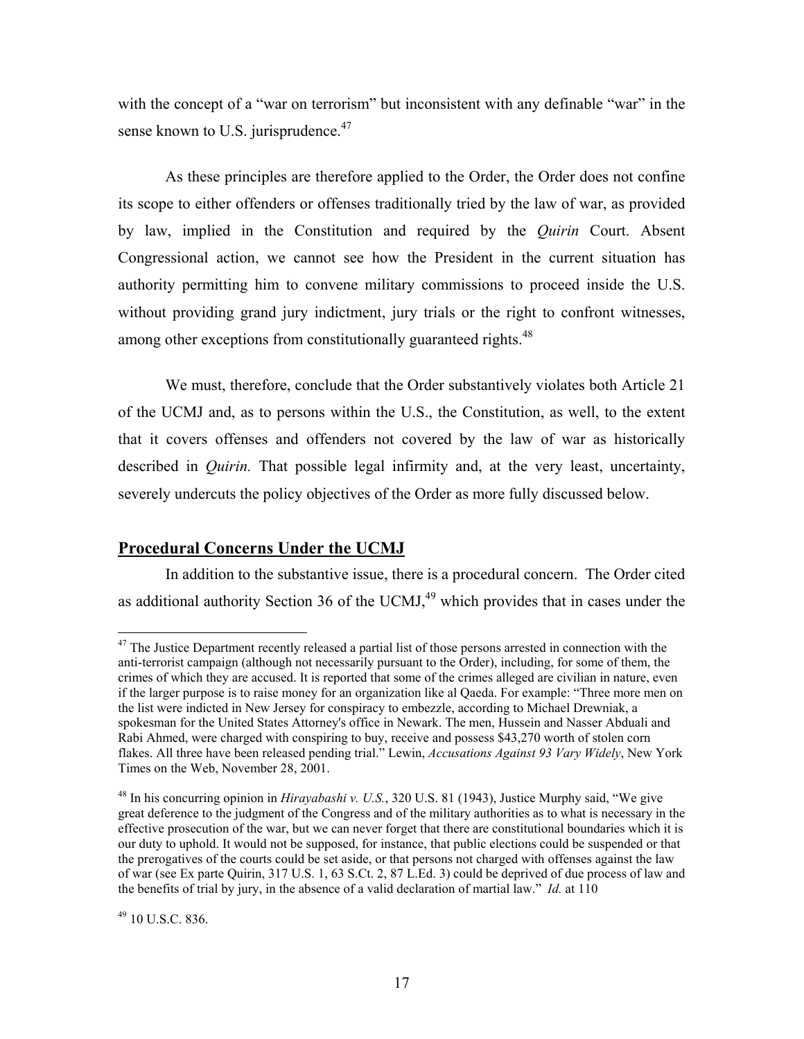with the concept of a "war on terrorism" but inconsistent with any definable "war" in the sense known to U.S. jurisprudence.[47]

As these principles are therefore applied to the Order, the Order does not confine its scope to either offenders or offenses traditionally tried by the law of war, as provided by law, implied in the Constitution and required by the *Quirin* Court. Absent Congressional action, we cannot see how the President in the current situation has authority permitting him to convene military commissions to proceed inside the U.S. without providing grand jury indictment, jury trials or the right to confront witnesses, among other exceptions from constitutionally guaranteed rights.[48]

We must, therefore, conclude that the Order substantively violates both Article 21 of the UCMJ and, as to persons within the U.S., the Constitution, as well, to the extent that it covers offenses and offenders not covered by the law of war as historically described in *Quirin.* That possible legal infirmity and, at the very least, uncertainty, severely undercuts the policy objectives of the Order as more fully discussed below.

## Procedural Concerns Under the UCMJ

In addition to the substantive issue, there is a procedural concern. The Order cited as additional authority Section 36 of the UCMJ,[49] which provides that in cases under the

---

[47] The Justice Department recently released a partial list of those persons arrested in connection with the anti-terrorist campaign (although not necessarily pursuant to the Order), including, for some of them, the crimes of which they are accused. It is reported that some of the crimes alleged are civilian in nature, even if the larger purpose is to raise money for an organization like al Qaeda. For example: "Three more men on the list were indicted in New Jersey for conspiracy to embezzle, according to Michael Drewniak, a spokesman for the United States Attorney's office in Newark. The men, Hussein and Nasser Abduali and Rabi Ahmed, were charged with conspiring to buy, receive and possess $43,270 worth of stolen corn flakes. All three have been released pending trial." Lewin, *Accusations Against 93 Vary Widely*, New York Times on the Web, November 28, 2001.

[48] In his concurring opinion in *Hirayabashi v. U.S.*, 320 U.S. 81 (1943), Justice Murphy said, "We give great deference to the judgment of the Congress and of the military authorities as to what is necessary in the effective prosecution of the war, but we can never forget that there are constitutional boundaries which it is our duty to uphold. It would not be supposed, for instance, that public elections could be suspended or that the prerogatives of the courts could be set aside, or that persons not charged with offenses against the law of war (see Ex parte Quirin, 317 U.S. 1, 63 S.Ct. 2, 87 L.Ed. 3) could be deprived of due process of law and the benefits of trial by jury, in the absence of a valid declaration of martial law." *Id.* at 110

[49] 10 U.S.C. 836.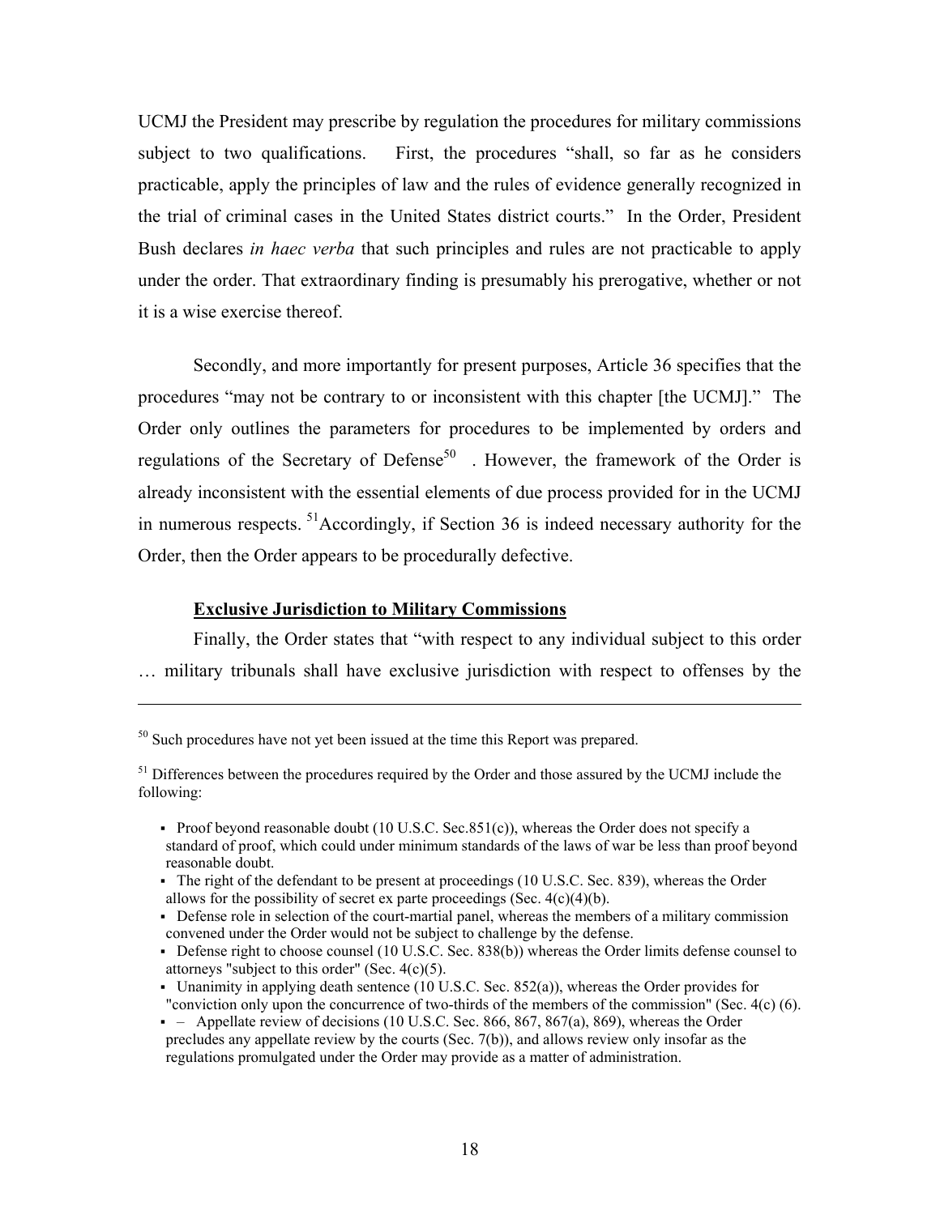UCMJ the President may prescribe by regulation the procedures for military commissions subject to two qualifications. First, the procedures "shall, so far as he considers practicable, apply the principles of law and the rules of evidence generally recognized in the trial of criminal cases in the United States district courts." In the Order, President Bush declares *in haec verba* that such principles and rules are not practicable to apply under the order. That extraordinary finding is presumably his prerogative, whether or not it is a wise exercise thereof.

Secondly, and more importantly for present purposes, Article 36 specifies that the procedures "may not be contrary to or inconsistent with this chapter [the UCMJ]." The Order only outlines the parameters for procedures to be implemented by orders and regulations of the Secretary of Defense[50] . However, the framework of the Order is already inconsistent with the essential elements of due process provided for in the UCMJ in numerous respects. [51]Accordingly, if Section 36 is indeed necessary authority for the Order, then the Order appears to be procedurally defective.

**Exclusive Jurisdiction to Military Commissions**

Finally, the Order states that "with respect to any individual subject to this order … military tribunals shall have exclusive jurisdiction with respect to offenses by the

---

[50] Such procedures have not yet been issued at the time this Report was prepared.

[51] Differences between the procedures required by the Order and those assured by the UCMJ include the following:

- Proof beyond reasonable doubt (10 U.S.C. Sec.851(c)), whereas the Order does not specify a standard of proof, which could under minimum standards of the laws of war be less than proof beyond reasonable doubt.
- The right of the defendant to be present at proceedings (10 U.S.C. Sec. 839), whereas the Order allows for the possibility of secret ex parte proceedings (Sec. 4(c)(4)(b).
- Defense role in selection of the court-martial panel, whereas the members of a military commission convened under the Order would not be subject to challenge by the defense.
- Defense right to choose counsel (10 U.S.C. Sec. 838(b)) whereas the Order limits defense counsel to attorneys "subject to this order" (Sec. 4(c)(5).
- Unanimity in applying death sentence (10 U.S.C. Sec. 852(a)), whereas the Order provides for "conviction only upon the concurrence of two-thirds of the members of the commission" (Sec. 4(c) (6).
- – Appellate review of decisions (10 U.S.C. Sec. 866, 867, 867(a), 869), whereas the Order precludes any appellate review by the courts (Sec. 7(b)), and allows review only insofar as the regulations promulgated under the Order may provide as a matter of administration.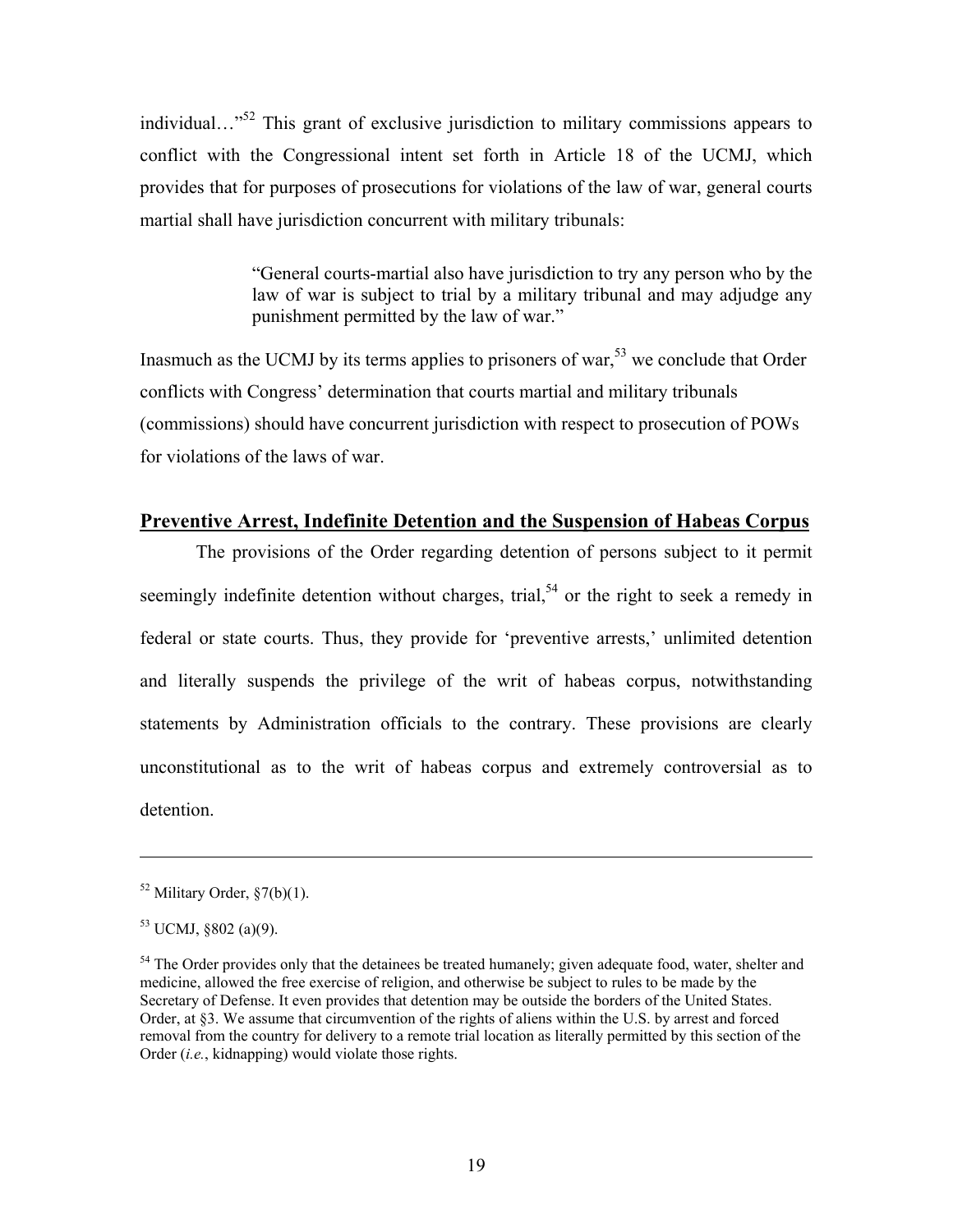individual…"[52] This grant of exclusive jurisdiction to military commissions appears to conflict with the Congressional intent set forth in Article 18 of the UCMJ, which provides that for purposes of prosecutions for violations of the law of war, general courts martial shall have jurisdiction concurrent with military tribunals:

> "General courts-martial also have jurisdiction to try any person who by the law of war is subject to trial by a military tribunal and may adjudge any punishment permitted by the law of war."

Inasmuch as the UCMJ by its terms applies to prisoners of war,[53] we conclude that Order conflicts with Congress' determination that courts martial and military tribunals (commissions) should have concurrent jurisdiction with respect to prosecution of POWs for violations of the laws of war.

## Preventive Arrest, Indefinite Detention and the Suspension of Habeas Corpus

The provisions of the Order regarding detention of persons subject to it permit seemingly indefinite detention without charges, trial,[54] or the right to seek a remedy in federal or state courts. Thus, they provide for 'preventive arrests,' unlimited detention and literally suspends the privilege of the writ of habeas corpus, notwithstanding statements by Administration officials to the contrary. These provisions are clearly unconstitutional as to the writ of habeas corpus and extremely controversial as to detention.

---

[52] Military Order, §7(b)(1).

[53] UCMJ, §802 (a)(9).

[54] The Order provides only that the detainees be treated humanely; given adequate food, water, shelter and medicine, allowed the free exercise of religion, and otherwise be subject to rules to be made by the Secretary of Defense. It even provides that detention may be outside the borders of the United States. Order, at §3. We assume that circumvention of the rights of aliens within the U.S. by arrest and forced removal from the country for delivery to a remote trial location as literally permitted by this section of the Order (*i.e.*, kidnapping) would violate those rights.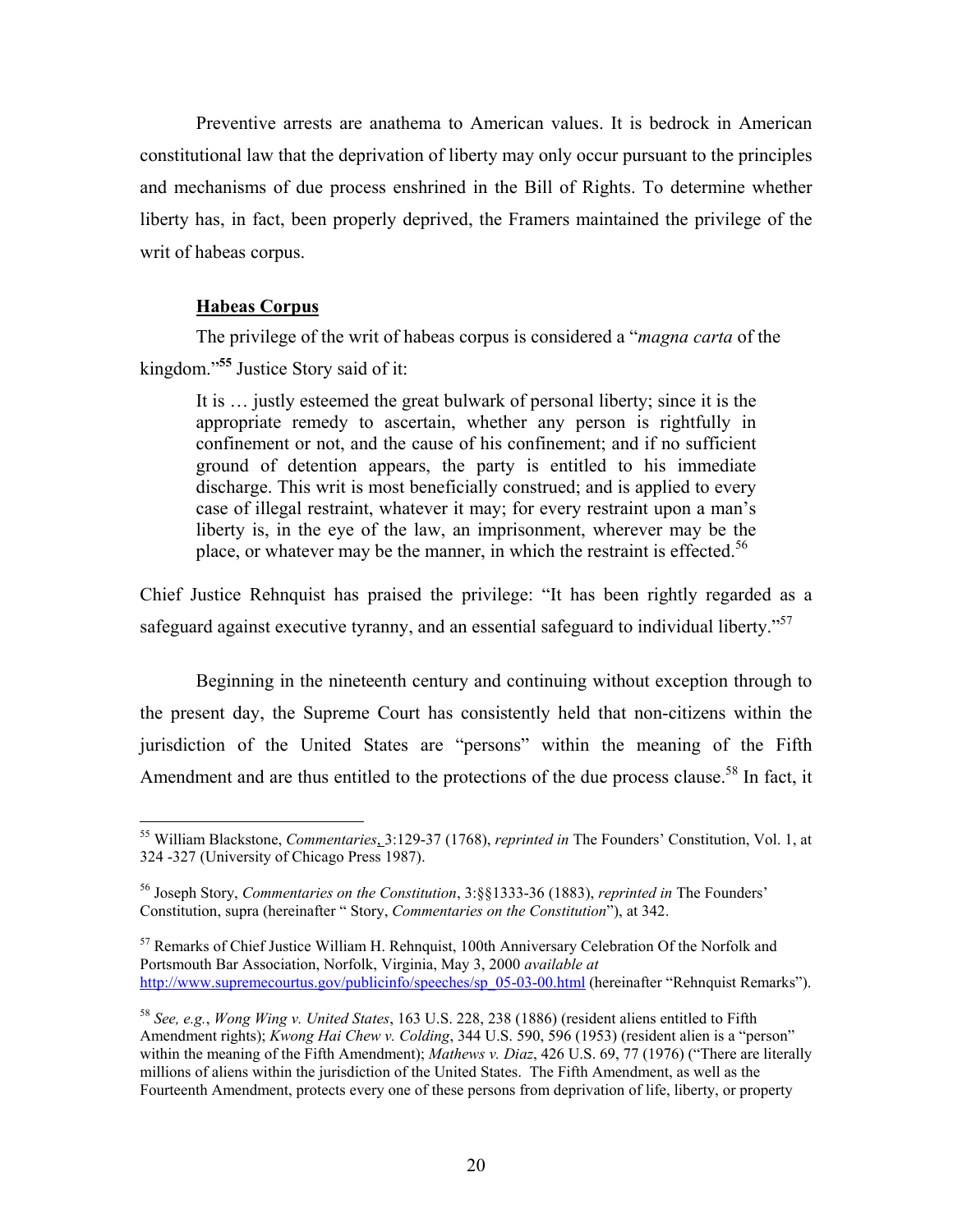Preventive arrests are anathema to American values. It is bedrock in American constitutional law that the deprivation of liberty may only occur pursuant to the principles and mechanisms of due process enshrined in the Bill of Rights. To determine whether liberty has, in fact, been properly deprived, the Framers maintained the privilege of the writ of habeas corpus.

**Habeas Corpus**

The privilege of the writ of habeas corpus is considered a "*magna carta* of the kingdom."[55] Justice Story said of it:

> It is … justly esteemed the great bulwark of personal liberty; since it is the appropriate remedy to ascertain, whether any person is rightfully in confinement or not, and the cause of his confinement; and if no sufficient ground of detention appears, the party is entitled to his immediate discharge. This writ is most beneficially construed; and is applied to every case of illegal restraint, whatever it may; for every restraint upon a man's liberty is, in the eye of the law, an imprisonment, wherever may be the place, or whatever may be the manner, in which the restraint is effected.[56]

Chief Justice Rehnquist has praised the privilege: "It has been rightly regarded as a safeguard against executive tyranny, and an essential safeguard to individual liberty."[57]

Beginning in the nineteenth century and continuing without exception through to the present day, the Supreme Court has consistently held that non-citizens within the jurisdiction of the United States are "persons" within the meaning of the Fifth Amendment and are thus entitled to the protections of the due process clause.[58] In fact, it

---

[55] William Blackstone, *Commentaries*, 3:129-37 (1768), *reprinted in* The Founders' Constitution, Vol. 1, at 324 -327 (University of Chicago Press 1987).

[56] Joseph Story, *Commentaries on the Constitution*, 3:§§1333-36 (1883), *reprinted in* The Founders' Constitution, supra (hereinafter " Story, *Commentaries on the Constitution*"), at 342.

[57] Remarks of Chief Justice William H. Rehnquist, 100th Anniversary Celebration Of the Norfolk and Portsmouth Bar Association, Norfolk, Virginia, May 3, 2000 *available at* http://www.supremecourtus.gov/publicinfo/speeches/sp_05-03-00.html (hereinafter "Rehnquist Remarks").

[58] *See, e.g.*, *Wong Wing v. United States*, 163 U.S. 228, 238 (1886) (resident aliens entitled to Fifth Amendment rights); *Kwong Hai Chew v. Colding*, 344 U.S. 590, 596 (1953) (resident alien is a "person" within the meaning of the Fifth Amendment); *Mathews v. Diaz*, 426 U.S. 69, 77 (1976) ("There are literally millions of aliens within the jurisdiction of the United States. The Fifth Amendment, as well as the Fourteenth Amendment, protects every one of these persons from deprivation of life, liberty, or property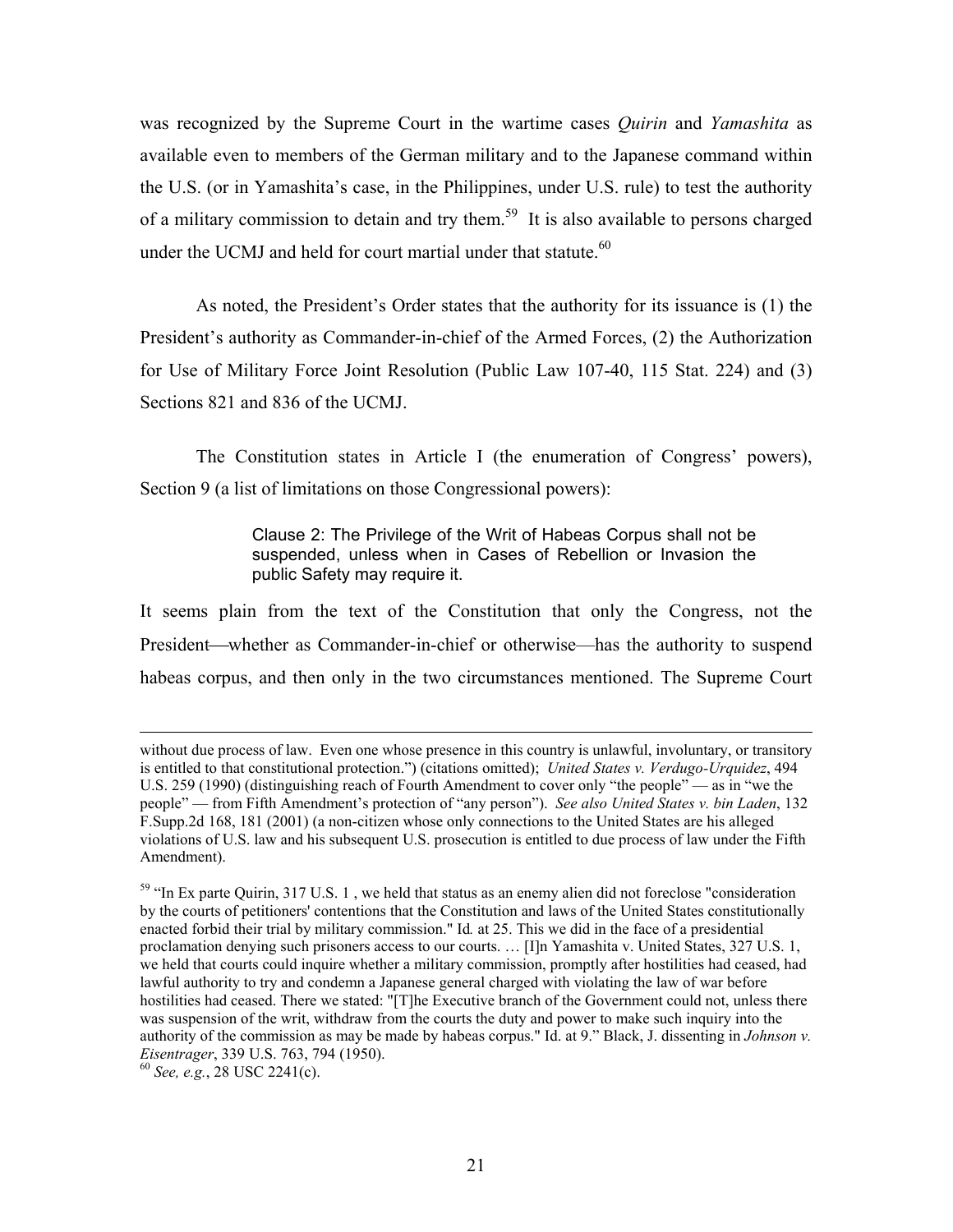was recognized by the Supreme Court in the wartime cases *Quirin* and *Yamashita* as available even to members of the German military and to the Japanese command within the U.S. (or in Yamashita's case, in the Philippines, under U.S. rule) to test the authority of a military commission to detain and try them.[59] It is also available to persons charged under the UCMJ and held for court martial under that statute.[60]

As noted, the President's Order states that the authority for its issuance is (1) the President's authority as Commander-in-chief of the Armed Forces, (2) the Authorization for Use of Military Force Joint Resolution (Public Law 107-40, 115 Stat. 224) and (3) Sections 821 and 836 of the UCMJ.

The Constitution states in Article I (the enumeration of Congress' powers), Section 9 (a list of limitations on those Congressional powers):

> Clause 2: The Privilege of the Writ of Habeas Corpus shall not be suspended, unless when in Cases of Rebellion or Invasion the public Safety may require it.

It seems plain from the text of the Constitution that only the Congress, not the President—whether as Commander-in-chief or otherwise—has the authority to suspend habeas corpus, and then only in the two circumstances mentioned. The Supreme Court

---

without due process of law. Even one whose presence in this country is unlawful, involuntary, or transitory is entitled to that constitutional protection.") (citations omitted); *United States v. Verdugo-Urquidez*, 494 U.S. 259 (1990) (distinguishing reach of Fourth Amendment to cover only "the people" — as in "we the people" — from Fifth Amendment's protection of "any person"). *See also United States v. bin Laden*, 132 F.Supp.2d 168, 181 (2001) (a non-citizen whose only connections to the United States are his alleged violations of U.S. law and his subsequent U.S. prosecution is entitled to due process of law under the Fifth Amendment).

[59] "In Ex parte Quirin, 317 U.S. 1 , we held that status as an enemy alien did not foreclose "consideration by the courts of petitioners' contentions that the Constitution and laws of the United States constitutionally enacted forbid their trial by military commission." Id*.* at 25. This we did in the face of a presidential proclamation denying such prisoners access to our courts. … [I]n Yamashita v. United States, 327 U.S. 1, we held that courts could inquire whether a military commission, promptly after hostilities had ceased, had lawful authority to try and condemn a Japanese general charged with violating the law of war before hostilities had ceased. There we stated: "[T]he Executive branch of the Government could not, unless there was suspension of the writ, withdraw from the courts the duty and power to make such inquiry into the authority of the commission as may be made by habeas corpus." Id. at 9." Black, J. dissenting in *Johnson v. Eisentrager*, 339 U.S. 763, 794 (1950).

[60] *See, e.g.*, 28 USC 2241(c).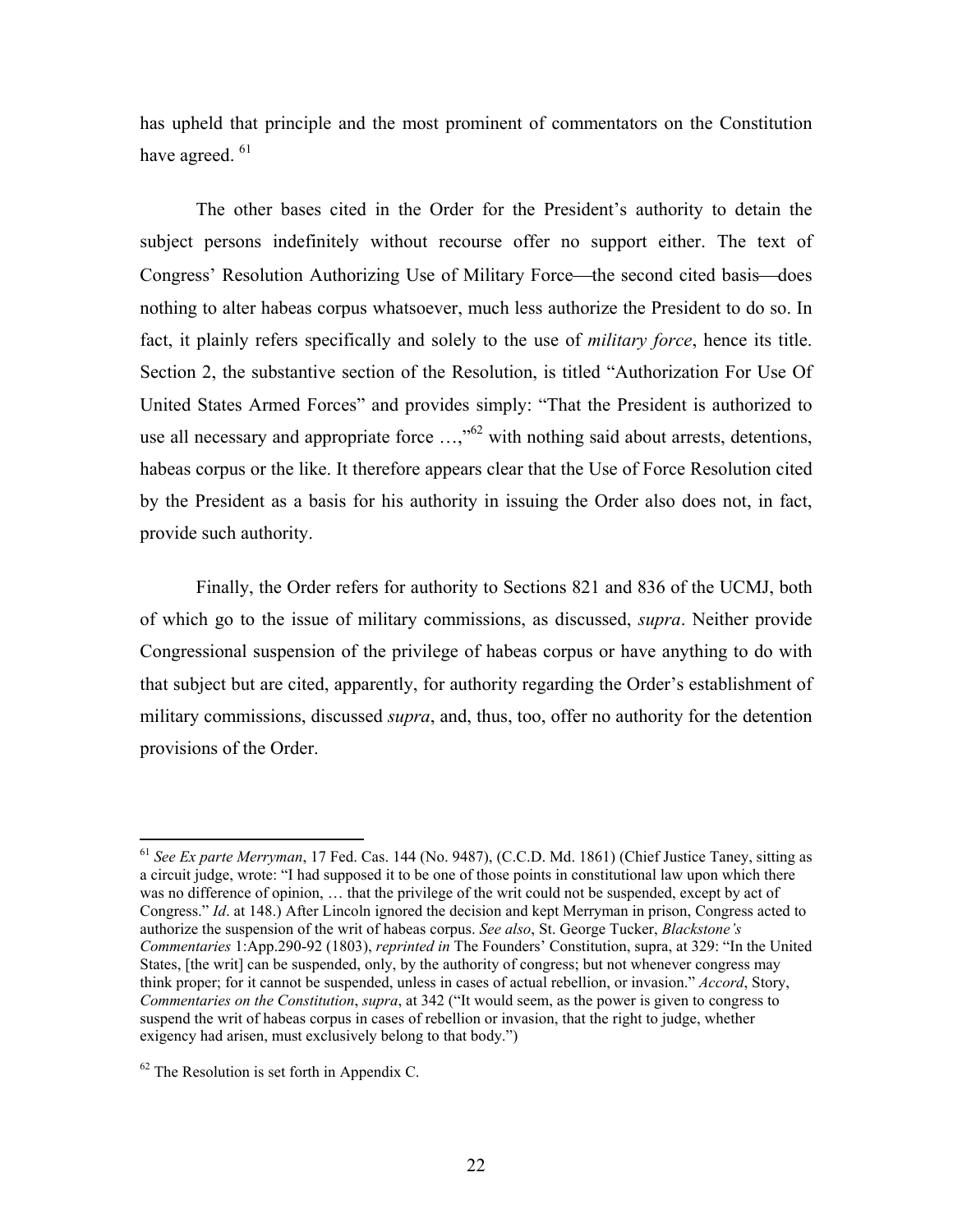has upheld that principle and the most prominent of commentators on the Constitution have agreed. [61]

The other bases cited in the Order for the President's authority to detain the subject persons indefinitely without recourse offer no support either. The text of Congress' Resolution Authorizing Use of Military Force—the second cited basis—does nothing to alter habeas corpus whatsoever, much less authorize the President to do so. In fact, it plainly refers specifically and solely to the use of *military force*, hence its title. Section 2, the substantive section of the Resolution, is titled "Authorization For Use Of United States Armed Forces" and provides simply: "That the President is authorized to use all necessary and appropriate force …,"[62] with nothing said about arrests, detentions, habeas corpus or the like. It therefore appears clear that the Use of Force Resolution cited by the President as a basis for his authority in issuing the Order also does not, in fact, provide such authority.

Finally, the Order refers for authority to Sections 821 and 836 of the UCMJ, both of which go to the issue of military commissions, as discussed, *supra*. Neither provide Congressional suspension of the privilege of habeas corpus or have anything to do with that subject but are cited, apparently, for authority regarding the Order's establishment of military commissions, discussed *supra*, and, thus, too, offer no authority for the detention provisions of the Order.

---

[61] *See Ex parte Merryman*, 17 Fed. Cas. 144 (No. 9487), (C.C.D. Md. 1861) (Chief Justice Taney, sitting as a circuit judge, wrote: "I had supposed it to be one of those points in constitutional law upon which there was no difference of opinion, … that the privilege of the writ could not be suspended, except by act of Congress." *Id*. at 148.) After Lincoln ignored the decision and kept Merryman in prison, Congress acted to authorize the suspension of the writ of habeas corpus. *See also*, St. George Tucker, *Blackstone's Commentaries* 1:App.290-92 (1803), *reprinted in* The Founders' Constitution, supra, at 329: "In the United States, [the writ] can be suspended, only, by the authority of congress; but not whenever congress may think proper; for it cannot be suspended, unless in cases of actual rebellion, or invasion." *Accord*, Story, *Commentaries on the Constitution*, *supra*, at 342 ("It would seem, as the power is given to congress to suspend the writ of habeas corpus in cases of rebellion or invasion, that the right to judge, whether exigency had arisen, must exclusively belong to that body.")

[62] The Resolution is set forth in Appendix C.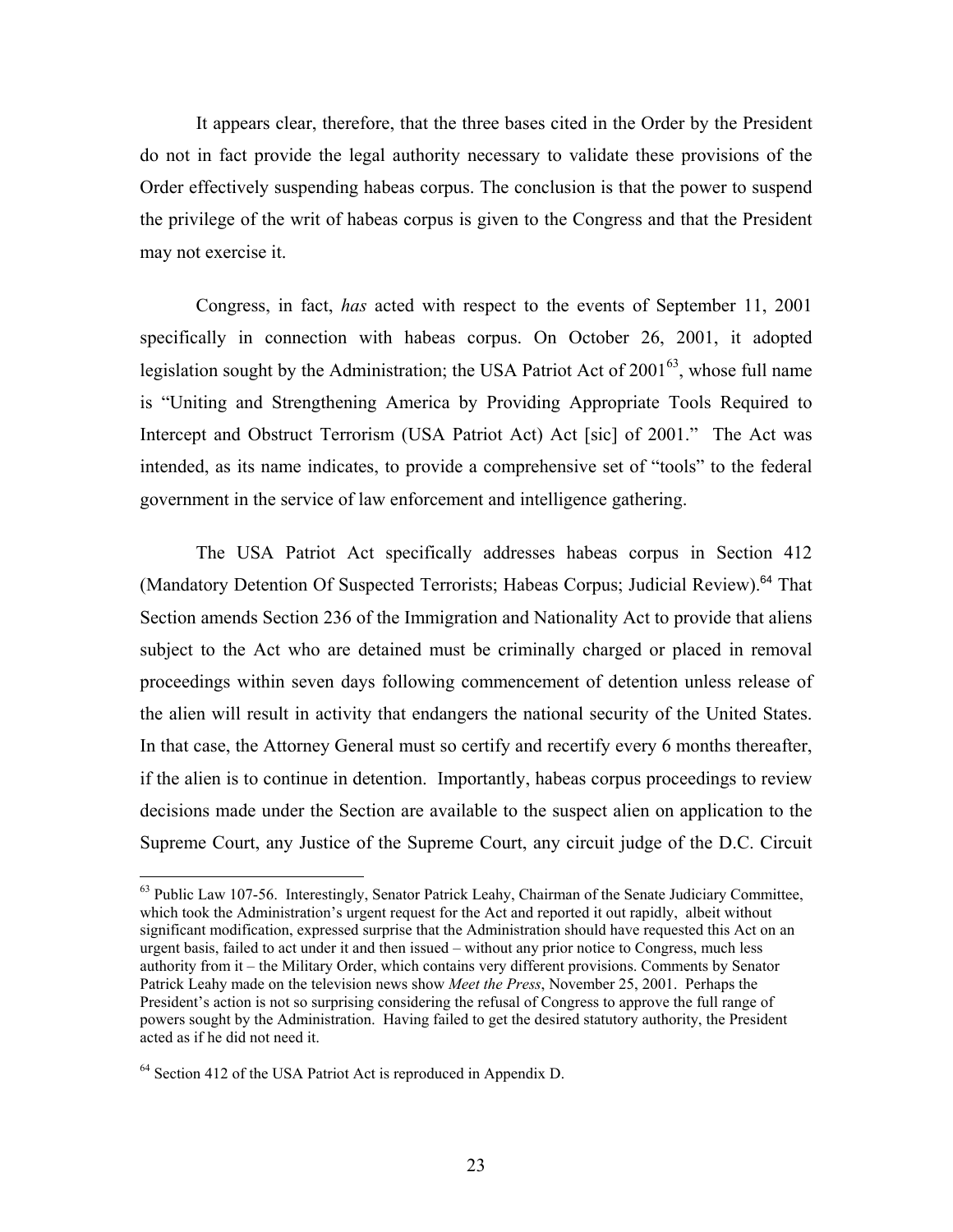It appears clear, therefore, that the three bases cited in the Order by the President do not in fact provide the legal authority necessary to validate these provisions of the Order effectively suspending habeas corpus. The conclusion is that the power to suspend the privilege of the writ of habeas corpus is given to the Congress and that the President may not exercise it.

Congress, in fact, *has* acted with respect to the events of September 11, 2001 specifically in connection with habeas corpus. On October 26, 2001, it adopted legislation sought by the Administration; the USA Patriot Act of 2001[63], whose full name is "Uniting and Strengthening America by Providing Appropriate Tools Required to Intercept and Obstruct Terrorism (USA Patriot Act) Act [sic] of 2001." The Act was intended, as its name indicates, to provide a comprehensive set of "tools" to the federal government in the service of law enforcement and intelligence gathering.

The USA Patriot Act specifically addresses habeas corpus in Section 412 (Mandatory Detention Of Suspected Terrorists; Habeas Corpus; Judicial Review).[64] That Section amends Section 236 of the Immigration and Nationality Act to provide that aliens subject to the Act who are detained must be criminally charged or placed in removal proceedings within seven days following commencement of detention unless release of the alien will result in activity that endangers the national security of the United States. In that case, the Attorney General must so certify and recertify every 6 months thereafter, if the alien is to continue in detention. Importantly, habeas corpus proceedings to review decisions made under the Section are available to the suspect alien on application to the Supreme Court, any Justice of the Supreme Court, any circuit judge of the D.C. Circuit

---

[63] Public Law 107-56. Interestingly, Senator Patrick Leahy, Chairman of the Senate Judiciary Committee, which took the Administration's urgent request for the Act and reported it out rapidly, albeit without significant modification, expressed surprise that the Administration should have requested this Act on an urgent basis, failed to act under it and then issued – without any prior notice to Congress, much less authority from it – the Military Order, which contains very different provisions. Comments by Senator Patrick Leahy made on the television news show *Meet the Press*, November 25, 2001. Perhaps the President's action is not so surprising considering the refusal of Congress to approve the full range of powers sought by the Administration. Having failed to get the desired statutory authority, the President acted as if he did not need it.

[64] Section 412 of the USA Patriot Act is reproduced in Appendix D.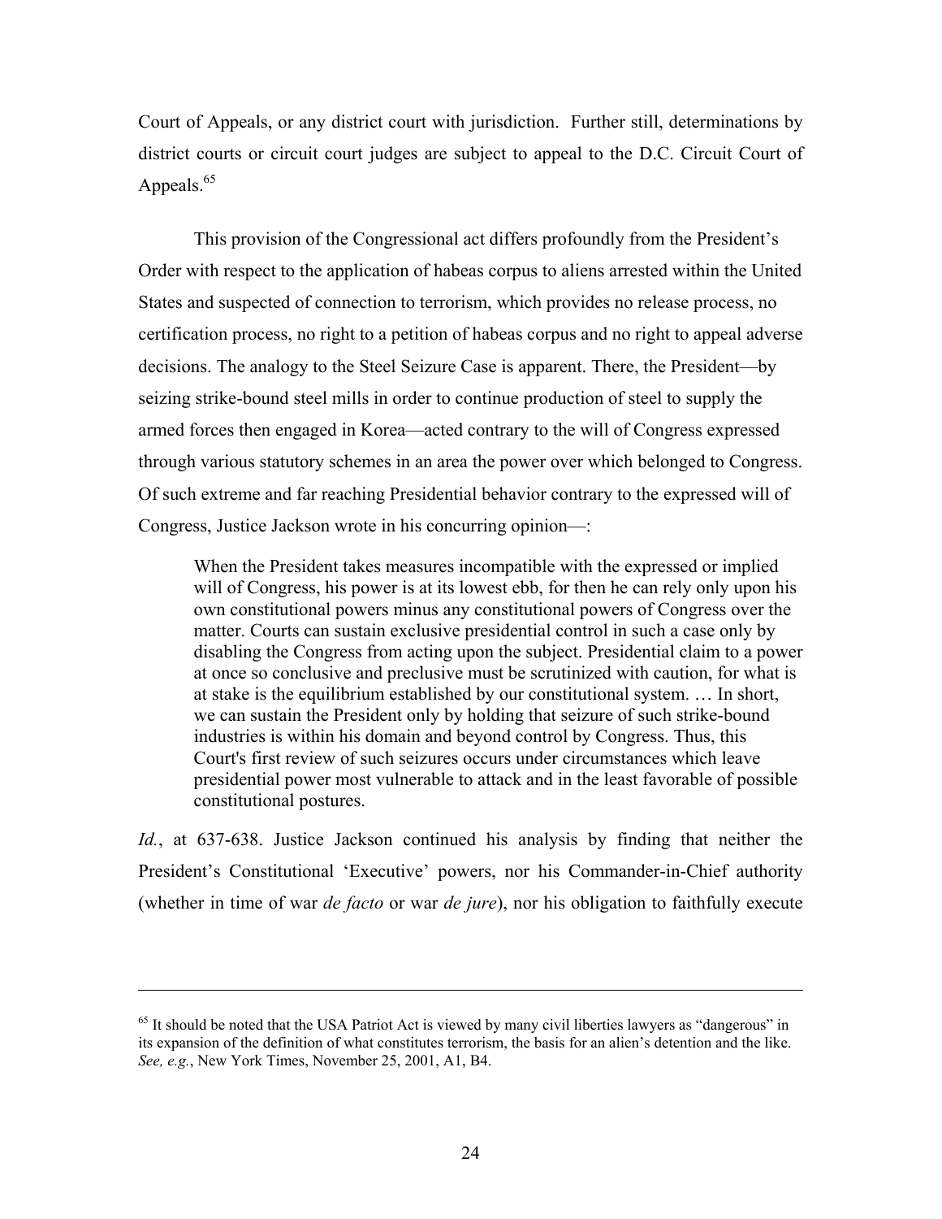Court of Appeals, or any district court with jurisdiction. Further still, determinations by district courts or circuit court judges are subject to appeal to the D.C. Circuit Court of Appeals.[65]

This provision of the Congressional act differs profoundly from the President's Order with respect to the application of habeas corpus to aliens arrested within the United States and suspected of connection to terrorism, which provides no release process, no certification process, no right to a petition of habeas corpus and no right to appeal adverse decisions. The analogy to the Steel Seizure Case is apparent. There, the President—by seizing strike-bound steel mills in order to continue production of steel to supply the armed forces then engaged in Korea—acted contrary to the will of Congress expressed through various statutory schemes in an area the power over which belonged to Congress. Of such extreme and far reaching Presidential behavior contrary to the expressed will of Congress, Justice Jackson wrote in his concurring opinion—:

> When the President takes measures incompatible with the expressed or implied will of Congress, his power is at its lowest ebb, for then he can rely only upon his own constitutional powers minus any constitutional powers of Congress over the matter. Courts can sustain exclusive presidential control in such a case only by disabling the Congress from acting upon the subject. Presidential claim to a power at once so conclusive and preclusive must be scrutinized with caution, for what is at stake is the equilibrium established by our constitutional system. … In short, we can sustain the President only by holding that seizure of such strike-bound industries is within his domain and beyond control by Congress. Thus, this Court's first review of such seizures occurs under circumstances which leave presidential power most vulnerable to attack and in the least favorable of possible constitutional postures.

*Id.*, at 637-638. Justice Jackson continued his analysis by finding that neither the President's Constitutional 'Executive' powers, nor his Commander-in-Chief authority (whether in time of war *de facto* or war *de jure*), nor his obligation to faithfully execute

---

[65] It should be noted that the USA Patriot Act is viewed by many civil liberties lawyers as "dangerous" in its expansion of the definition of what constitutes terrorism, the basis for an alien's detention and the like. *See, e.g.*, New York Times, November 25, 2001, A1, B4.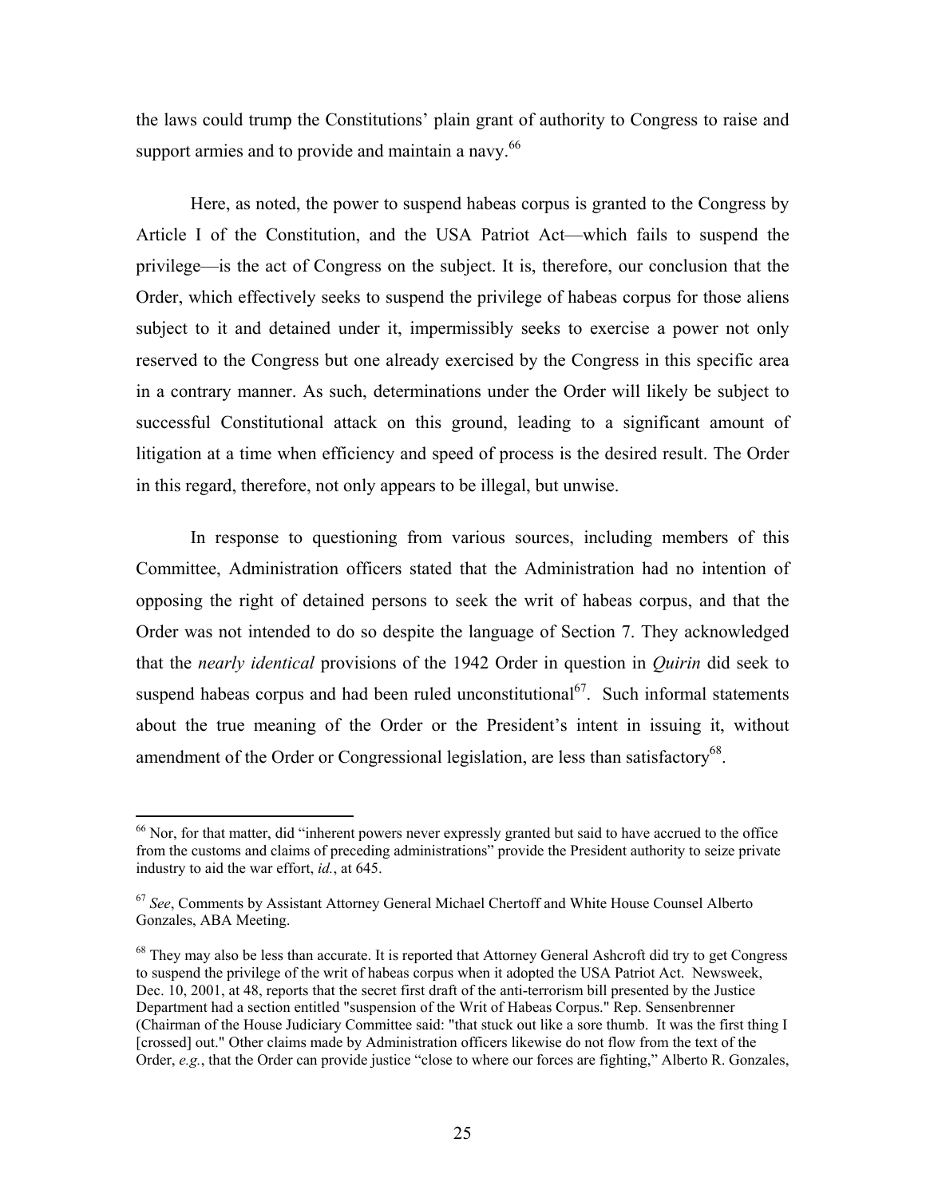the laws could trump the Constitutions' plain grant of authority to Congress to raise and support armies and to provide and maintain a navy.[66]

Here, as noted, the power to suspend habeas corpus is granted to the Congress by Article I of the Constitution, and the USA Patriot Act—which fails to suspend the privilege—is the act of Congress on the subject. It is, therefore, our conclusion that the Order, which effectively seeks to suspend the privilege of habeas corpus for those aliens subject to it and detained under it, impermissibly seeks to exercise a power not only reserved to the Congress but one already exercised by the Congress in this specific area in a contrary manner. As such, determinations under the Order will likely be subject to successful Constitutional attack on this ground, leading to a significant amount of litigation at a time when efficiency and speed of process is the desired result. The Order in this regard, therefore, not only appears to be illegal, but unwise.

In response to questioning from various sources, including members of this Committee, Administration officers stated that the Administration had no intention of opposing the right of detained persons to seek the writ of habeas corpus, and that the Order was not intended to do so despite the language of Section 7. They acknowledged that the *nearly identical* provisions of the 1942 Order in question in *Quirin* did seek to suspend habeas corpus and had been ruled unconstitutional[67]. Such informal statements about the true meaning of the Order or the President's intent in issuing it, without amendment of the Order or Congressional legislation, are less than satisfactory[68].

---

[66] Nor, for that matter, did "inherent powers never expressly granted but said to have accrued to the office from the customs and claims of preceding administrations" provide the President authority to seize private industry to aid the war effort, *id.*, at 645.

[67] *See*, Comments by Assistant Attorney General Michael Chertoff and White House Counsel Alberto Gonzales, ABA Meeting.

[68] They may also be less than accurate. It is reported that Attorney General Ashcroft did try to get Congress to suspend the privilege of the writ of habeas corpus when it adopted the USA Patriot Act. Newsweek, Dec. 10, 2001, at 48, reports that the secret first draft of the anti-terrorism bill presented by the Justice Department had a section entitled "suspension of the Writ of Habeas Corpus." Rep. Sensenbrenner (Chairman of the House Judiciary Committee said: "that stuck out like a sore thumb. It was the first thing I [crossed] out." Other claims made by Administration officers likewise do not flow from the text of the Order, *e.g.*, that the Order can provide justice "close to where our forces are fighting," Alberto R. Gonzales,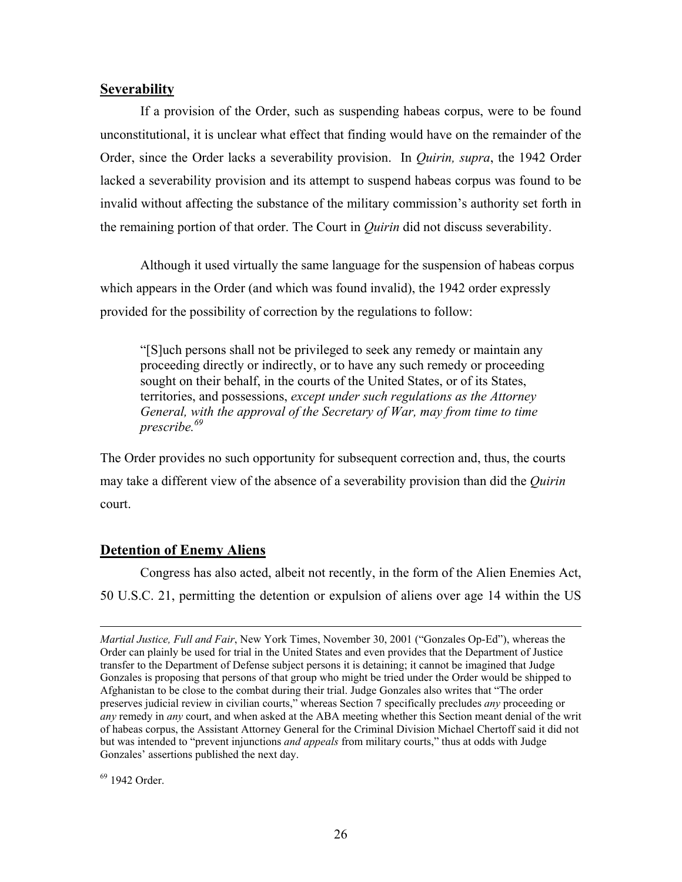## Severability

If a provision of the Order, such as suspending habeas corpus, were to be found unconstitutional, it is unclear what effect that finding would have on the remainder of the Order, since the Order lacks a severability provision. In *Quirin, supra*, the 1942 Order lacked a severability provision and its attempt to suspend habeas corpus was found to be invalid without affecting the substance of the military commission's authority set forth in the remaining portion of that order. The Court in *Quirin* did not discuss severability.

Although it used virtually the same language for the suspension of habeas corpus which appears in the Order (and which was found invalid), the 1942 order expressly provided for the possibility of correction by the regulations to follow:

> "[S]uch persons shall not be privileged to seek any remedy or maintain any proceeding directly or indirectly, or to have any such remedy or proceeding sought on their behalf, in the courts of the United States, or of its States, territories, and possessions, *except under such regulations as the Attorney General, with the approval of the Secretary of War, may from time to time prescribe.*[69]

The Order provides no such opportunity for subsequent correction and, thus, the courts may take a different view of the absence of a severability provision than did the *Quirin* court.

## Detention of Enemy Aliens

Congress has also acted, albeit not recently, in the form of the Alien Enemies Act, 50 U.S.C. 21, permitting the detention or expulsion of aliens over age 14 within the US

---

*Martial Justice, Full and Fair*, New York Times, November 30, 2001 ("Gonzales Op-Ed"), whereas the Order can plainly be used for trial in the United States and even provides that the Department of Justice transfer to the Department of Defense subject persons it is detaining; it cannot be imagined that Judge Gonzales is proposing that persons of that group who might be tried under the Order would be shipped to Afghanistan to be close to the combat during their trial. Judge Gonzales also writes that "The order preserves judicial review in civilian courts," whereas Section 7 specifically precludes *any* proceeding or *any* remedy in *any* court, and when asked at the ABA meeting whether this Section meant denial of the writ of habeas corpus, the Assistant Attorney General for the Criminal Division Michael Chertoff said it did not but was intended to "prevent injunctions *and appeals* from military courts," thus at odds with Judge Gonzales' assertions published the next day.

[69] 1942 Order.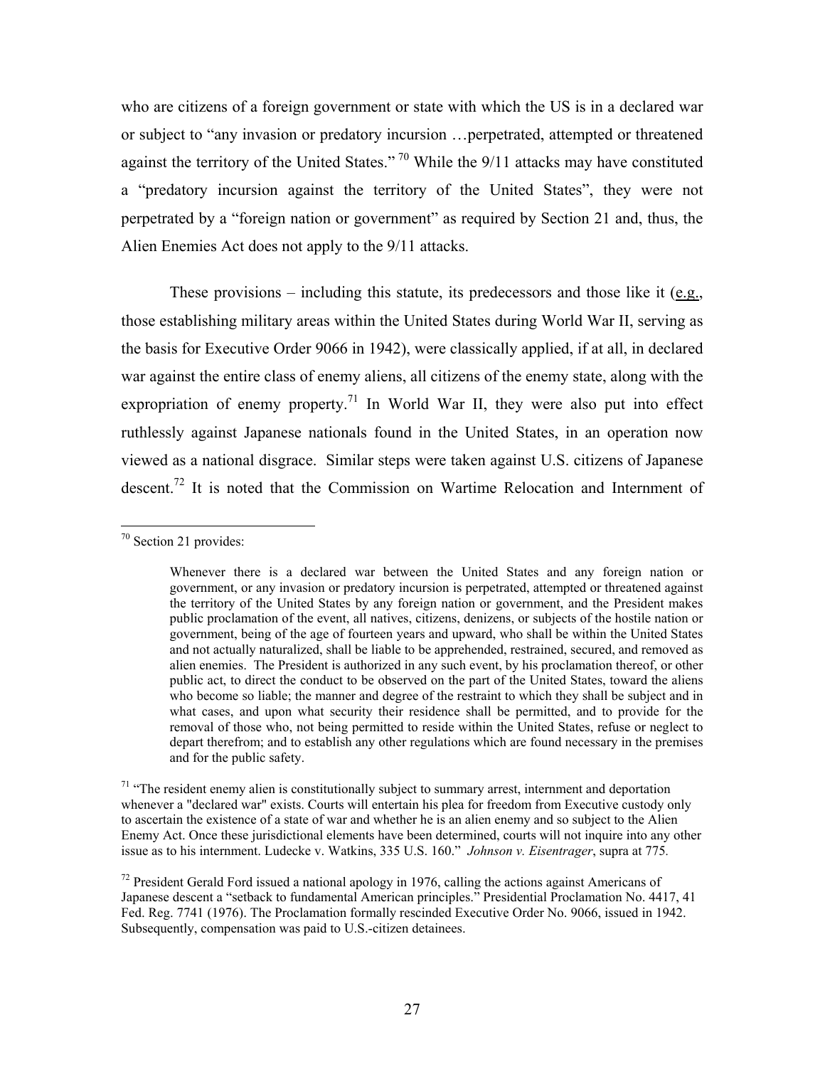who are citizens of a foreign government or state with which the US is in a declared war or subject to "any invasion or predatory incursion …perpetrated, attempted or threatened against the territory of the United States." [70] While the 9/11 attacks may have constituted a "predatory incursion against the territory of the United States", they were not perpetrated by a "foreign nation or government" as required by Section 21 and, thus, the Alien Enemies Act does not apply to the 9/11 attacks.

These provisions – including this statute, its predecessors and those like it (<u>e.g.</u>, those establishing military areas within the United States during World War II, serving as the basis for Executive Order 9066 in 1942), were classically applied, if at all, in declared war against the entire class of enemy aliens, all citizens of the enemy state, along with the expropriation of enemy property.[71] In World War II, they were also put into effect ruthlessly against Japanese nationals found in the United States, in an operation now viewed as a national disgrace. Similar steps were taken against U.S. citizens of Japanese descent.[72] It is noted that the Commission on Wartime Relocation and Internment of

---

[70] Section 21 provides:

> Whenever there is a declared war between the United States and any foreign nation or government, or any invasion or predatory incursion is perpetrated, attempted or threatened against the territory of the United States by any foreign nation or government, and the President makes public proclamation of the event, all natives, citizens, denizens, or subjects of the hostile nation or government, being of the age of fourteen years and upward, who shall be within the United States and not actually naturalized, shall be liable to be apprehended, restrained, secured, and removed as alien enemies. The President is authorized in any such event, by his proclamation thereof, or other public act, to direct the conduct to be observed on the part of the United States, toward the aliens who become so liable; the manner and degree of the restraint to which they shall be subject and in what cases, and upon what security their residence shall be permitted, and to provide for the removal of those who, not being permitted to reside within the United States, refuse or neglect to depart therefrom; and to establish any other regulations which are found necessary in the premises and for the public safety.

[71] "The resident enemy alien is constitutionally subject to summary arrest, internment and deportation whenever a "declared war" exists. Courts will entertain his plea for freedom from Executive custody only to ascertain the existence of a state of war and whether he is an alien enemy and so subject to the Alien Enemy Act. Once these jurisdictional elements have been determined, courts will not inquire into any other issue as to his internment. Ludecke v. Watkins, 335 U.S. 160." *Johnson v. Eisentrager*, supra at 775.

[72] President Gerald Ford issued a national apology in 1976, calling the actions against Americans of Japanese descent a "setback to fundamental American principles." Presidential Proclamation No. 4417, 41 Fed. Reg. 7741 (1976). The Proclamation formally rescinded Executive Order No. 9066, issued in 1942. Subsequently, compensation was paid to U.S.-citizen detainees.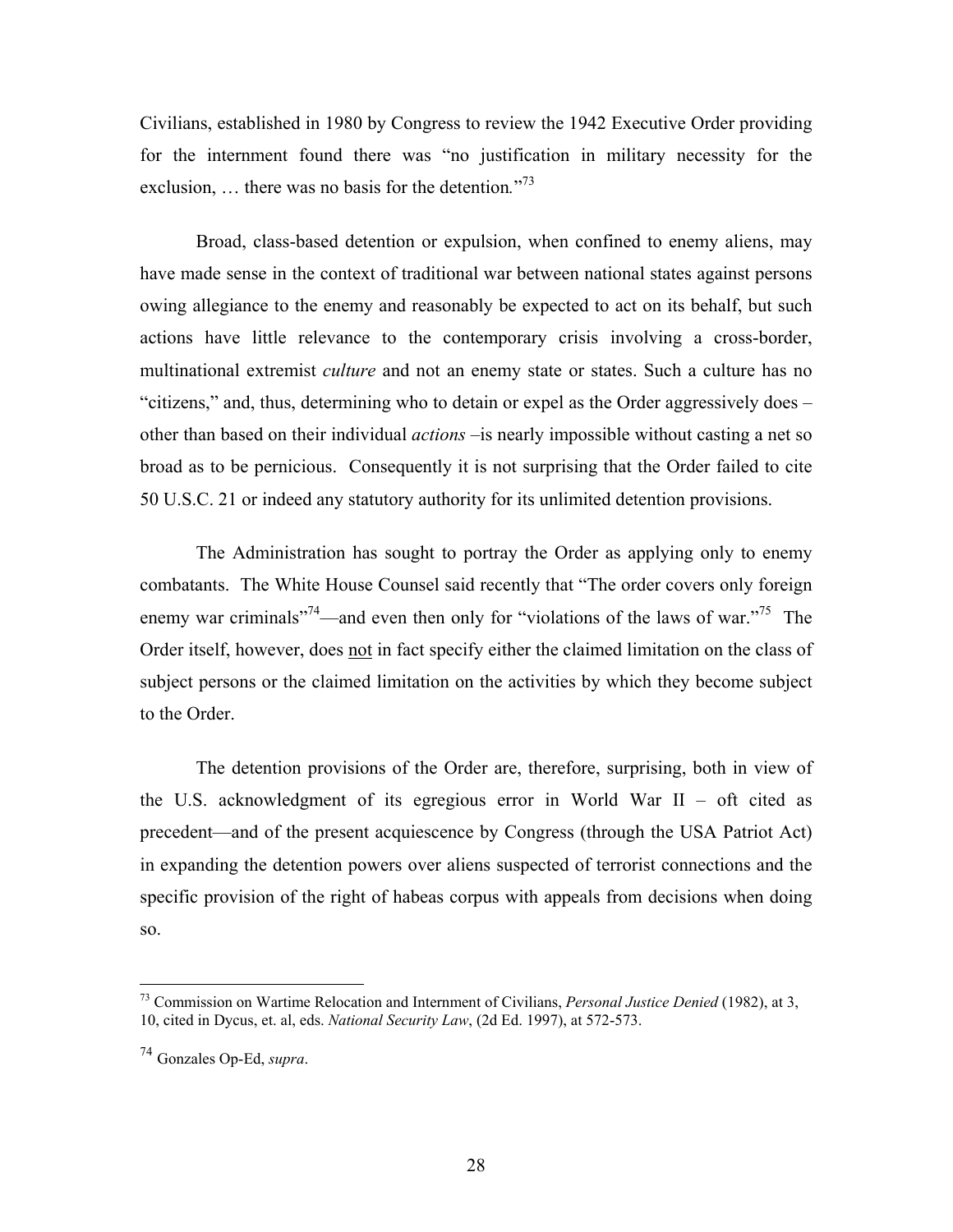Civilians, established in 1980 by Congress to review the 1942 Executive Order providing for the internment found there was "no justification in military necessity for the exclusion, … there was no basis for the detention."[73]

Broad, class-based detention or expulsion, when confined to enemy aliens, may have made sense in the context of traditional war between national states against persons owing allegiance to the enemy and reasonably be expected to act on its behalf, but such actions have little relevance to the contemporary crisis involving a cross-border, multinational extremist *culture* and not an enemy state or states. Such a culture has no "citizens," and, thus, determining who to detain or expel as the Order aggressively does – other than based on their individual *actions* –is nearly impossible without casting a net so broad as to be pernicious. Consequently it is not surprising that the Order failed to cite 50 U.S.C. 21 or indeed any statutory authority for its unlimited detention provisions.

The Administration has sought to portray the Order as applying only to enemy combatants. The White House Counsel said recently that "The order covers only foreign enemy war criminals"[74]—and even then only for "violations of the laws of war."[75] The Order itself, however, does <u>not</u> in fact specify either the claimed limitation on the class of subject persons or the claimed limitation on the activities by which they become subject to the Order.

The detention provisions of the Order are, therefore, surprising, both in view of the U.S. acknowledgment of its egregious error in World War II – oft cited as precedent—and of the present acquiescence by Congress (through the USA Patriot Act) in expanding the detention powers over aliens suspected of terrorist connections and the specific provision of the right of habeas corpus with appeals from decisions when doing so.

---

[73] Commission on Wartime Relocation and Internment of Civilians, *Personal Justice Denied* (1982), at 3, 10, cited in Dycus, et. al, eds. *National Security Law*, (2d Ed. 1997), at 572-573.

[74] Gonzales Op-Ed, *supra*.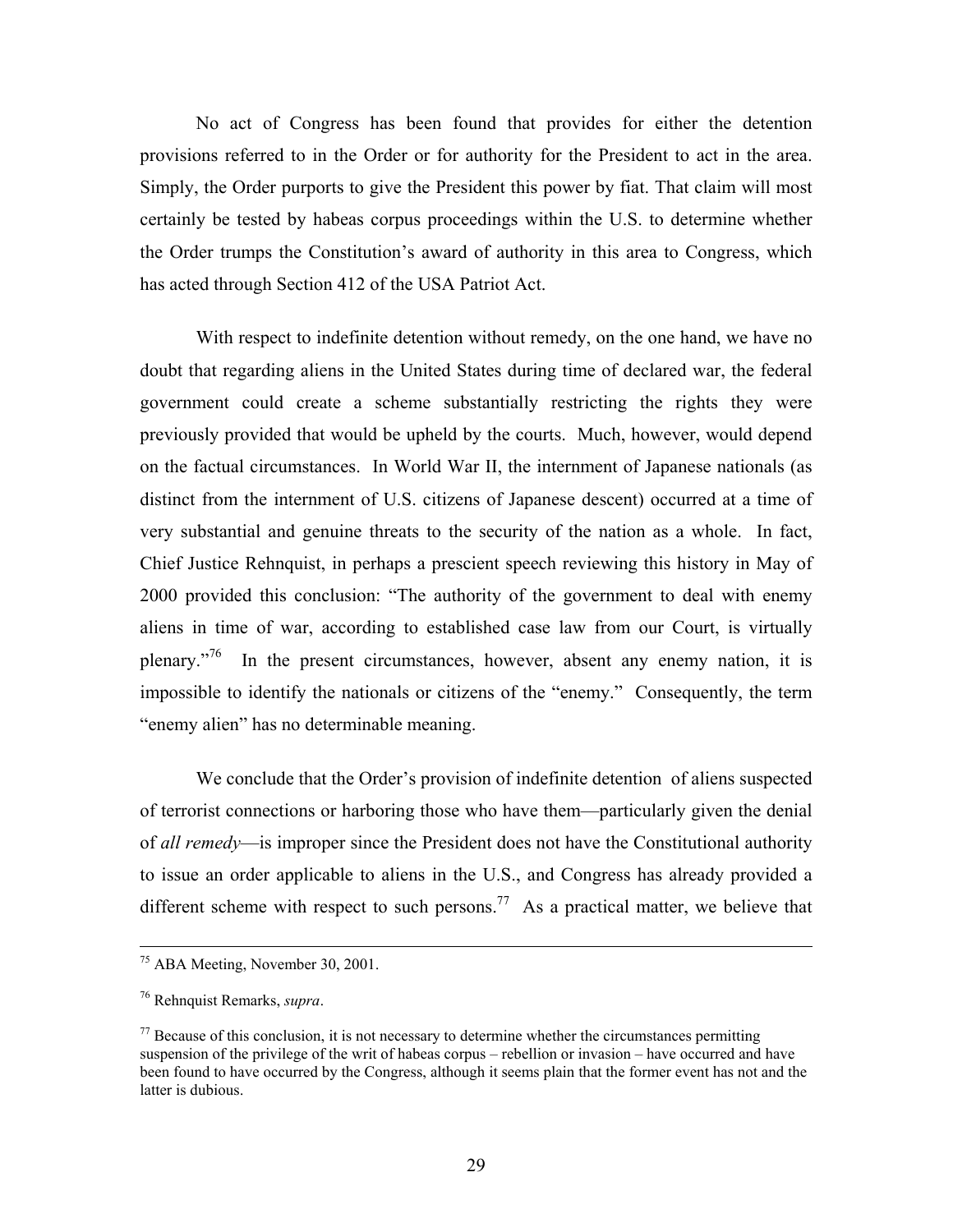No act of Congress has been found that provides for either the detention provisions referred to in the Order or for authority for the President to act in the area. Simply, the Order purports to give the President this power by fiat. That claim will most certainly be tested by habeas corpus proceedings within the U.S. to determine whether the Order trumps the Constitution's award of authority in this area to Congress, which has acted through Section 412 of the USA Patriot Act.

With respect to indefinite detention without remedy, on the one hand, we have no doubt that regarding aliens in the United States during time of declared war, the federal government could create a scheme substantially restricting the rights they were previously provided that would be upheld by the courts. Much, however, would depend on the factual circumstances. In World War II, the internment of Japanese nationals (as distinct from the internment of U.S. citizens of Japanese descent) occurred at a time of very substantial and genuine threats to the security of the nation as a whole. In fact, Chief Justice Rehnquist, in perhaps a prescient speech reviewing this history in May of 2000 provided this conclusion: "The authority of the government to deal with enemy aliens in time of war, according to established case law from our Court, is virtually plenary."[76] In the present circumstances, however, absent any enemy nation, it is impossible to identify the nationals or citizens of the "enemy." Consequently, the term "enemy alien" has no determinable meaning.

We conclude that the Order's provision of indefinite detention of aliens suspected of terrorist connections or harboring those who have them—particularly given the denial of *all remedy*—is improper since the President does not have the Constitutional authority to issue an order applicable to aliens in the U.S., and Congress has already provided a different scheme with respect to such persons.[77] As a practical matter, we believe that

---

[75] ABA Meeting, November 30, 2001.

[76] Rehnquist Remarks, *supra*.

[77] Because of this conclusion, it is not necessary to determine whether the circumstances permitting suspension of the privilege of the writ of habeas corpus – rebellion or invasion – have occurred and have been found to have occurred by the Congress, although it seems plain that the former event has not and the latter is dubious.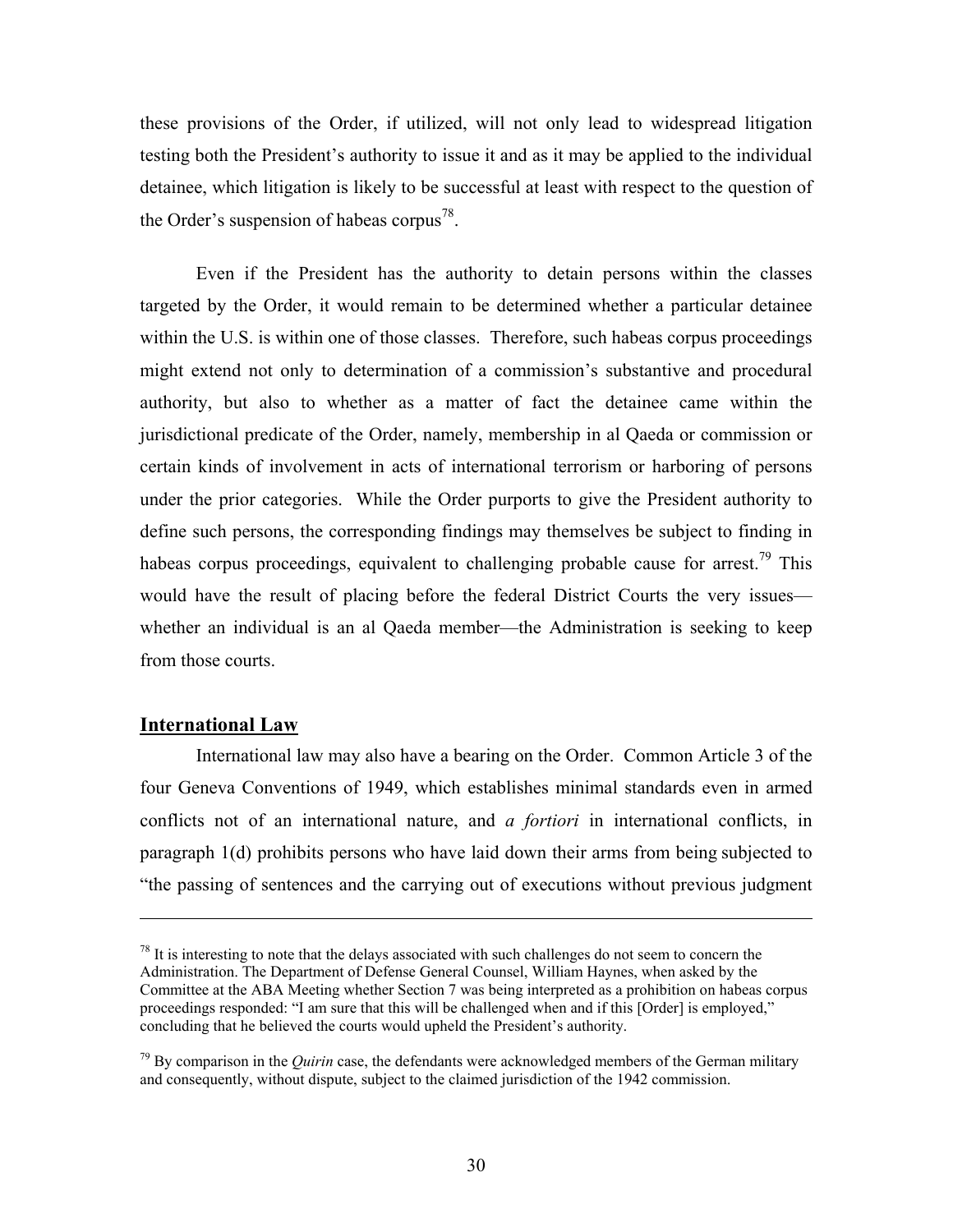these provisions of the Order, if utilized, will not only lead to widespread litigation testing both the President's authority to issue it and as it may be applied to the individual detainee, which litigation is likely to be successful at least with respect to the question of the Order's suspension of habeas corpus[78].

Even if the President has the authority to detain persons within the classes targeted by the Order, it would remain to be determined whether a particular detainee within the U.S. is within one of those classes. Therefore, such habeas corpus proceedings might extend not only to determination of a commission's substantive and procedural authority, but also to whether as a matter of fact the detainee came within the jurisdictional predicate of the Order, namely, membership in al Qaeda or commission or certain kinds of involvement in acts of international terrorism or harboring of persons under the prior categories. While the Order purports to give the President authority to define such persons, the corresponding findings may themselves be subject to finding in habeas corpus proceedings, equivalent to challenging probable cause for arrest.[79] This would have the result of placing before the federal District Courts the very issues—whether an individual is an al Qaeda member—the Administration is seeking to keep from those courts.

## International Law

International law may also have a bearing on the Order. Common Article 3 of the four Geneva Conventions of 1949, which establishes minimal standards even in armed conflicts not of an international nature, and *a fortiori* in international conflicts, in paragraph 1(d) prohibits persons who have laid down their arms from being subjected to "the passing of sentences and the carrying out of executions without previous judgment

---

[78] It is interesting to note that the delays associated with such challenges do not seem to concern the Administration. The Department of Defense General Counsel, William Haynes, when asked by the Committee at the ABA Meeting whether Section 7 was being interpreted as a prohibition on habeas corpus proceedings responded: "I am sure that this will be challenged when and if this [Order] is employed," concluding that he believed the courts would upheld the President's authority.

[79] By comparison in the *Quirin* case, the defendants were acknowledged members of the German military and consequently, without dispute, subject to the claimed jurisdiction of the 1942 commission.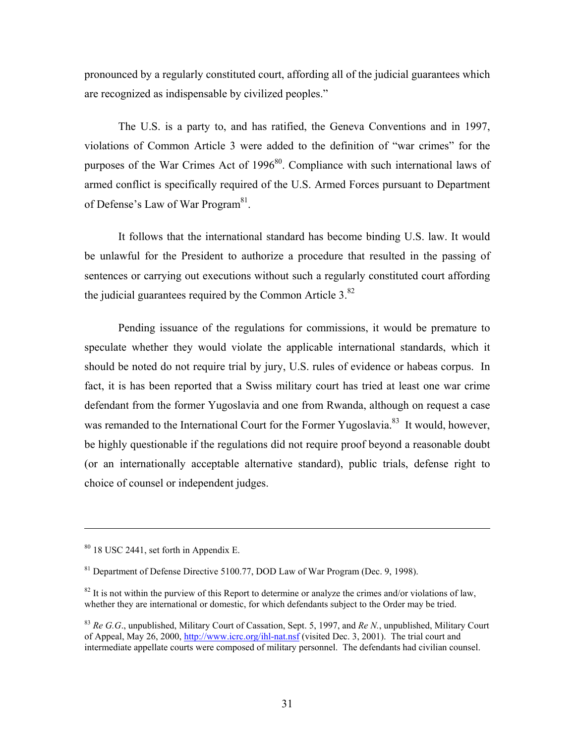pronounced by a regularly constituted court, affording all of the judicial guarantees which are recognized as indispensable by civilized peoples."

The U.S. is a party to, and has ratified, the Geneva Conventions and in 1997, violations of Common Article 3 were added to the definition of "war crimes" for the purposes of the War Crimes Act of 1996[80]. Compliance with such international laws of armed conflict is specifically required of the U.S. Armed Forces pursuant to Department of Defense's Law of War Program[81].

It follows that the international standard has become binding U.S. law. It would be unlawful for the President to authorize a procedure that resulted in the passing of sentences or carrying out executions without such a regularly constituted court affording the judicial guarantees required by the Common Article 3.[82]

Pending issuance of the regulations for commissions, it would be premature to speculate whether they would violate the applicable international standards, which it should be noted do not require trial by jury, U.S. rules of evidence or habeas corpus. In fact, it is has been reported that a Swiss military court has tried at least one war crime defendant from the former Yugoslavia and one from Rwanda, although on request a case was remanded to the International Court for the Former Yugoslavia.[83] It would, however, be highly questionable if the regulations did not require proof beyond a reasonable doubt (or an internationally acceptable alternative standard), public trials, defense right to choice of counsel or independent judges.

---

[80] 18 USC 2441, set forth in Appendix E.

[81] Department of Defense Directive 5100.77, DOD Law of War Program (Dec. 9, 1998).

[82] It is not within the purview of this Report to determine or analyze the crimes and/or violations of law, whether they are international or domestic, for which defendants subject to the Order may be tried.

[83] *Re G.G.*, unpublished, Military Court of Cassation, Sept. 5, 1997, and *Re N.*, unpublished, Military Court of Appeal, May 26, 2000, http://www.icrc.org/ihl-nat.nsf (visited Dec. 3, 2001). The trial court and intermediate appellate courts were composed of military personnel. The defendants had civilian counsel.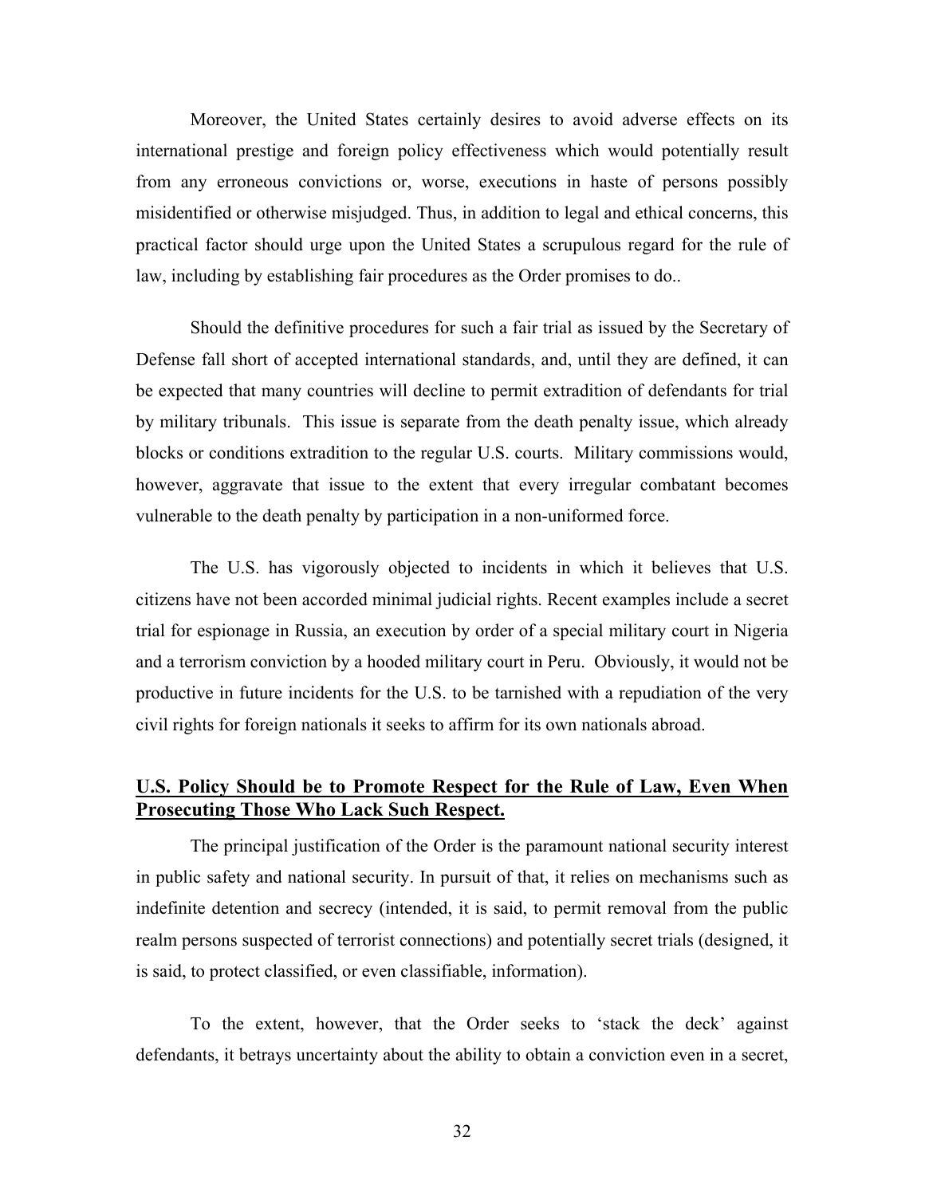Moreover, the United States certainly desires to avoid adverse effects on its international prestige and foreign policy effectiveness which would potentially result from any erroneous convictions or, worse, executions in haste of persons possibly misidentified or otherwise misjudged. Thus, in addition to legal and ethical concerns, this practical factor should urge upon the United States a scrupulous regard for the rule of law, including by establishing fair procedures as the Order promises to do..

Should the definitive procedures for such a fair trial as issued by the Secretary of Defense fall short of accepted international standards, and, until they are defined, it can be expected that many countries will decline to permit extradition of defendants for trial by military tribunals. This issue is separate from the death penalty issue, which already blocks or conditions extradition to the regular U.S. courts. Military commissions would, however, aggravate that issue to the extent that every irregular combatant becomes vulnerable to the death penalty by participation in a non-uniformed force.

The U.S. has vigorously objected to incidents in which it believes that U.S. citizens have not been accorded minimal judicial rights. Recent examples include a secret trial for espionage in Russia, an execution by order of a special military court in Nigeria and a terrorism conviction by a hooded military court in Peru. Obviously, it would not be productive in future incidents for the U.S. to be tarnished with a repudiation of the very civil rights for foreign nationals it seeks to affirm for its own nationals abroad.

## U.S. Policy Should be to Promote Respect for the Rule of Law, Even When Prosecuting Those Who Lack Such Respect.

The principal justification of the Order is the paramount national security interest in public safety and national security. In pursuit of that, it relies on mechanisms such as indefinite detention and secrecy (intended, it is said, to permit removal from the public realm persons suspected of terrorist connections) and potentially secret trials (designed, it is said, to protect classified, or even classifiable, information).

To the extent, however, that the Order seeks to 'stack the deck' against defendants, it betrays uncertainty about the ability to obtain a conviction even in a secret,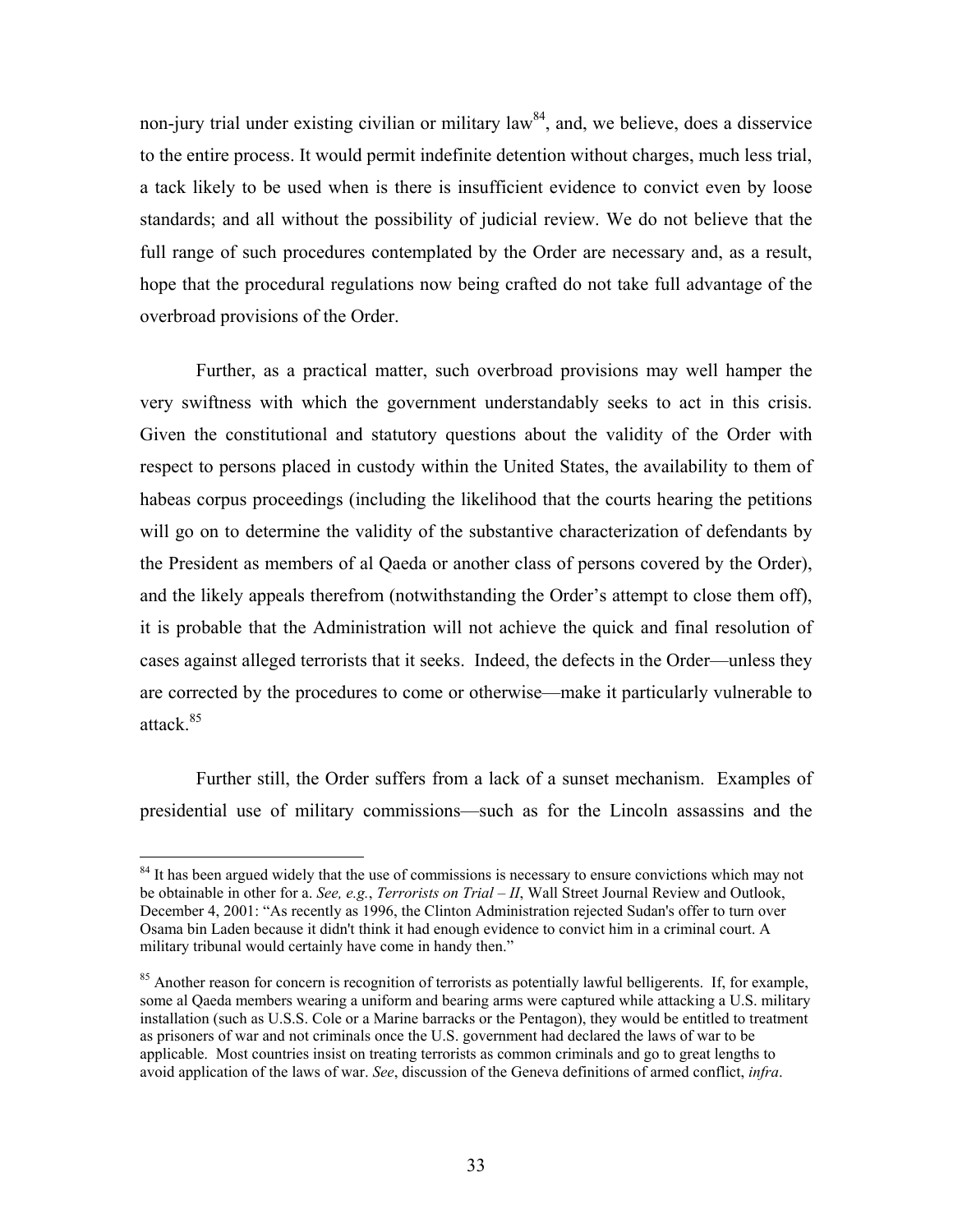non-jury trial under existing civilian or military law[84], and, we believe, does a disservice to the entire process. It would permit indefinite detention without charges, much less trial, a tack likely to be used when is there is insufficient evidence to convict even by loose standards; and all without the possibility of judicial review. We do not believe that the full range of such procedures contemplated by the Order are necessary and, as a result, hope that the procedural regulations now being crafted do not take full advantage of the overbroad provisions of the Order.

Further, as a practical matter, such overbroad provisions may well hamper the very swiftness with which the government understandably seeks to act in this crisis. Given the constitutional and statutory questions about the validity of the Order with respect to persons placed in custody within the United States, the availability to them of habeas corpus proceedings (including the likelihood that the courts hearing the petitions will go on to determine the validity of the substantive characterization of defendants by the President as members of al Qaeda or another class of persons covered by the Order), and the likely appeals therefrom (notwithstanding the Order's attempt to close them off), it is probable that the Administration will not achieve the quick and final resolution of cases against alleged terrorists that it seeks. Indeed, the defects in the Order—unless they are corrected by the procedures to come or otherwise—make it particularly vulnerable to attack.[85]

Further still, the Order suffers from a lack of a sunset mechanism. Examples of presidential use of military commissions—such as for the Lincoln assassins and the

---

[84] It has been argued widely that the use of commissions is necessary to ensure convictions which may not be obtainable in other for a. *See, e.g.*, *Terrorists on Trial – II*, Wall Street Journal Review and Outlook, December 4, 2001: "As recently as 1996, the Clinton Administration rejected Sudan's offer to turn over Osama bin Laden because it didn't think it had enough evidence to convict him in a criminal court. A military tribunal would certainly have come in handy then."

[85] Another reason for concern is recognition of terrorists as potentially lawful belligerents. If, for example, some al Qaeda members wearing a uniform and bearing arms were captured while attacking a U.S. military installation (such as U.S.S. Cole or a Marine barracks or the Pentagon), they would be entitled to treatment as prisoners of war and not criminals once the U.S. government had declared the laws of war to be applicable. Most countries insist on treating terrorists as common criminals and go to great lengths to avoid application of the laws of war. *See*, discussion of the Geneva definitions of armed conflict, *infra*.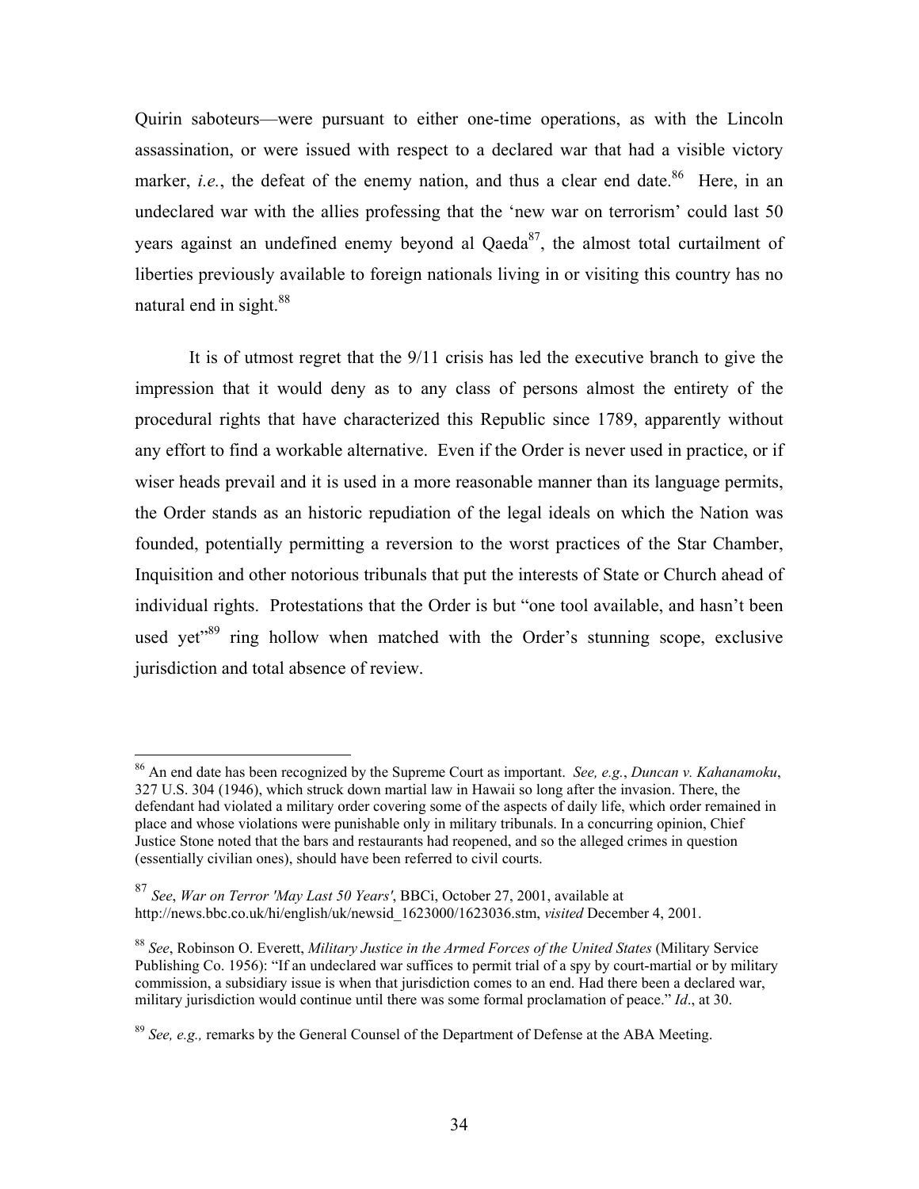Quirin saboteurs—were pursuant to either one-time operations, as with the Lincoln assassination, or were issued with respect to a declared war that had a visible victory marker, *i.e.*, the defeat of the enemy nation, and thus a clear end date.[86] Here, in an undeclared war with the allies professing that the 'new war on terrorism' could last 50 years against an undefined enemy beyond al Qaeda[87], the almost total curtailment of liberties previously available to foreign nationals living in or visiting this country has no natural end in sight.[88]

It is of utmost regret that the 9/11 crisis has led the executive branch to give the impression that it would deny as to any class of persons almost the entirety of the procedural rights that have characterized this Republic since 1789, apparently without any effort to find a workable alternative. Even if the Order is never used in practice, or if wiser heads prevail and it is used in a more reasonable manner than its language permits, the Order stands as an historic repudiation of the legal ideals on which the Nation was founded, potentially permitting a reversion to the worst practices of the Star Chamber, Inquisition and other notorious tribunals that put the interests of State or Church ahead of individual rights. Protestations that the Order is but "one tool available, and hasn't been used yet"[89] ring hollow when matched with the Order's stunning scope, exclusive jurisdiction and total absence of review.

---

[86] An end date has been recognized by the Supreme Court as important. *See, e.g.*, *Duncan v. Kahanamoku*, 327 U.S. 304 (1946), which struck down martial law in Hawaii so long after the invasion. There, the defendant had violated a military order covering some of the aspects of daily life, which order remained in place and whose violations were punishable only in military tribunals. In a concurring opinion, Chief Justice Stone noted that the bars and restaurants had reopened, and so the alleged crimes in question (essentially civilian ones), should have been referred to civil courts.

[87] *See*, *War on Terror 'May Last 50 Years'*, BBCi, October 27, 2001, available at http://news.bbc.co.uk/hi/english/uk/newsid_1623000/1623036.stm, *visited* December 4, 2001.

[88] *See*, Robinson O. Everett, *Military Justice in the Armed Forces of the United States* (Military Service Publishing Co. 1956): "If an undeclared war suffices to permit trial of a spy by court-martial or by military commission, a subsidiary issue is when that jurisdiction comes to an end. Had there been a declared war, military jurisdiction would continue until there was some formal proclamation of peace." *Id*., at 30.

[89] *See, e.g.,* remarks by the General Counsel of the Department of Defense at the ABA Meeting.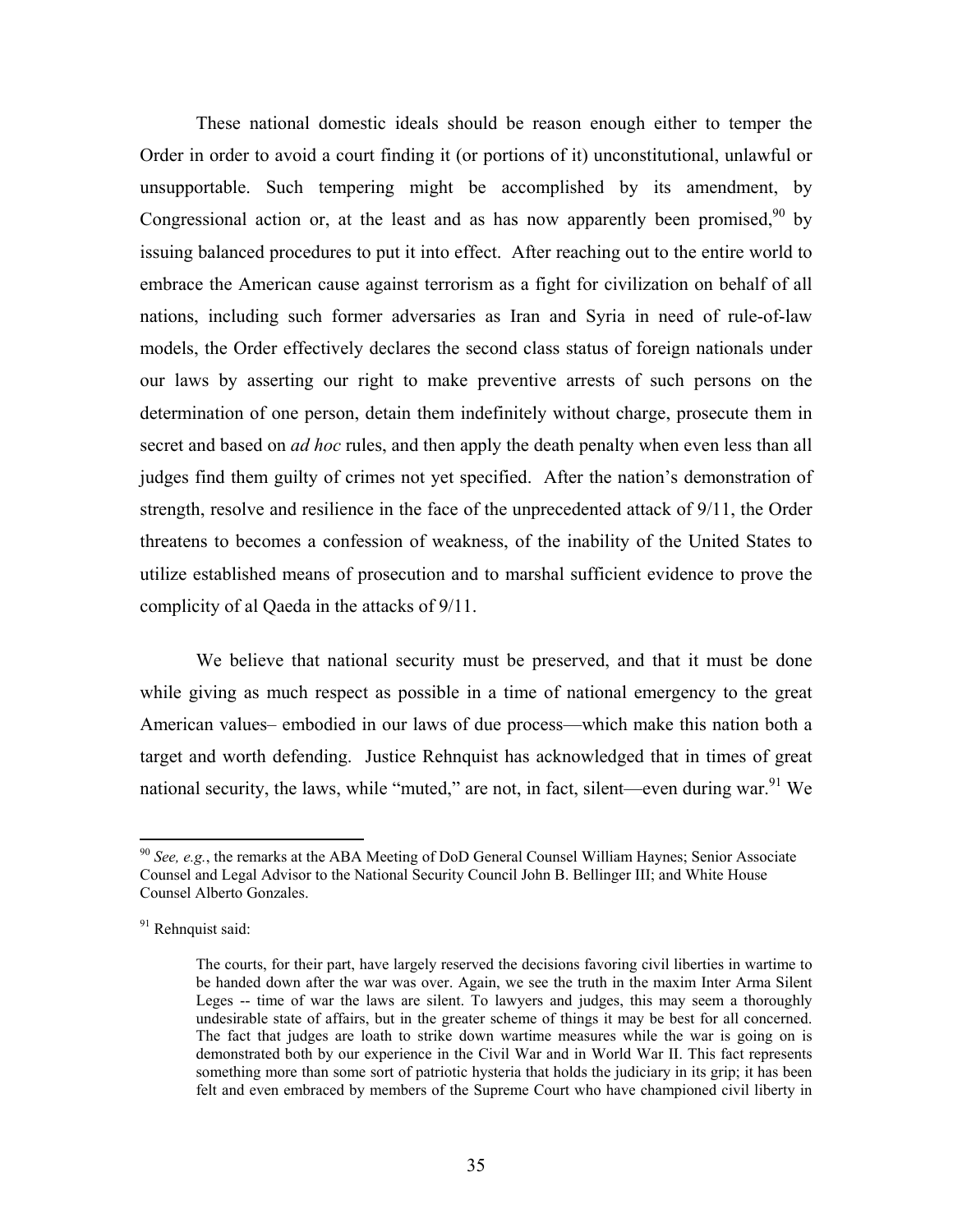These national domestic ideals should be reason enough either to temper the Order in order to avoid a court finding it (or portions of it) unconstitutional, unlawful or unsupportable. Such tempering might be accomplished by its amendment, by Congressional action or, at the least and as has now apparently been promised,[90] by issuing balanced procedures to put it into effect. After reaching out to the entire world to embrace the American cause against terrorism as a fight for civilization on behalf of all nations, including such former adversaries as Iran and Syria in need of rule-of-law models, the Order effectively declares the second class status of foreign nationals under our laws by asserting our right to make preventive arrests of such persons on the determination of one person, detain them indefinitely without charge, prosecute them in secret and based on *ad hoc* rules, and then apply the death penalty when even less than all judges find them guilty of crimes not yet specified. After the nation's demonstration of strength, resolve and resilience in the face of the unprecedented attack of 9/11, the Order threatens to becomes a confession of weakness, of the inability of the United States to utilize established means of prosecution and to marshal sufficient evidence to prove the complicity of al Qaeda in the attacks of 9/11.

We believe that national security must be preserved, and that it must be done while giving as much respect as possible in a time of national emergency to the great American values– embodied in our laws of due process—which make this nation both a target and worth defending. Justice Rehnquist has acknowledged that in times of great national security, the laws, while "muted," are not, in fact, silent—even during war.[91] We

---

[90] *See, e.g.*, the remarks at the ABA Meeting of DoD General Counsel William Haynes; Senior Associate Counsel and Legal Advisor to the National Security Council John B. Bellinger III; and White House Counsel Alberto Gonzales.

[91] Rehnquist said:

> The courts, for their part, have largely reserved the decisions favoring civil liberties in wartime to be handed down after the war was over. Again, we see the truth in the maxim Inter Arma Silent Leges -- time of war the laws are silent. To lawyers and judges, this may seem a thoroughly undesirable state of affairs, but in the greater scheme of things it may be best for all concerned. The fact that judges are loath to strike down wartime measures while the war is going on is demonstrated both by our experience in the Civil War and in World War II. This fact represents something more than some sort of patriotic hysteria that holds the judiciary in its grip; it has been felt and even embraced by members of the Supreme Court who have championed civil liberty in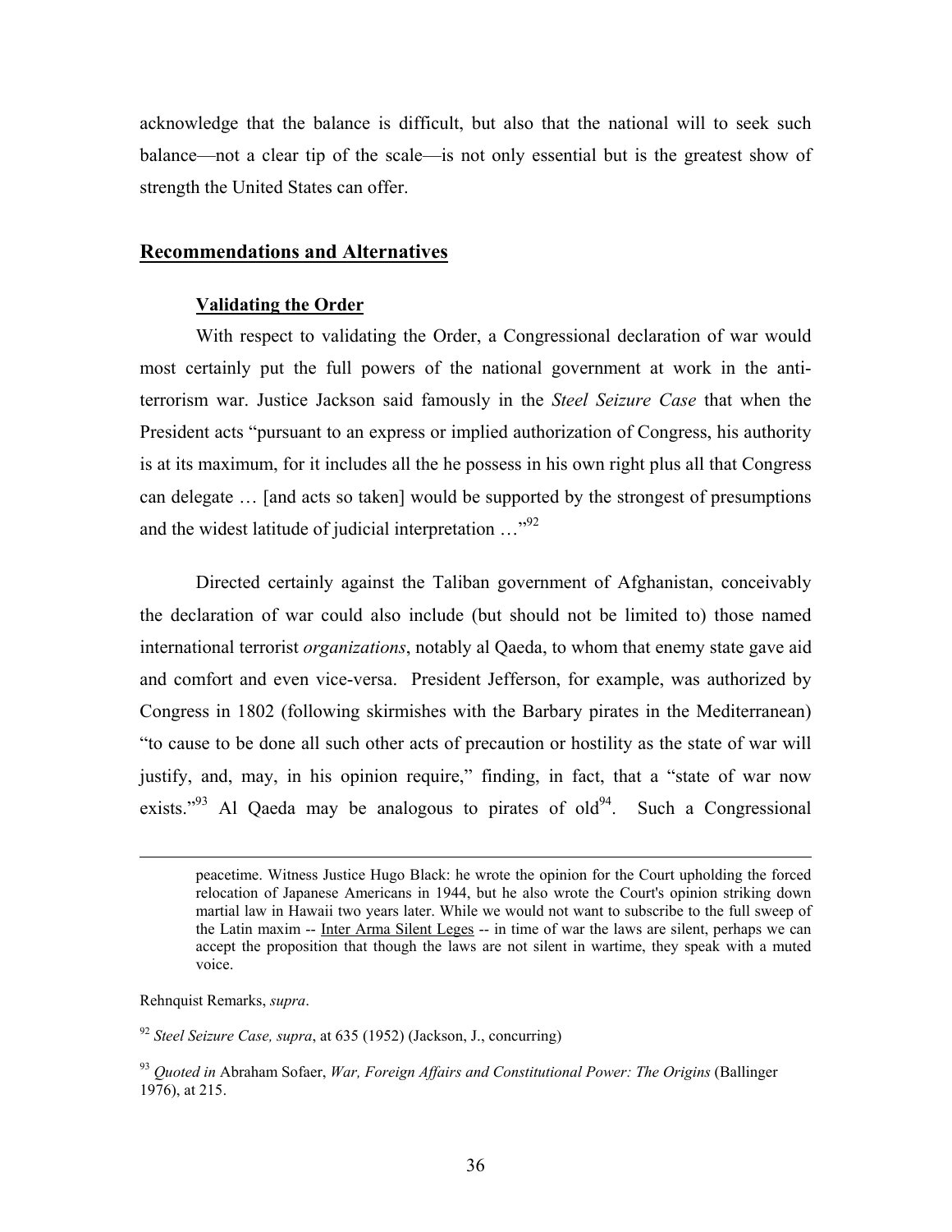acknowledge that the balance is difficult, but also that the national will to seek such balance—not a clear tip of the scale—is not only essential but is the greatest show of strength the United States can offer.

## Recommendations and Alternatives

### Validating the Order

With respect to validating the Order, a Congressional declaration of war would most certainly put the full powers of the national government at work in the anti-terrorism war. Justice Jackson said famously in the *Steel Seizure Case* that when the President acts "pursuant to an express or implied authorization of Congress, his authority is at its maximum, for it includes all the he possess in his own right plus all that Congress can delegate … [and acts so taken] would be supported by the strongest of presumptions and the widest latitude of judicial interpretation …"[92]

Directed certainly against the Taliban government of Afghanistan, conceivably the declaration of war could also include (but should not be limited to) those named international terrorist *organizations*, notably al Qaeda, to whom that enemy state gave aid and comfort and even vice-versa. President Jefferson, for example, was authorized by Congress in 1802 (following skirmishes with the Barbary pirates in the Mediterranean) "to cause to be done all such other acts of precaution or hostility as the state of war will justify, and, may, in his opinion require," finding, in fact, that a "state of war now exists."[93] Al Qaeda may be analogous to pirates of old[94]. Such a Congressional

---

> peacetime. Witness Justice Hugo Black: he wrote the opinion for the Court upholding the forced relocation of Japanese Americans in 1944, but he also wrote the Court's opinion striking down martial law in Hawaii two years later. While we would not want to subscribe to the full sweep of the Latin maxim -- Inter Arma Silent Leges -- in time of war the laws are silent, perhaps we can accept the proposition that though the laws are not silent in wartime, they speak with a muted voice.

Rehnquist Remarks, *supra*.

[92] *Steel Seizure Case, supra*, at 635 (1952) (Jackson, J., concurring)

[93] *Quoted in* Abraham Sofaer, *War, Foreign Affairs and Constitutional Power: The Origins* (Ballinger 1976), at 215.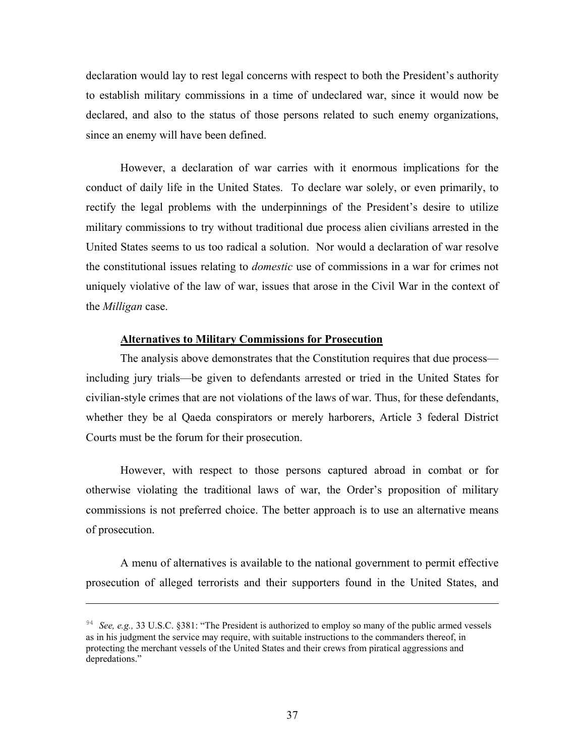declaration would lay to rest legal concerns with respect to both the President's authority to establish military commissions in a time of undeclared war, since it would now be declared, and also to the status of those persons related to such enemy organizations, since an enemy will have been defined.

However, a declaration of war carries with it enormous implications for the conduct of daily life in the United States. To declare war solely, or even primarily, to rectify the legal problems with the underpinnings of the President's desire to utilize military commissions to try without traditional due process alien civilians arrested in the United States seems to us too radical a solution. Nor would a declaration of war resolve the constitutional issues relating to *domestic* use of commissions in a war for crimes not uniquely violative of the law of war, issues that arose in the Civil War in the context of the *Milligan* case.

**<u>Alternatives to Military Commissions for Prosecution</u>**

The analysis above demonstrates that the Constitution requires that due process—including jury trials—be given to defendants arrested or tried in the United States for civilian-style crimes that are not violations of the laws of war. Thus, for these defendants, whether they be al Qaeda conspirators or merely harborers, Article 3 federal District Courts must be the forum for their prosecution.

However, with respect to those persons captured abroad in combat or for otherwise violating the traditional laws of war, the Order's proposition of military commissions is not preferred choice. The better approach is to use an alternative means of prosecution.

A menu of alternatives is available to the national government to permit effective prosecution of alleged terrorists and their supporters found in the United States, and

---

[94] *See, e.g.,* 33 U.S.C. §381: "The President is authorized to employ so many of the public armed vessels as in his judgment the service may require, with suitable instructions to the commanders thereof, in protecting the merchant vessels of the United States and their crews from piratical aggressions and depredations."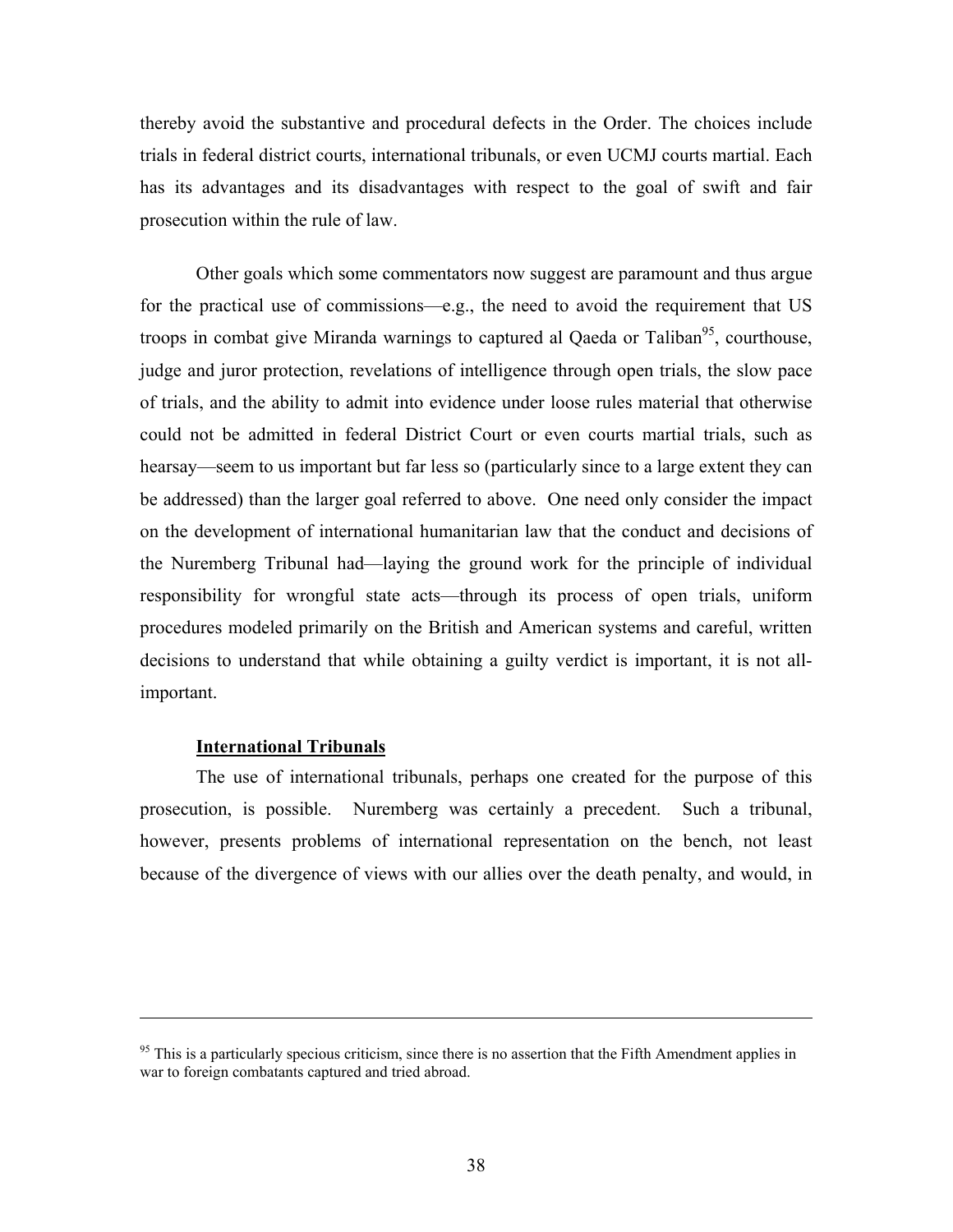thereby avoid the substantive and procedural defects in the Order. The choices include trials in federal district courts, international tribunals, or even UCMJ courts martial. Each has its advantages and its disadvantages with respect to the goal of swift and fair prosecution within the rule of law.

Other goals which some commentators now suggest are paramount and thus argue for the practical use of commissions—e.g., the need to avoid the requirement that US troops in combat give Miranda warnings to captured al Qaeda or Taliban[95], courthouse, judge and juror protection, revelations of intelligence through open trials, the slow pace of trials, and the ability to admit into evidence under loose rules material that otherwise could not be admitted in federal District Court or even courts martial trials, such as hearsay—seem to us important but far less so (particularly since to a large extent they can be addressed) than the larger goal referred to above. One need only consider the impact on the development of international humanitarian law that the conduct and decisions of the Nuremberg Tribunal had—laying the ground work for the principle of individual responsibility for wrongful state acts—through its process of open trials, uniform procedures modeled primarily on the British and American systems and careful, written decisions to understand that while obtaining a guilty verdict is important, it is not all-important.

**International Tribunals**

The use of international tribunals, perhaps one created for the purpose of this prosecution, is possible. Nuremberg was certainly a precedent. Such a tribunal, however, presents problems of international representation on the bench, not least because of the divergence of views with our allies over the death penalty, and would, in

---

[95] This is a particularly specious criticism, since there is no assertion that the Fifth Amendment applies in war to foreign combatants captured and tried abroad.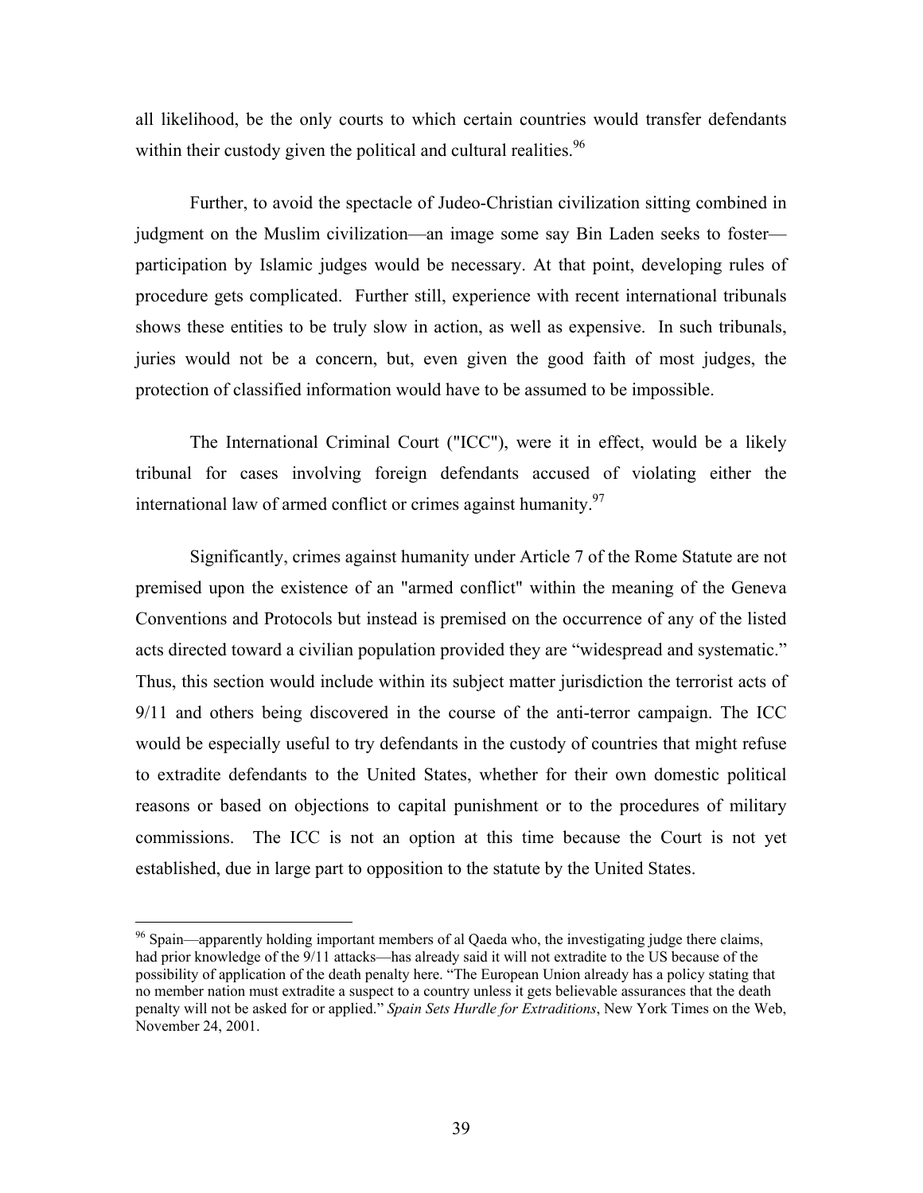all likelihood, be the only courts to which certain countries would transfer defendants within their custody given the political and cultural realities.[96]

Further, to avoid the spectacle of Judeo-Christian civilization sitting combined in judgment on the Muslim civilization—an image some say Bin Laden seeks to foster—participation by Islamic judges would be necessary. At that point, developing rules of procedure gets complicated. Further still, experience with recent international tribunals shows these entities to be truly slow in action, as well as expensive. In such tribunals, juries would not be a concern, but, even given the good faith of most judges, the protection of classified information would have to be assumed to be impossible.

The International Criminal Court ("ICC"), were it in effect, would be a likely tribunal for cases involving foreign defendants accused of violating either the international law of armed conflict or crimes against humanity.[97]

Significantly, crimes against humanity under Article 7 of the Rome Statute are not premised upon the existence of an "armed conflict" within the meaning of the Geneva Conventions and Protocols but instead is premised on the occurrence of any of the listed acts directed toward a civilian population provided they are "widespread and systematic." Thus, this section would include within its subject matter jurisdiction the terrorist acts of 9/11 and others being discovered in the course of the anti-terror campaign. The ICC would be especially useful to try defendants in the custody of countries that might refuse to extradite defendants to the United States, whether for their own domestic political reasons or based on objections to capital punishment or to the procedures of military commissions. The ICC is not an option at this time because the Court is not yet established, due in large part to opposition to the statute by the United States.

---

[96] Spain—apparently holding important members of al Qaeda who, the investigating judge there claims, had prior knowledge of the 9/11 attacks—has already said it will not extradite to the US because of the possibility of application of the death penalty here. "The European Union already has a policy stating that no member nation must extradite a suspect to a country unless it gets believable assurances that the death penalty will not be asked for or applied." *Spain Sets Hurdle for Extraditions*, New York Times on the Web, November 24, 2001.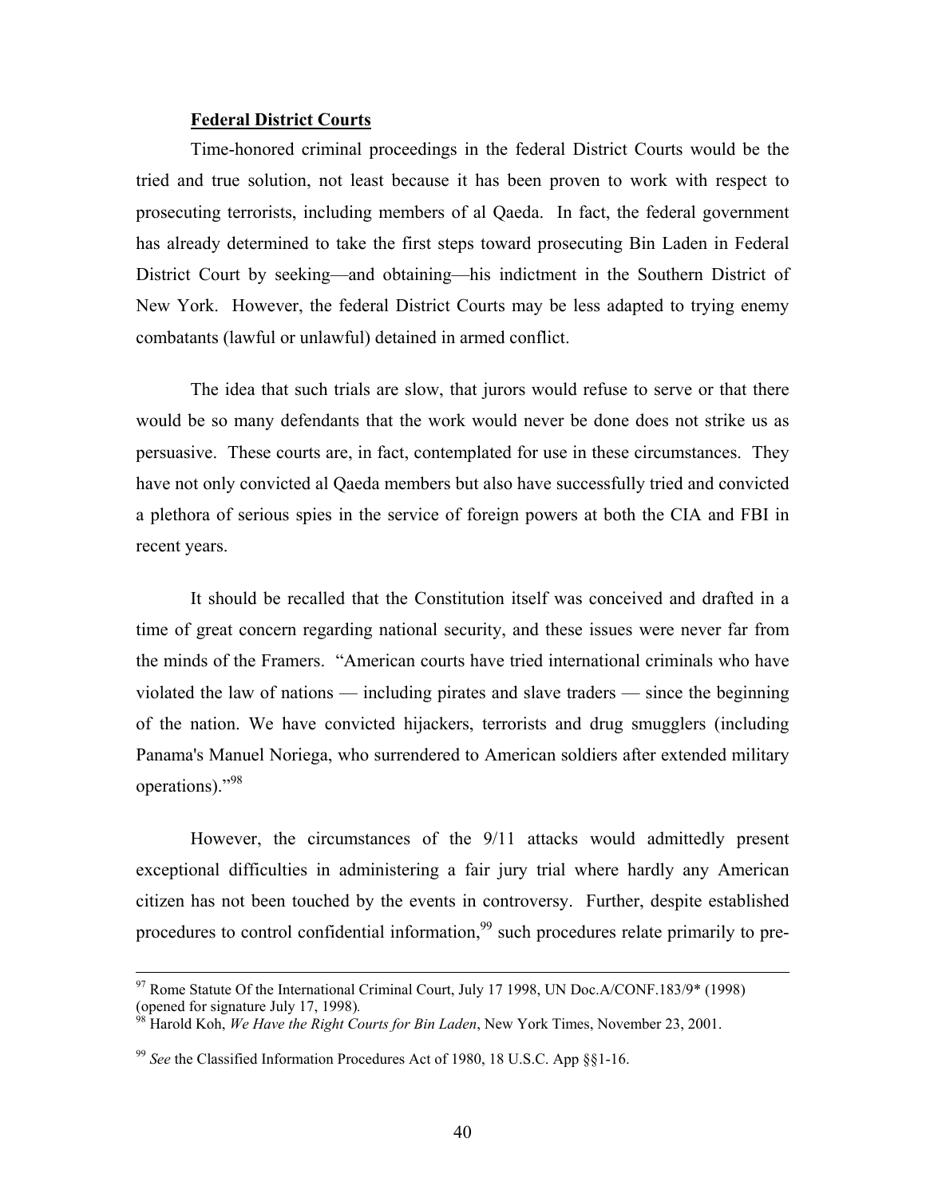**Federal District Courts**

Time-honored criminal proceedings in the federal District Courts would be the tried and true solution, not least because it has been proven to work with respect to prosecuting terrorists, including members of al Qaeda. In fact, the federal government has already determined to take the first steps toward prosecuting Bin Laden in Federal District Court by seeking—and obtaining—his indictment in the Southern District of New York. However, the federal District Courts may be less adapted to trying enemy combatants (lawful or unlawful) detained in armed conflict.

The idea that such trials are slow, that jurors would refuse to serve or that there would be so many defendants that the work would never be done does not strike us as persuasive. These courts are, in fact, contemplated for use in these circumstances. They have not only convicted al Qaeda members but also have successfully tried and convicted a plethora of serious spies in the service of foreign powers at both the CIA and FBI in recent years.

It should be recalled that the Constitution itself was conceived and drafted in a time of great concern regarding national security, and these issues were never far from the minds of the Framers. "American courts have tried international criminals who have violated the law of nations — including pirates and slave traders — since the beginning of the nation. We have convicted hijackers, terrorists and drug smugglers (including Panama's Manuel Noriega, who surrendered to American soldiers after extended military operations)."[98]

However, the circumstances of the 9/11 attacks would admittedly present exceptional difficulties in administering a fair jury trial where hardly any American citizen has not been touched by the events in controversy. Further, despite established procedures to control confidential information,[99] such procedures relate primarily to pre-

---

[97] Rome Statute Of the International Criminal Court, July 17 1998, UN Doc.A/CONF.183/9* (1998) (opened for signature July 17, 1998).

[98] Harold Koh, *We Have the Right Courts for Bin Laden*, New York Times, November 23, 2001.

[99] *See* the Classified Information Procedures Act of 1980, 18 U.S.C. App §§1-16.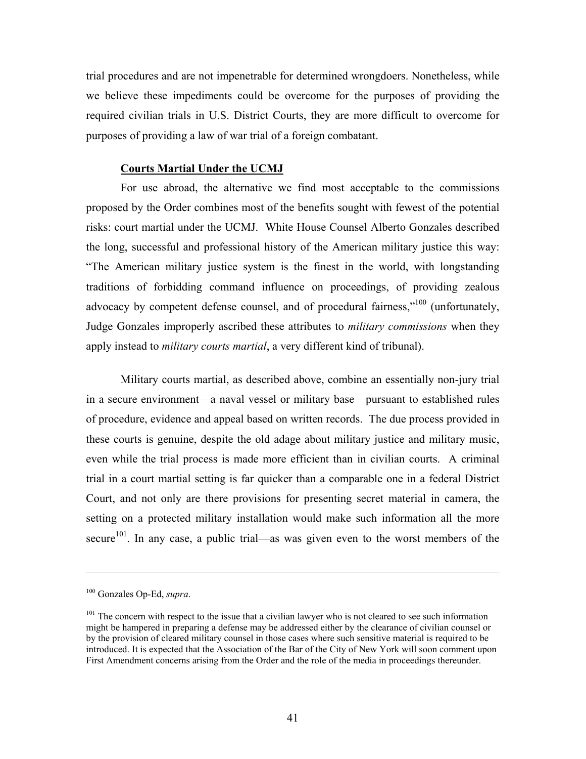trial procedures and are not impenetrable for determined wrongdoers. Nonetheless, while we believe these impediments could be overcome for the purposes of providing the required civilian trials in U.S. District Courts, they are more difficult to overcome for purposes of providing a law of war trial of a foreign combatant.

**Courts Martial Under the UCMJ**

For use abroad, the alternative we find most acceptable to the commissions proposed by the Order combines most of the benefits sought with fewest of the potential risks: court martial under the UCMJ. White House Counsel Alberto Gonzales described the long, successful and professional history of the American military justice this way: "The American military justice system is the finest in the world, with longstanding traditions of forbidding command influence on proceedings, of providing zealous advocacy by competent defense counsel, and of procedural fairness,"[100] (unfortunately, Judge Gonzales improperly ascribed these attributes to *military commissions* when they apply instead to *military courts martial*, a very different kind of tribunal).

Military courts martial, as described above, combine an essentially non-jury trial in a secure environment—a naval vessel or military base—pursuant to established rules of procedure, evidence and appeal based on written records. The due process provided in these courts is genuine, despite the old adage about military justice and military music, even while the trial process is made more efficient than in civilian courts. A criminal trial in a court martial setting is far quicker than a comparable one in a federal District Court, and not only are there provisions for presenting secret material in camera, the setting on a protected military installation would make such information all the more secure[101]. In any case, a public trial—as was given even to the worst members of the

---

[100] Gonzales Op-Ed, *supra*.

[101] The concern with respect to the issue that a civilian lawyer who is not cleared to see such information might be hampered in preparing a defense may be addressed either by the clearance of civilian counsel or by the provision of cleared military counsel in those cases where such sensitive material is required to be introduced. It is expected that the Association of the Bar of the City of New York will soon comment upon First Amendment concerns arising from the Order and the role of the media in proceedings thereunder.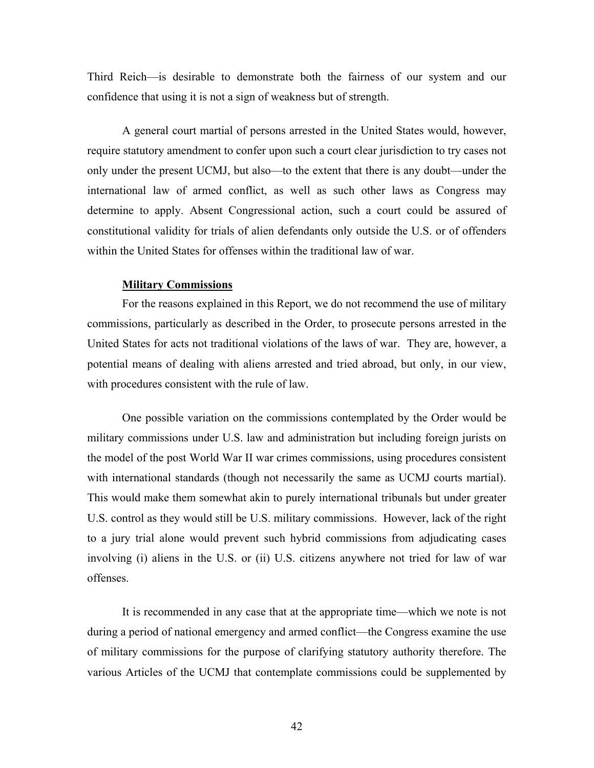Third Reich—is desirable to demonstrate both the fairness of our system and our confidence that using it is not a sign of weakness but of strength.

A general court martial of persons arrested in the United States would, however, require statutory amendment to confer upon such a court clear jurisdiction to try cases not only under the present UCMJ, but also—to the extent that there is any doubt—under the international law of armed conflict, as well as such other laws as Congress may determine to apply. Absent Congressional action, such a court could be assured of constitutional validity for trials of alien defendants only outside the U.S. or of offenders within the United States for offenses within the traditional law of war.

**Military Commissions**

For the reasons explained in this Report, we do not recommend the use of military commissions, particularly as described in the Order, to prosecute persons arrested in the United States for acts not traditional violations of the laws of war. They are, however, a potential means of dealing with aliens arrested and tried abroad, but only, in our view, with procedures consistent with the rule of law.

One possible variation on the commissions contemplated by the Order would be military commissions under U.S. law and administration but including foreign jurists on the model of the post World War II war crimes commissions, using procedures consistent with international standards (though not necessarily the same as UCMJ courts martial). This would make them somewhat akin to purely international tribunals but under greater U.S. control as they would still be U.S. military commissions. However, lack of the right to a jury trial alone would prevent such hybrid commissions from adjudicating cases involving (i) aliens in the U.S. or (ii) U.S. citizens anywhere not tried for law of war offenses.

It is recommended in any case that at the appropriate time—which we note is not during a period of national emergency and armed conflict—the Congress examine the use of military commissions for the purpose of clarifying statutory authority therefore. The various Articles of the UCMJ that contemplate commissions could be supplemented by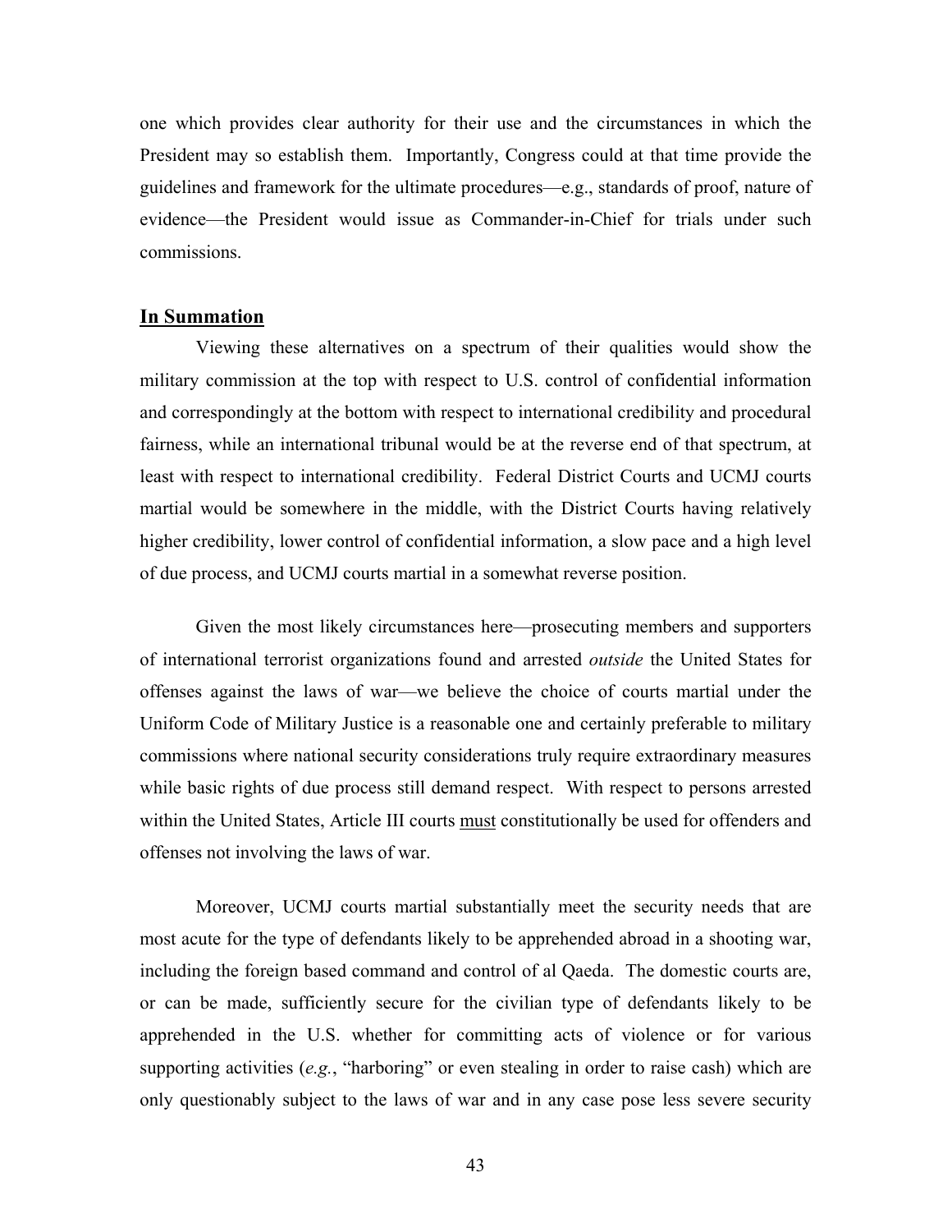one which provides clear authority for their use and the circumstances in which the President may so establish them. Importantly, Congress could at that time provide the guidelines and framework for the ultimate procedures—e.g., standards of proof, nature of evidence—the President would issue as Commander-in-Chief for trials under such commissions.

**In Summation**

Viewing these alternatives on a spectrum of their qualities would show the military commission at the top with respect to U.S. control of confidential information and correspondingly at the bottom with respect to international credibility and procedural fairness, while an international tribunal would be at the reverse end of that spectrum, at least with respect to international credibility. Federal District Courts and UCMJ courts martial would be somewhere in the middle, with the District Courts having relatively higher credibility, lower control of confidential information, a slow pace and a high level of due process, and UCMJ courts martial in a somewhat reverse position.

Given the most likely circumstances here—prosecuting members and supporters of international terrorist organizations found and arrested *outside* the United States for offenses against the laws of war—we believe the choice of courts martial under the Uniform Code of Military Justice is a reasonable one and certainly preferable to military commissions where national security considerations truly require extraordinary measures while basic rights of due process still demand respect. With respect to persons arrested within the United States, Article III courts must constitutionally be used for offenders and offenses not involving the laws of war.

Moreover, UCMJ courts martial substantially meet the security needs that are most acute for the type of defendants likely to be apprehended abroad in a shooting war, including the foreign based command and control of al Qaeda. The domestic courts are, or can be made, sufficiently secure for the civilian type of defendants likely to be apprehended in the U.S. whether for committing acts of violence or for various supporting activities (*e.g.*, "harboring" or even stealing in order to raise cash) which are only questionably subject to the laws of war and in any case pose less severe security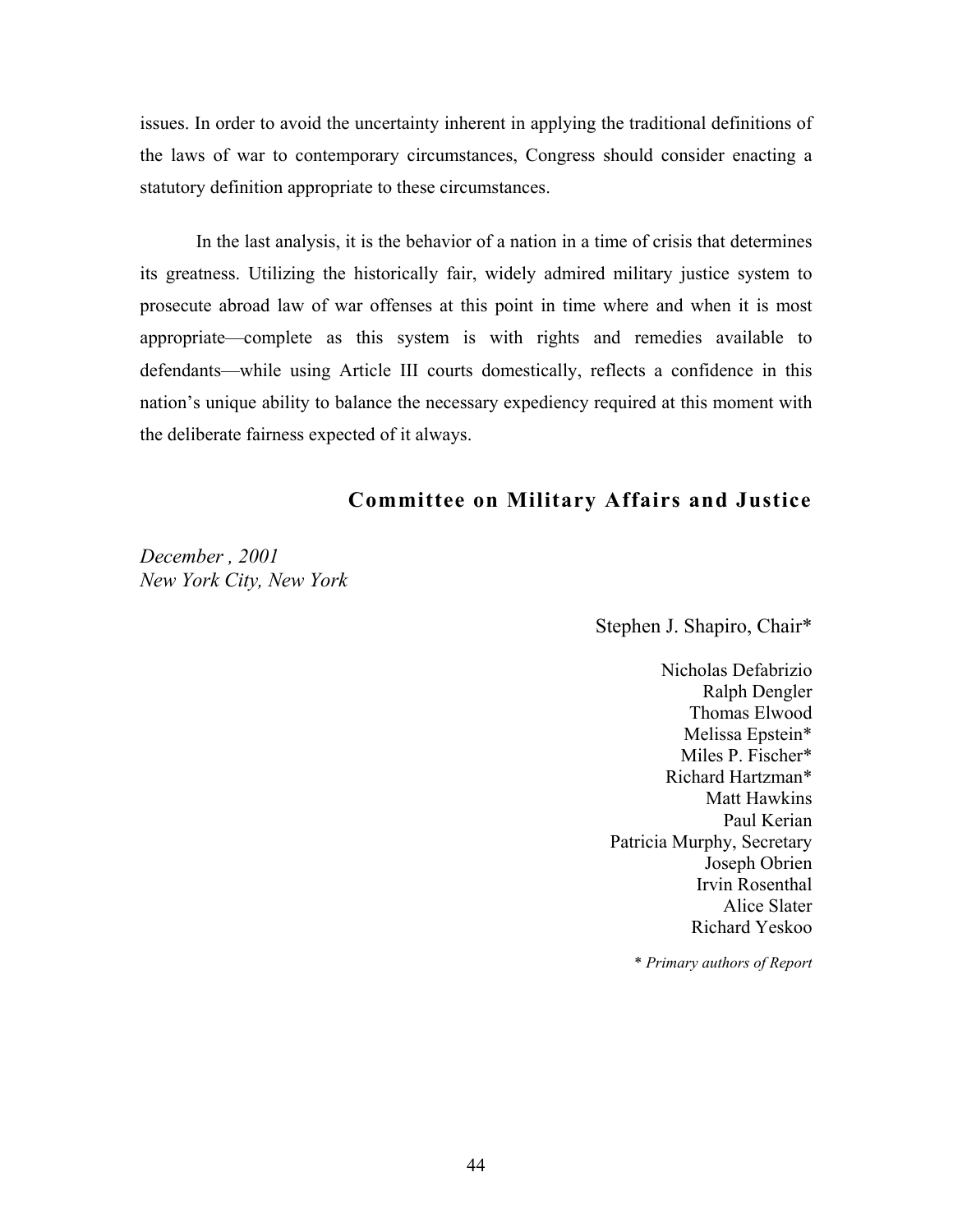issues. In order to avoid the uncertainty inherent in applying the traditional definitions of the laws of war to contemporary circumstances, Congress should consider enacting a statutory definition appropriate to these circumstances.

In the last analysis, it is the behavior of a nation in a time of crisis that determines its greatness. Utilizing the historically fair, widely admired military justice system to prosecute abroad law of war offenses at this point in time where and when it is most appropriate—complete as this system is with rights and remedies available to defendants—while using Article III courts domestically, reflects a confidence in this nation's unique ability to balance the necessary expediency required at this moment with the deliberate fairness expected of it always.

**Committee on Military Affairs and Justice**

*December , 2001*
*New York City, New York*

Stephen J. Shapiro, Chair*

Nicholas Defabrizio
Ralph Dengler
Thomas Elwood
Melissa Epstein*
Miles P. Fischer*
Richard Hartzman*
Matt Hawkins
Paul Kerian
Patricia Murphy, Secretary
Joseph Obrien
Irvin Rosenthal
Alice Slater
Richard Yeskoo

*\* Primary authors of Report*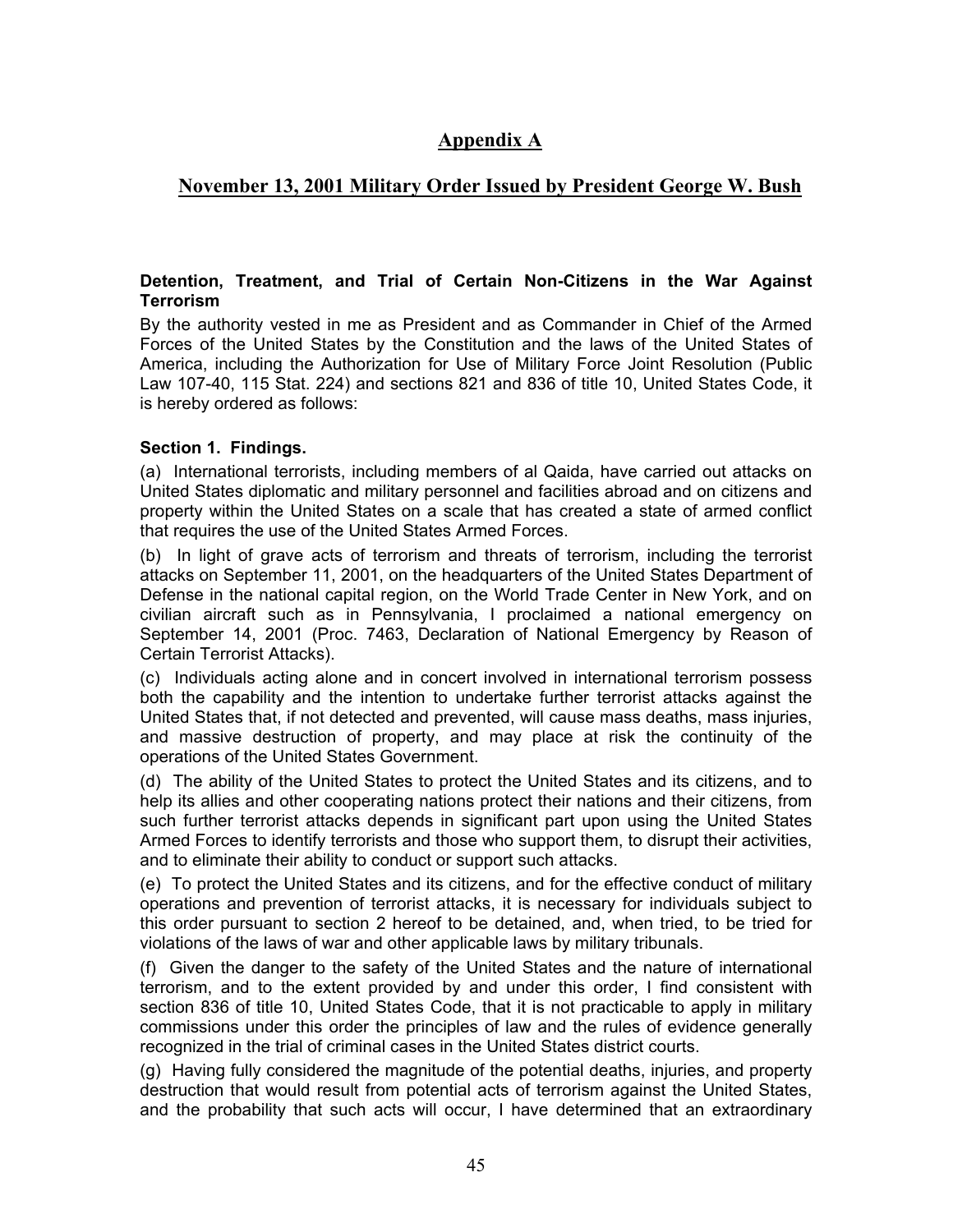# Appendix A

## November 13, 2001 Military Order Issued by President George W. Bush

### Detention, Treatment, and Trial of Certain Non-Citizens in the War Against Terrorism

By the authority vested in me as President and as Commander in Chief of the Armed Forces of the United States by the Constitution and the laws of the United States of America, including the Authorization for Use of Military Force Joint Resolution (Public Law 107-40, 115 Stat. 224) and sections 821 and 836 of title 10, United States Code, it is hereby ordered as follows:

### Section 1. Findings.

(a) International terrorists, including members of al Qaida, have carried out attacks on United States diplomatic and military personnel and facilities abroad and on citizens and property within the United States on a scale that has created a state of armed conflict that requires the use of the United States Armed Forces.

(b) In light of grave acts of terrorism and threats of terrorism, including the terrorist attacks on September 11, 2001, on the headquarters of the United States Department of Defense in the national capital region, on the World Trade Center in New York, and on civilian aircraft such as in Pennsylvania, I proclaimed a national emergency on September 14, 2001 (Proc. 7463, Declaration of National Emergency by Reason of Certain Terrorist Attacks).

(c) Individuals acting alone and in concert involved in international terrorism possess both the capability and the intention to undertake further terrorist attacks against the United States that, if not detected and prevented, will cause mass deaths, mass injuries, and massive destruction of property, and may place at risk the continuity of the operations of the United States Government.

(d) The ability of the United States to protect the United States and its citizens, and to help its allies and other cooperating nations protect their nations and their citizens, from such further terrorist attacks depends in significant part upon using the United States Armed Forces to identify terrorists and those who support them, to disrupt their activities, and to eliminate their ability to conduct or support such attacks.

(e) To protect the United States and its citizens, and for the effective conduct of military operations and prevention of terrorist attacks, it is necessary for individuals subject to this order pursuant to section 2 hereto to be detained, and, when tried, to be tried for violations of the laws of war and other applicable laws by military tribunals.

(f) Given the danger to the safety of the United States and the nature of international terrorism, and to the extent provided by and under this order, I find consistent with section 836 of title 10, United States Code, that it is not practicable to apply in military commissions under this order the principles of law and the rules of evidence generally recognized in the trial of criminal cases in the United States district courts.

(g) Having fully considered the magnitude of the potential deaths, injuries, and property destruction that would result from potential acts of terrorism against the United States, and the probability that such acts will occur, I have determined that an extraordinary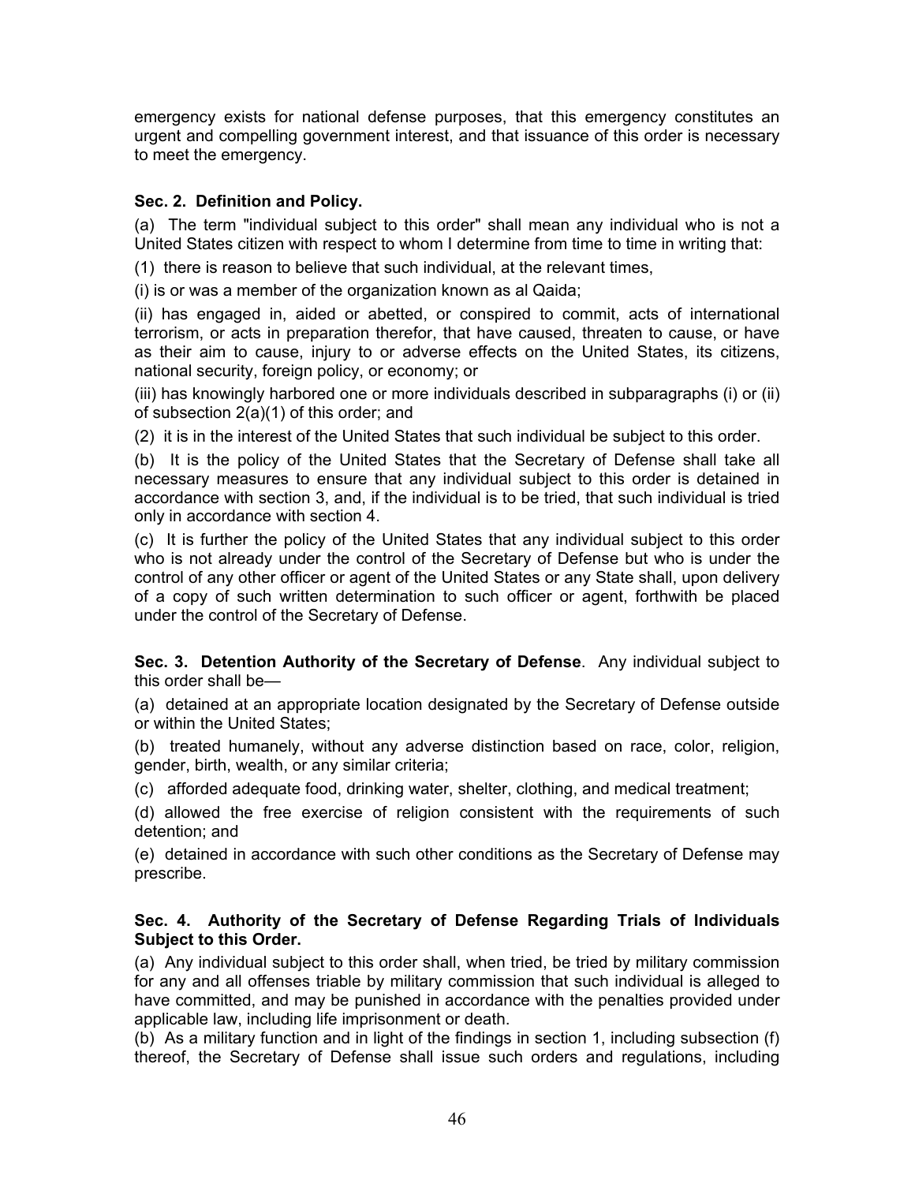emergency exists for national defense purposes, that this emergency constitutes an urgent and compelling government interest, and that issuance of this order is necessary to meet the emergency.

**Sec. 2. Definition and Policy.**

(a) The term "individual subject to this order" shall mean any individual who is not a United States citizen with respect to whom I determine from time to time in writing that:

(1) there is reason to believe that such individual, at the relevant times,

(i) is or was a member of the organization known as al Qaida;

(ii) has engaged in, aided or abetted, or conspired to commit, acts of international terrorism, or acts in preparation therefor, that have caused, threaten to cause, or have as their aim to cause, injury to or adverse effects on the United States, its citizens, national security, foreign policy, or economy; or

(iii) has knowingly harbored one or more individuals described in subparagraphs (i) or (ii) of subsection 2(a)(1) of this order; and

(2) it is in the interest of the United States that such individual be subject to this order.

(b) It is the policy of the United States that the Secretary of Defense shall take all necessary measures to ensure that any individual subject to this order is detained in accordance with section 3, and, if the individual is to be tried, that such individual is tried only in accordance with section 4.

(c) It is further the policy of the United States that any individual subject to this order who is not already under the control of the Secretary of Defense but who is under the control of any other officer or agent of the United States or any State shall, upon delivery of a copy of such written determination to such officer or agent, forthwith be placed under the control of the Secretary of Defense.

**Sec. 3. Detention Authority of the Secretary of Defense**. Any individual subject to this order shall be—

(a) detained at an appropriate location designated by the Secretary of Defense outside or within the United States;

(b) treated humanely, without any adverse distinction based on race, color, religion, gender, birth, wealth, or any similar criteria;

(c) afforded adequate food, drinking water, shelter, clothing, and medical treatment;

(d) allowed the free exercise of religion consistent with the requirements of such detention; and

(e) detained in accordance with such other conditions as the Secretary of Defense may prescribe.

**Sec. 4. Authority of the Secretary of Defense Regarding Trials of Individuals Subject to this Order.**

(a) Any individual subject to this order shall, when tried, be tried by military commission for any and all offenses triable by military commission that such individual is alleged to have committed, and may be punished in accordance with the penalties provided under applicable law, including life imprisonment or death.

(b) As a military function and in light of the findings in section 1, including subsection (f) thereof, the Secretary of Defense shall issue such orders and regulations, including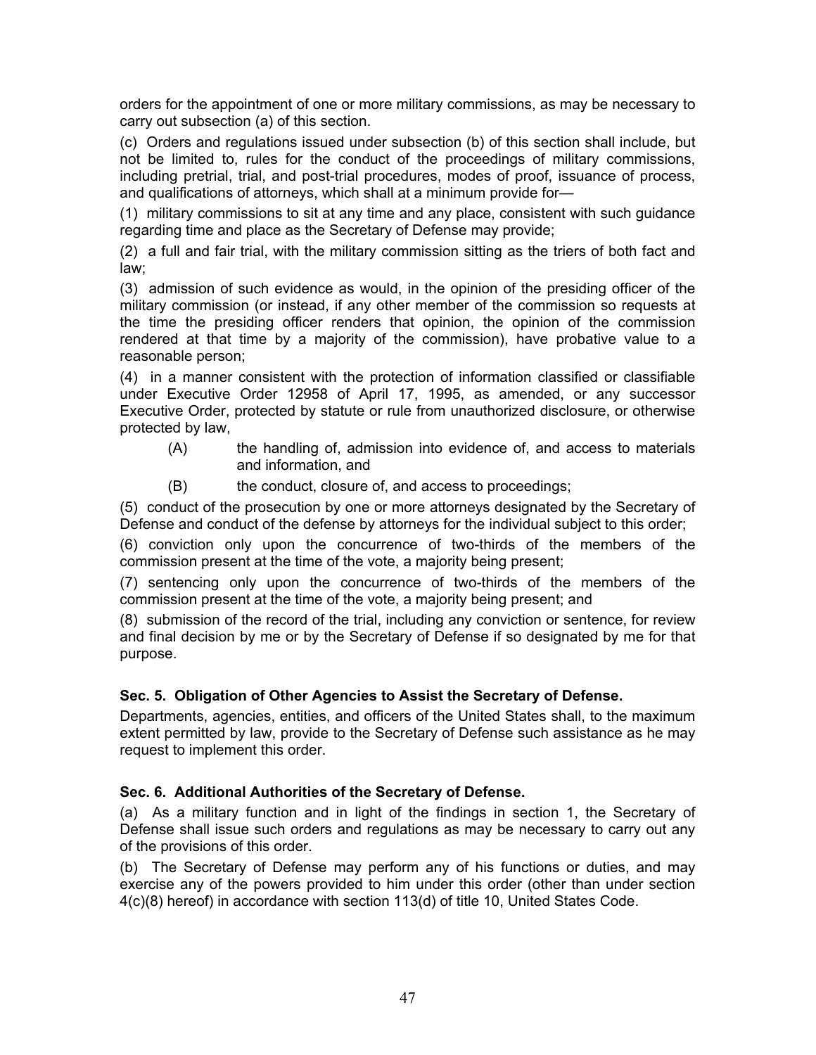orders for the appointment of one or more military commissions, as may be necessary to carry out subsection (a) of this section.

(c) Orders and regulations issued under subsection (b) of this section shall include, but not be limited to, rules for the conduct of the proceedings of military commissions, including pretrial, trial, and post-trial procedures, modes of proof, issuance of process, and qualifications of attorneys, which shall at a minimum provide for—

(1) military commissions to sit at any time and any place, consistent with such guidance regarding time and place as the Secretary of Defense may provide;

(2) a full and fair trial, with the military commission sitting as the triers of both fact and law;

(3) admission of such evidence as would, in the opinion of the presiding officer of the military commission (or instead, if any other member of the commission so requests at the time the presiding officer renders that opinion, the opinion of the commission rendered at that time by a majority of the commission), have probative value to a reasonable person;

(4) in a manner consistent with the protection of information classified or classifiable under Executive Order 12958 of April 17, 1995, as amended, or any successor Executive Order, protected by statute or rule from unauthorized disclosure, or otherwise protected by law,

> (A) the handling of, admission into evidence of, and access to materials and information, and
>
> (B) the conduct, closure of, and access to proceedings;

(5) conduct of the prosecution by one or more attorneys designated by the Secretary of Defense and conduct of the defense by attorneys for the individual subject to this order;

(6) conviction only upon the concurrence of two-thirds of the members of the commission present at the time of the vote, a majority being present;

(7) sentencing only upon the concurrence of two-thirds of the members of the commission present at the time of the vote, a majority being present; and

(8) submission of the record of the trial, including any conviction or sentence, for review and final decision by me or by the Secretary of Defense if so designated by me for that purpose.

**Sec. 5. Obligation of Other Agencies to Assist the Secretary of Defense.**

Departments, agencies, entities, and officers of the United States shall, to the maximum extent permitted by law, provide to the Secretary of Defense such assistance as he may request to implement this order.

**Sec. 6. Additional Authorities of the Secretary of Defense.**

(a) As a military function and in light of the findings in section 1, the Secretary of Defense shall issue such orders and regulations as may be necessary to carry out any of the provisions of this order.

(b) The Secretary of Defense may perform any of his functions or duties, and may exercise any of the powers provided to him under this order (other than under section 4(c)(8) hereof) in accordance with section 113(d) of title 10, United States Code.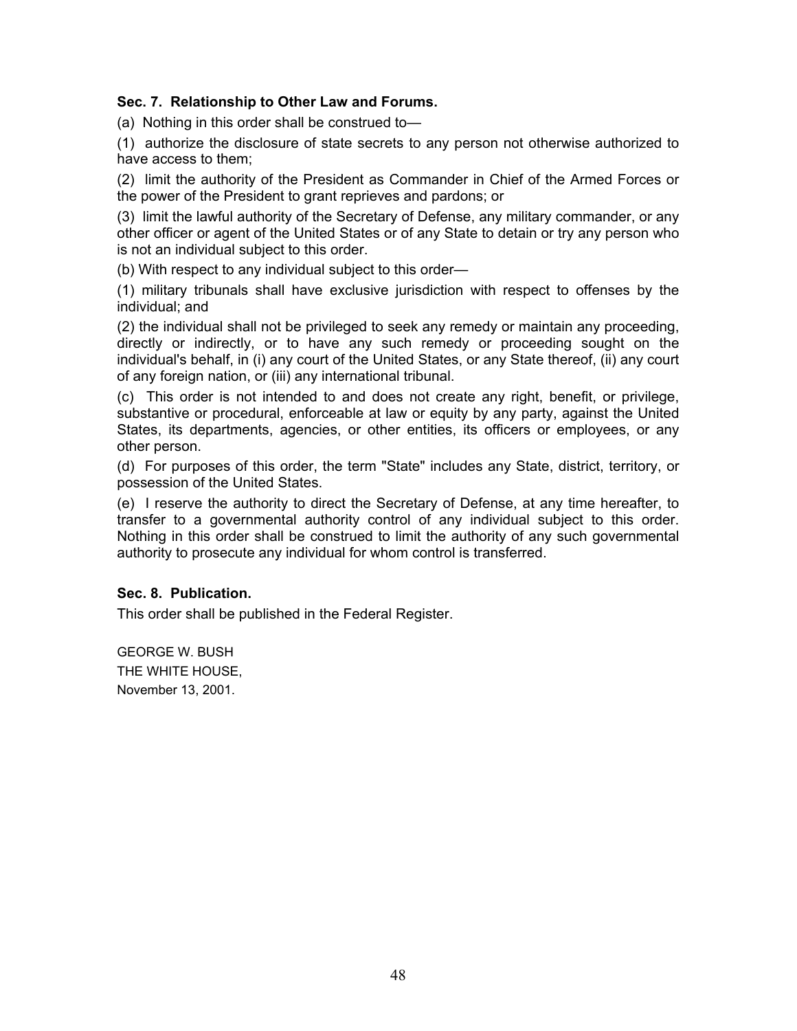### Sec. 7. Relationship to Other Law and Forums.

(a) Nothing in this order shall be construed to—

(1) authorize the disclosure of state secrets to any person not otherwise authorized to have access to them;

(2) limit the authority of the President as Commander in Chief of the Armed Forces or the power of the President to grant reprieves and pardons; or

(3) limit the lawful authority of the Secretary of Defense, any military commander, or any other officer or agent of the United States or of any State to detain or try any person who is not an individual subject to this order.

(b) With respect to any individual subject to this order—

(1) military tribunals shall have exclusive jurisdiction with respect to offenses by the individual; and

(2) the individual shall not be privileged to seek any remedy or maintain any proceeding, directly or indirectly, or to have any such remedy or proceeding sought on the individual's behalf, in (i) any court of the United States, or any State thereof, (ii) any court of any foreign nation, or (iii) any international tribunal.

(c) This order is not intended to and does not create any right, benefit, or privilege, substantive or procedural, enforceable at law or equity by any party, against the United States, its departments, agencies, or other entities, its officers or employees, or any other person.

(d) For purposes of this order, the term "State" includes any State, district, territory, or possession of the United States.

(e) I reserve the authority to direct the Secretary of Defense, at any time hereafter, to transfer to a governmental authority control of any individual subject to this order. Nothing in this order shall be construed to limit the authority of any such governmental authority to prosecute any individual for whom control is transferred.

### Sec. 8. Publication.

This order shall be published in the Federal Register.

GEORGE W. BUSH
THE WHITE HOUSE,
November 13, 2001.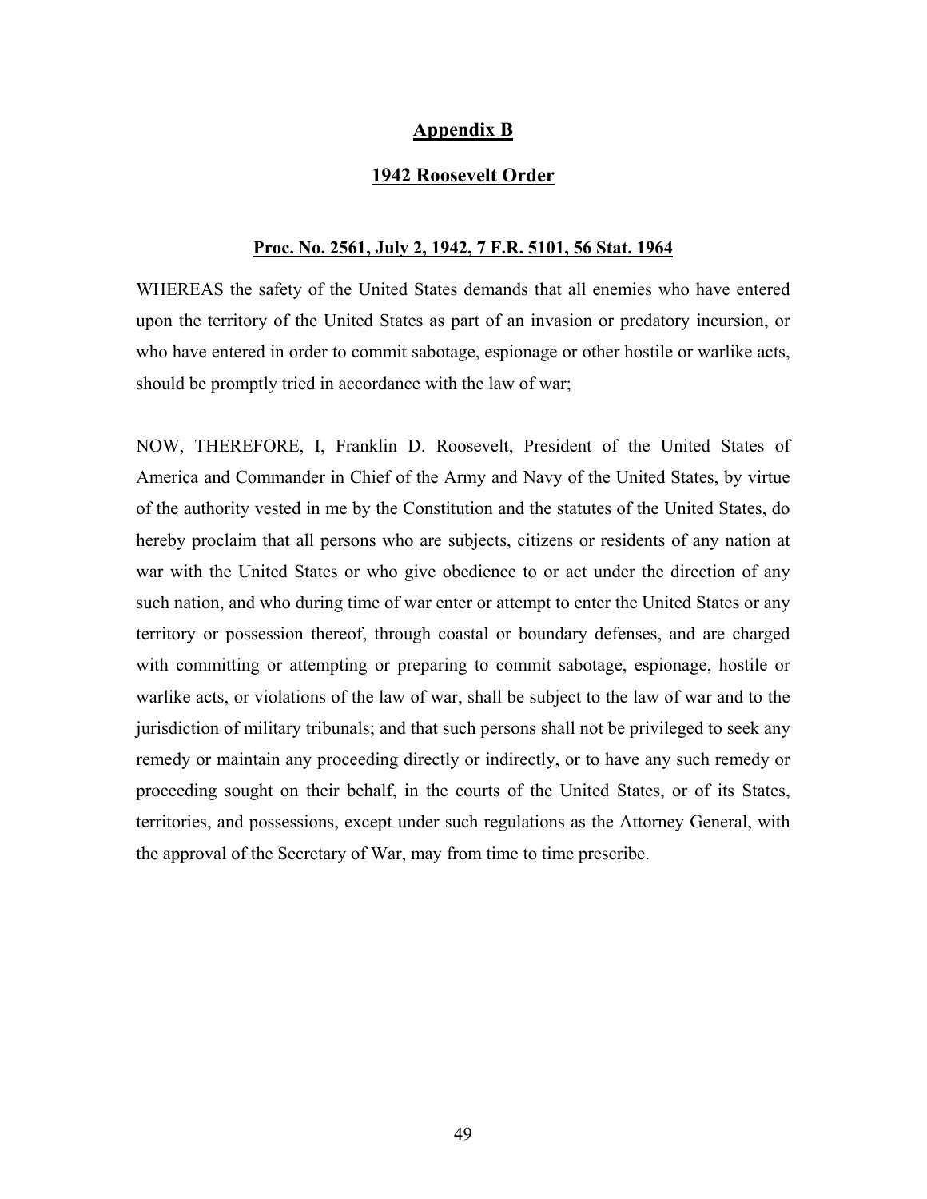# Appendix B

## 1942 Roosevelt Order

### Proc. No. 2561, July 2, 1942, 7 F.R. 5101, 56 Stat. 1964

WHEREAS the safety of the United States demands that all enemies who have entered upon the territory of the United States as part of an invasion or predatory incursion, or who have entered in order to commit sabotage, espionage or other hostile or warlike acts, should be promptly tried in accordance with the law of war;

NOW, THEREFORE, I, Franklin D. Roosevelt, President of the United States of America and Commander in Chief of the Army and Navy of the United States, by virtue of the authority vested in me by the Constitution and the statutes of the United States, do hereby proclaim that all persons who are subjects, citizens or residents of any nation at war with the United States or who give obedience to or act under the direction of any such nation, and who during time of war enter or attempt to enter the United States or any territory or possession thereof, through coastal or boundary defenses, and are charged with committing or attempting or preparing to commit sabotage, espionage, hostile or warlike acts, or violations of the law of war, shall be subject to the law of war and to the jurisdiction of military tribunals; and that such persons shall not be privileged to seek any remedy or maintain any proceeding directly or indirectly, or to have any such remedy or proceeding sought on their behalf, in the courts of the United States, or of its States, territories, and possessions, except under such regulations as the Attorney General, with the approval of the Secretary of War, may from time to time prescribe.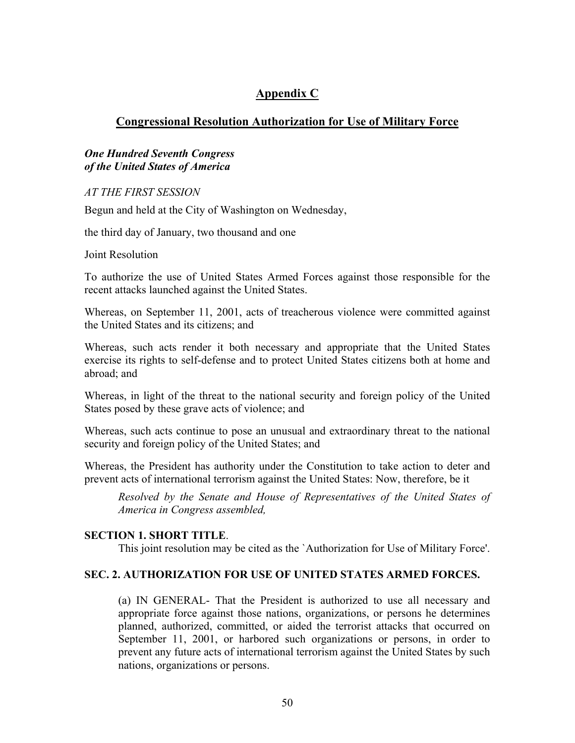# Appendix C

## Congressional Resolution Authorization for Use of Military Force

***One Hundred Seventh Congress***
***of the United States of America***

*AT THE FIRST SESSION*

Begun and held at the City of Washington on Wednesday,

the third day of January, two thousand and one

Joint Resolution

To authorize the use of United States Armed Forces against those responsible for the recent attacks launched against the United States.

Whereas, on September 11, 2001, acts of treacherous violence were committed against the United States and its citizens; and

Whereas, such acts render it both necessary and appropriate that the United States exercise its rights to self-defense and to protect United States citizens both at home and abroad; and

Whereas, in light of the threat to the national security and foreign policy of the United States posed by these grave acts of violence; and

Whereas, such acts continue to pose an unusual and extraordinary threat to the national security and foreign policy of the United States; and

Whereas, the President has authority under the Constitution to take action to deter and prevent acts of international terrorism against the United States: Now, therefore, be it

> *Resolved by the Senate and House of Representatives of the United States of America in Congress assembled,*

**SECTION 1. SHORT TITLE**.

This joint resolution may be cited as the `Authorization for Use of Military Force'.

**SEC. 2. AUTHORIZATION FOR USE OF UNITED STATES ARMED FORCES.**

> (a) IN GENERAL- That the President is authorized to use all necessary and appropriate force against those nations, organizations, or persons he determines planned, authorized, committed, or aided the terrorist attacks that occurred on September 11, 2001, or harbored such organizations or persons, in order to prevent any future acts of international terrorism against the United States by such nations, organizations or persons.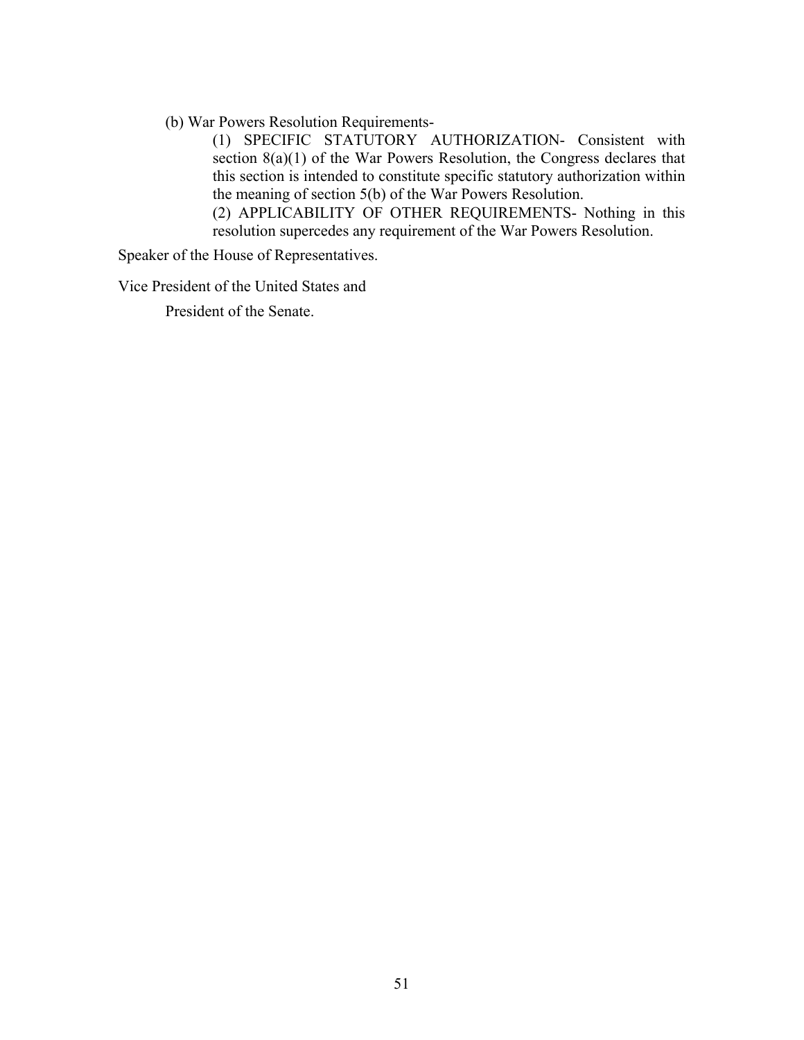(b) War Powers Resolution Requirements-

(1) SPECIFIC STATUTORY AUTHORIZATION- Consistent with section 8(a)(1) of the War Powers Resolution, the Congress declares that this section is intended to constitute specific statutory authorization within the meaning of section 5(b) of the War Powers Resolution.

(2) APPLICABILITY OF OTHER REQUIREMENTS- Nothing in this resolution supercedes any requirement of the War Powers Resolution.

Speaker of the House of Representatives.

Vice President of the United States and

President of the Senate.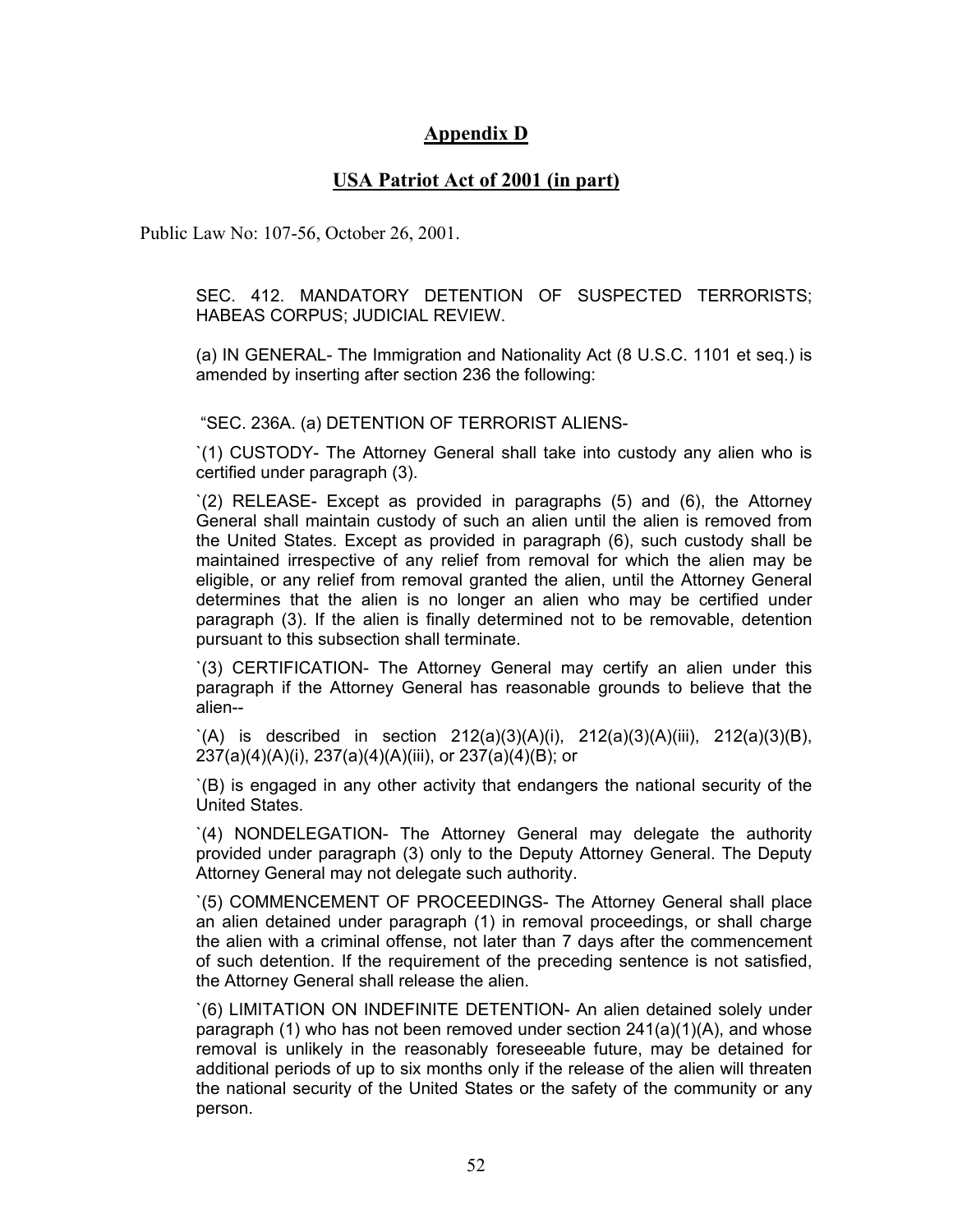# **Appendix D**

## **USA Patriot Act of 2001 (in part)**

Public Law No: 107-56, October 26, 2001.

SEC. 412. MANDATORY DETENTION OF SUSPECTED TERRORISTS; HABEAS CORPUS; JUDICIAL REVIEW.

(a) IN GENERAL- The Immigration and Nationality Act (8 U.S.C. 1101 et seq.) is amended by inserting after section 236 the following:

"SEC. 236A. (a) DETENTION OF TERRORIST ALIENS-

`(1) CUSTODY- The Attorney General shall take into custody any alien who is certified under paragraph (3).

`(2) RELEASE- Except as provided in paragraphs (5) and (6), the Attorney General shall maintain custody of such an alien until the alien is removed from the United States. Except as provided in paragraph (6), such custody shall be maintained irrespective of any relief from removal for which the alien may be eligible, or any relief from removal granted the alien, until the Attorney General determines that the alien is no longer an alien who may be certified under paragraph (3). If the alien is finally determined not to be removable, detention pursuant to this subsection shall terminate.

`(3) CERTIFICATION- The Attorney General may certify an alien under this paragraph if the Attorney General has reasonable grounds to believe that the alien--

`(A) is described in section 212(a)(3)(A)(i), 212(a)(3)(A)(iii), 212(a)(3)(B), 237(a)(4)(A)(i), 237(a)(4)(A)(iii), or 237(a)(4)(B); or

`(B) is engaged in any other activity that endangers the national security of the United States.

`(4) NONDELEGATION- The Attorney General may delegate the authority provided under paragraph (3) only to the Deputy Attorney General. The Deputy Attorney General may not delegate such authority.

`(5) COMMENCEMENT OF PROCEEDINGS- The Attorney General shall place an alien detained under paragraph (1) in removal proceedings, or shall charge the alien with a criminal offense, not later than 7 days after the commencement of such detention. If the requirement of the preceding sentence is not satisfied, the Attorney General shall release the alien.

`(6) LIMITATION ON INDEFINITE DETENTION- An alien detained solely under paragraph (1) who has not been removed under section 241(a)(1)(A), and whose removal is unlikely in the reasonably foreseeable future, may be detained for additional periods of up to six months only if the release of the alien will threaten the national security of the United States or the safety of the community or any person.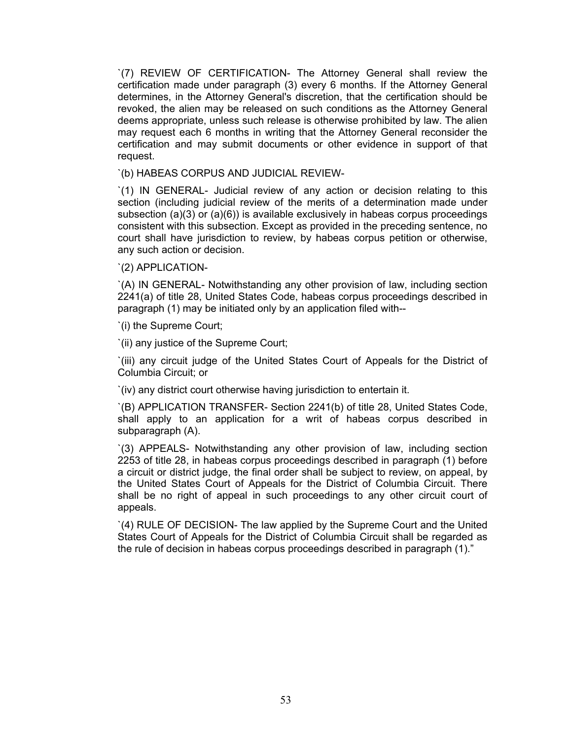`(7) REVIEW OF CERTIFICATION- The Attorney General shall review the certification made under paragraph (3) every 6 months. If the Attorney General determines, in the Attorney General's discretion, that the certification should be revoked, the alien may be released on such conditions as the Attorney General deems appropriate, unless such release is otherwise prohibited by law. The alien may request each 6 months in writing that the Attorney General reconsider the certification and may submit documents or other evidence in support of that request.

`(b) HABEAS CORPUS AND JUDICIAL REVIEW-

`(1) IN GENERAL- Judicial review of any action or decision relating to this section (including judicial review of the merits of a determination made under subsection (a)(3) or (a)(6)) is available exclusively in habeas corpus proceedings consistent with this subsection. Except as provided in the preceding sentence, no court shall have jurisdiction to review, by habeas corpus petition or otherwise, any such action or decision.

`(2) APPLICATION-

`(A) IN GENERAL- Notwithstanding any other provision of law, including section 2241(a) of title 28, United States Code, habeas corpus proceedings described in paragraph (1) may be initiated only by an application filed with--

`(i) the Supreme Court;

`(ii) any justice of the Supreme Court;

`(iii) any circuit judge of the United States Court of Appeals for the District of Columbia Circuit; or

`(iv) any district court otherwise having jurisdiction to entertain it.

`(B) APPLICATION TRANSFER- Section 2241(b) of title 28, United States Code, shall apply to an application for a writ of habeas corpus described in subparagraph (A).

`(3) APPEALS- Notwithstanding any other provision of law, including section 2253 of title 28, in habeas corpus proceedings described in paragraph (1) before a circuit or district judge, the final order shall be subject to review, on appeal, by the United States Court of Appeals for the District of Columbia Circuit. There shall be no right of appeal in such proceedings to any other circuit court of appeals.

`(4) RULE OF DECISION- The law applied by the Supreme Court and the United States Court of Appeals for the District of Columbia Circuit shall be regarded as the rule of decision in habeas corpus proceedings described in paragraph (1)."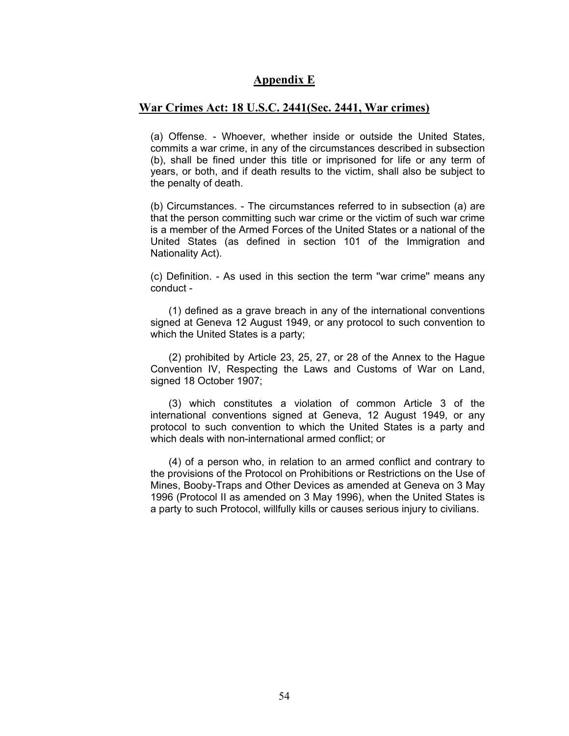# Appendix E

## War Crimes Act: 18 U.S.C. 2441(Sec. 2441, War crimes)

(a) Offense. - Whoever, whether inside or outside the United States, commits a war crime, in any of the circumstances described in subsection (b), shall be fined under this title or imprisoned for life or any term of years, or both, and if death results to the victim, shall also be subject to the penalty of death.

(b) Circumstances. - The circumstances referred to in subsection (a) are that the person committing such war crime or the victim of such war crime is a member of the Armed Forces of the United States or a national of the United States (as defined in section 101 of the Immigration and Nationality Act).

(c) Definition. - As used in this section the term "war crime" means any conduct -

(1) defined as a grave breach in any of the international conventions signed at Geneva 12 August 1949, or any protocol to such convention to which the United States is a party;

(2) prohibited by Article 23, 25, 27, or 28 of the Annex to the Hague Convention IV, Respecting the Laws and Customs of War on Land, signed 18 October 1907;

(3) which constitutes a violation of common Article 3 of the international conventions signed at Geneva, 12 August 1949, or any protocol to such convention to which the United States is a party and which deals with non-international armed conflict; or

(4) of a person who, in relation to an armed conflict and contrary to the provisions of the Protocol on Prohibitions or Restrictions on the Use of Mines, Booby-Traps and Other Devices as amended at Geneva on 3 May 1996 (Protocol II as amended on 3 May 1996), when the United States is a party to such Protocol, willfully kills or causes serious injury to civilians.